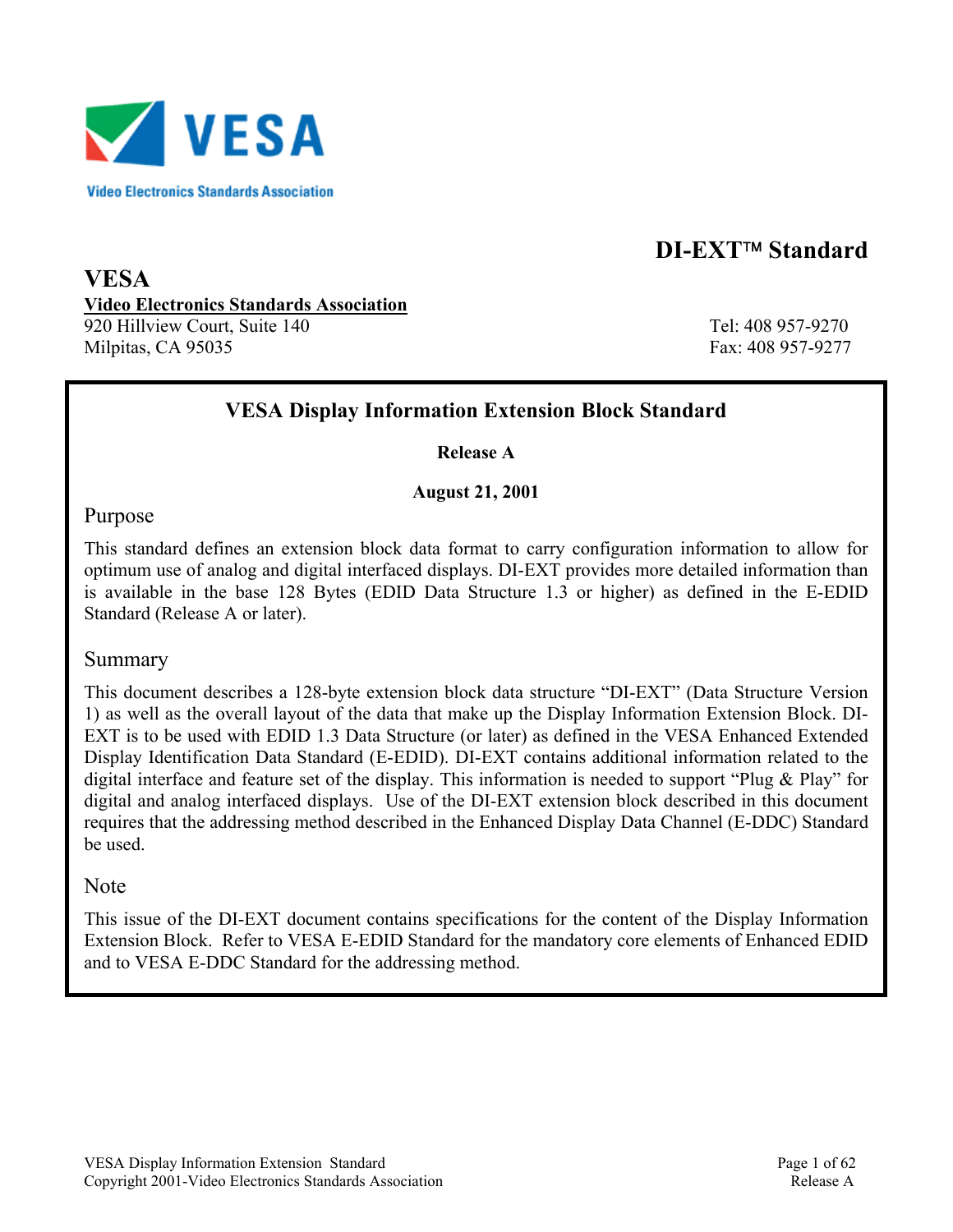VESA

Video Electronics Standards Association

# DI-EXT™ Standard

## VESA

**Video Electronics Standards Association**
920 Hillview Court, Suite 140
Milpitas, CA 95035

Tel: 408 957-9270
Fax: 408 957-9277

## VESA Display Information Extension Block Standard

**Release A**

**August 21, 2001**

### Purpose

This standard defines an extension block data format to carry configuration information to allow for optimum use of analog and digital interfaced displays. DI-EXT provides more detailed information than is available in the base 128 Bytes (EDID Data Structure 1.3 or higher) as defined in the E-EDID Standard (Release A or later).

### Summary

This document describes a 128-byte extension block data structure "DI-EXT" (Data Structure Version 1) as well as the overall layout of the data that make up the Display Information Extension Block. DI-EXT is to be used with EDID 1.3 Data Structure (or later) as defined in the VESA Enhanced Extended Display Identification Data Standard (E-EDID). DI-EXT contains additional information related to the digital interface and feature set of the display. This information is needed to support "Plug & Play" for digital and analog interfaced displays. Use of the DI-EXT extension block described in this document requires that the addressing method described in the Enhanced Display Data Channel (E-DDC) Standard be used.

### Note

This issue of the DI-EXT document contains specifications for the content of the Display Information Extension Block. Refer to VESA E-EDID Standard for the mandatory core elements of Enhanced EDID and to VESA E-DDC Standard for the addressing method.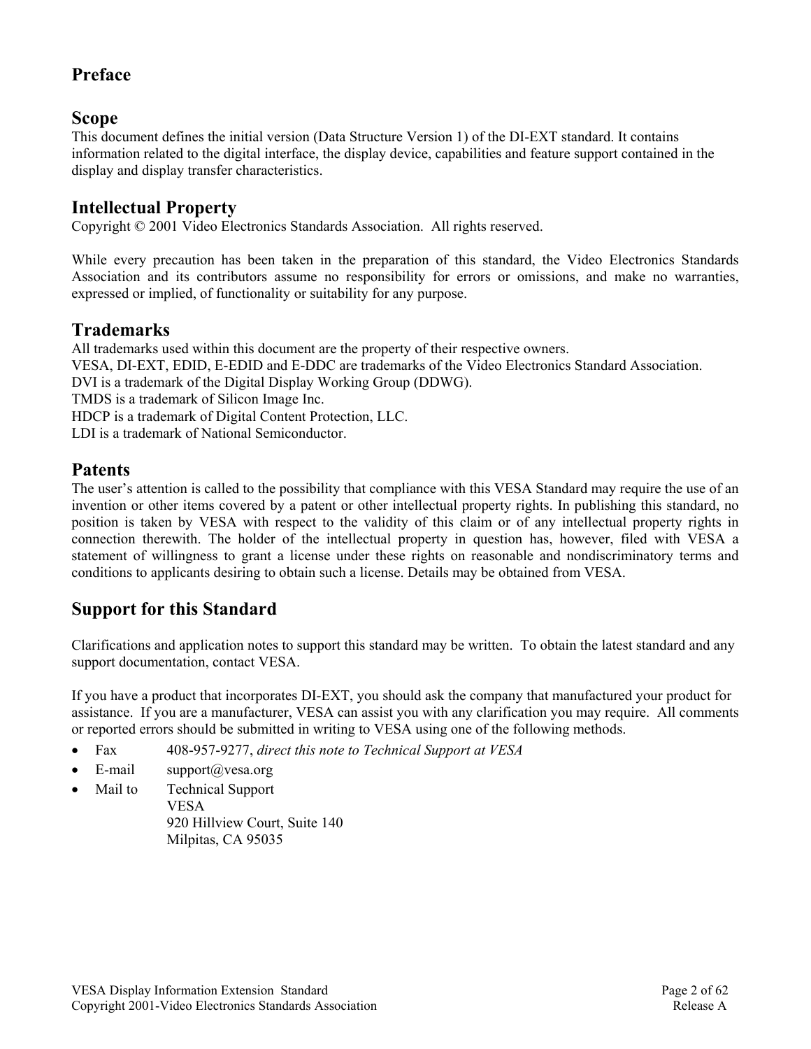# Preface

## Scope

This document defines the initial version (Data Structure Version 1) of the DI-EXT standard. It contains information related to the digital interface, the display device, capabilities and feature support contained in the display and display transfer characteristics.

## Intellectual Property

Copyright © 2001 Video Electronics Standards Association. All rights reserved.

While every precaution has been taken in the preparation of this standard, the Video Electronics Standards Association and its contributors assume no responsibility for errors or omissions, and make no warranties, expressed or implied, of functionality or suitability for any purpose.

## Trademarks

All trademarks used within this document are the property of their respective owners.
VESA, DI-EXT, EDID, E-EDID and E-DDC are trademarks of the Video Electronics Standard Association.
DVI is a trademark of the Digital Display Working Group (DDWG).
TMDS is a trademark of Silicon Image Inc.
HDCP is a trademark of Digital Content Protection, LLC.
LDI is a trademark of National Semiconductor.

## Patents

The user's attention is called to the possibility that compliance with this VESA Standard may require the use of an invention or other items covered by a patent or other intellectual property rights. In publishing this standard, no position is taken by VESA with respect to the validity of this claim or of any intellectual property rights in connection therewith. The holder of the intellectual property in question has, however, filed with VESA a statement of willingness to grant a license under these rights on reasonable and nondiscriminatory terms and conditions to applicants desiring to obtain such a license. Details may be obtained from VESA.

## Support for this Standard

Clarifications and application notes to support this standard may be written. To obtain the latest standard and any support documentation, contact VESA.

If you have a product that incorporates DI-EXT, you should ask the company that manufactured your product for assistance. If you are a manufacturer, VESA can assist you with any clarification you may require. All comments or reported errors should be submitted in writing to VESA using one of the following methods.

- Fax 408-957-9277, *direct this note to Technical Support at VESA*
- E-mail support@vesa.org
- Mail to Technical Support
  VESA
  920 Hillview Court, Suite 140
  Milpitas, CA 95035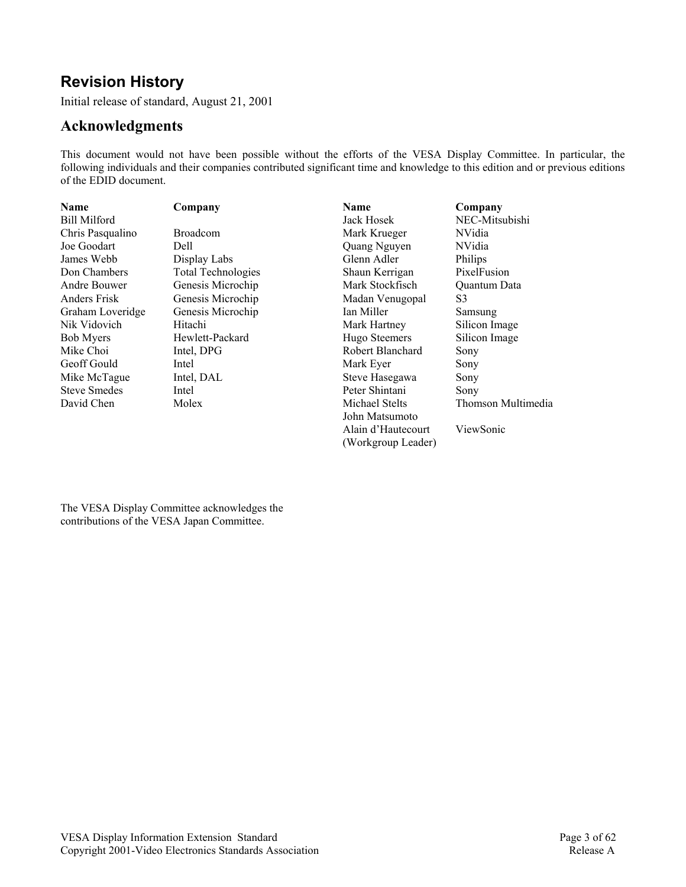## Revision History

Initial release of standard, August 21, 2001

## Acknowledgments

This document would not have been possible without the efforts of the VESA Display Committee. In particular, the following individuals and their companies contributed significant time and knowledge to this edition and or previous editions of the EDID document.

| Name | Company |
|---|---|
| Bill Milford | |
| Chris Pasqualino | Broadcom |
| Joe Goodart | Dell |
| James Webb | Display Labs |
| Don Chambers | Total Technologies |
| Andre Bouwer | Genesis Microchip |
| Anders Frisk | Genesis Microchip |
| Graham Loveridge | Genesis Microchip |
| Nik Vidovich | Hitachi |
| Bob Myers | Hewlett-Packard |
| Mike Choi | Intel, DPG |
| Geoff Gould | Intel |
| Mike McTague | Intel, DAL |
| Steve Smedes | Intel |
| David Chen | Molex |
| Jack Hosek | NEC-Mitsubishi |
| Mark Krueger | NVidia |
| Quang Nguyen | NVidia |
| Glenn Adler | Philips |
| Shaun Kerrigan | PixelFusion |
| Mark Stockfisch | Quantum Data |
| Madan Venugopal | S3 |
| Ian Miller | Samsung |
| Mark Hartney | Silicon Image |
| Hugo Steemers | Silicon Image |
| Robert Blanchard | Sony |
| Mark Eyer | Sony |
| Steve Hasegawa | Sony |
| Peter Shintani | Sony |
| Michael Stelts | Thomson Multimedia |
| John Matsumoto | |
| Alain d'Hautecourt (Workgroup Leader) | ViewSonic |

The VESA Display Committee acknowledges the contributions of the VESA Japan Committee.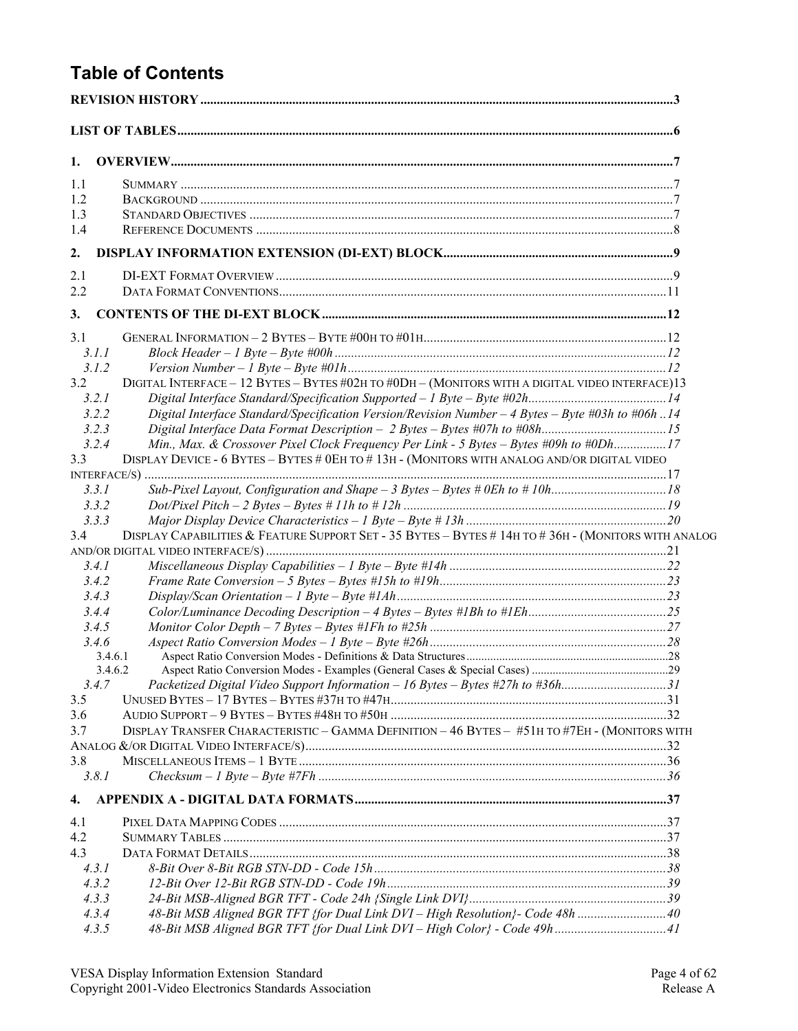# Table of Contents

**REVISION HISTORY** .......... 3

**LIST OF TABLES** .......... 6

**1. OVERVIEW** .......... 7

- 1.1 SUMMARY .......... 7
- 1.2 BACKGROUND .......... 7
- 1.3 STANDARD OBJECTIVES .......... 7
- 1.4 REFERENCE DOCUMENTS .......... 8

**2. DISPLAY INFORMATION EXTENSION (DI-EXT) BLOCK** .......... 9

- 2.1 DI-EXT FORMAT OVERVIEW .......... 9
- 2.2 DATA FORMAT CONVENTIONS .......... 11

**3. CONTENTS OF THE DI-EXT BLOCK** .......... 12

- 3.1 GENERAL INFORMATION – 2 BYTES – BYTE #00H TO #01H .......... 12
  - *3.1.1 Block Header – 1 Byte – Byte #00h* .......... 12
  - *3.1.2 Version Number – 1 Byte – Byte #01h* .......... 12
- 3.2 DIGITAL INTERFACE – 12 BYTES – BYTES #02H TO #0DH – (MONITORS WITH A DIGITAL VIDEO INTERFACE) 13
  - *3.2.1 Digital Interface Standard/Specification Supported – 1 Byte – Byte #02h* .......... 14
  - *3.2.2 Digital Interface Standard/Specification Version/Revision Number – 4 Bytes – Byte #03h to #06h* .. 14
  - *3.2.3 Digital Interface Data Format Description – 2 Bytes – Bytes #07h to #08h* .......... 15
  - *3.2.4 Min., Max. & Crossover Pixel Clock Frequency Per Link - 5 Bytes – Bytes #09h to #0Dh* .......... 17
- 3.3 DISPLAY DEVICE - 6 BYTES – BYTES # 0EH TO # 13H - (MONITORS WITH ANALOG AND/OR DIGITAL VIDEO INTERFACE/S) .......... 17
  - *3.3.1 Sub-Pixel Layout, Configuration and Shape – 3 Bytes – Bytes # 0Eh to # 10h* .......... 18
  - *3.3.2 Dot/Pixel Pitch – 2 Bytes – Bytes # 11h to # 12h* .......... 19
  - *3.3.3 Major Display Device Characteristics – 1 Byte – Byte # 13h* .......... 20
- 3.4 DISPLAY CAPABILITIES & FEATURE SUPPORT SET - 35 BYTES – BYTES # 14H TO # 36H - (MONITORS WITH ANALOG AND/OR DIGITAL VIDEO INTERFACE/S) .......... 21
  - *3.4.1 Miscellaneous Display Capabilities – 1 Byte – Byte #14h* .......... 22
  - *3.4.2 Frame Rate Conversion – 5 Bytes – Bytes #15h to #19h* .......... 23
  - *3.4.3 Display/Scan Orientation – 1 Byte – Byte #1Ah* .......... 23
  - *3.4.4 Color/Luminance Decoding Description – 4 Bytes – Bytes #1Bh to #1Eh* .......... 25
  - *3.4.5 Monitor Color Depth – 7 Bytes – Bytes #1Fh to #25h* .......... 27
  - *3.4.6 Aspect Ratio Conversion Modes – 1 Byte – Byte #26h* .......... 28
    - 3.4.6.1 Aspect Ratio Conversion Modes - Definitions & Data Structures .......... 28
    - 3.4.6.2 Aspect Ratio Conversion Modes - Examples (General Cases & Special Cases) .......... 29
  - *3.4.7 Packetized Digital Video Support Information – 16 Bytes – Bytes #27h to #36h* .......... 31
- 3.5 UNUSED BYTES – 17 BYTES – BYTES #37H TO #47H .......... 31
- 3.6 AUDIO SUPPORT – 9 BYTES – BYTES #48H TO #50H .......... 32
- 3.7 DISPLAY TRANSFER CHARACTERISTIC – GAMMA DEFINITION – 46 BYTES – #51H TO #7EH - (MONITORS WITH ANALOG &/OR DIGITAL VIDEO INTERFACE/S) .......... 32
- 3.8 MISCELLANEOUS ITEMS – 1 BYTE .......... 36
  - *3.8.1 Checksum – 1 Byte – Byte #7Fh* .......... 36

**4. APPENDIX A - DIGITAL DATA FORMATS** .......... 37

- 4.1 PIXEL DATA MAPPING CODES .......... 37
- 4.2 SUMMARY TABLES .......... 37
- 4.3 DATA FORMAT DETAILS .......... 38
  - *4.3.1 8-Bit Over 8-Bit RGB STN-DD - Code 15h* .......... 38
  - *4.3.2 12-Bit Over 12-Bit RGB STN-DD - Code 19h* .......... 39
  - *4.3.3 24-Bit MSB-Aligned BGR TFT - Code 24h {Single Link DVI}* .......... 39
  - *4.3.4 48-Bit MSB Aligned BGR TFT {for Dual Link DVI – High Resolution}- Code 48h* .......... 40
  - *4.3.5 48-Bit MSB Aligned BGR TFT {for Dual Link DVI – High Color} - Code 49h* .......... 41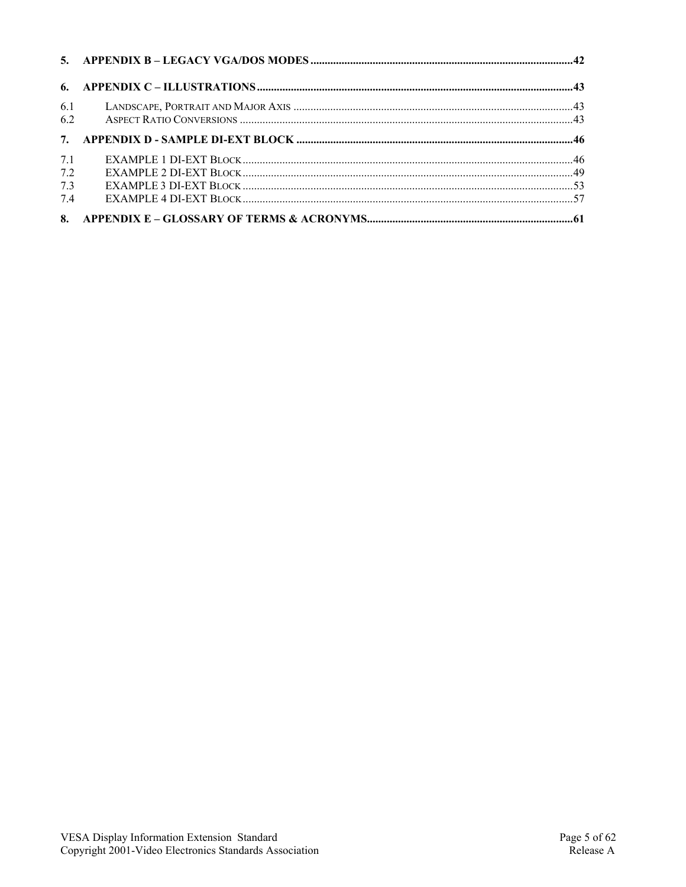5. **APPENDIX B – LEGACY VGA/DOS MODES** ........................................................................................... 42

6. **APPENDIX C – ILLUSTRATIONS** ............................................................................................................ 43

6.1 LANDSCAPE, PORTRAIT AND MAJOR AXIS ............................................................................................... 43
6.2 ASPECT RATIO CONVERSIONS ................................................................................................................ 43

7. **APPENDIX D - SAMPLE DI-EXT BLOCK** ................................................................................................ 46

7.1 EXAMPLE 1 DI-EXT BLOCK ......................................................................................................................... 46
7.2 EXAMPLE 2 DI-EXT BLOCK ......................................................................................................................... 49
7.3 EXAMPLE 3 DI-EXT BLOCK ......................................................................................................................... 53
7.4 EXAMPLE 4 DI-EXT BLOCK ......................................................................................................................... 57

8. **APPENDIX E – GLOSSARY OF TERMS & ACRONYMS** .......................................................................... 61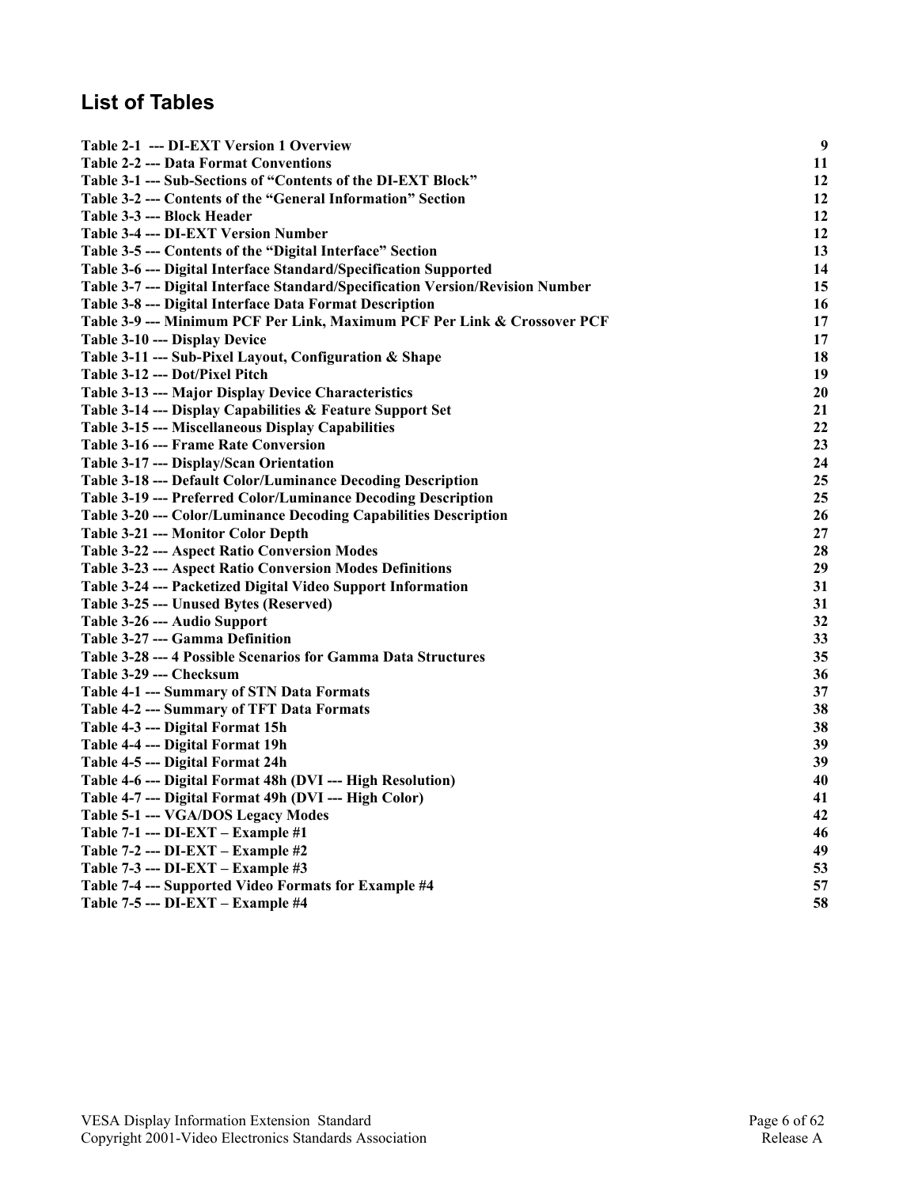## List of Tables

| | |
|---|---|
| **Table 2-1 --- DI-EXT Version 1 Overview** | **9** |
| **Table 2-2 --- Data Format Conventions** | **11** |
| **Table 3-1 --- Sub-Sections of "Contents of the DI-EXT Block"** | **12** |
| **Table 3-2 --- Contents of the "General Information" Section** | **12** |
| **Table 3-3 --- Block Header** | **12** |
| **Table 3-4 --- DI-EXT Version Number** | **12** |
| **Table 3-5 --- Contents of the "Digital Interface" Section** | **13** |
| **Table 3-6 --- Digital Interface Standard/Specification Supported** | **14** |
| **Table 3-7 --- Digital Interface Standard/Specification Version/Revision Number** | **15** |
| **Table 3-8 --- Digital Interface Data Format Description** | **16** |
| **Table 3-9 --- Minimum PCF Per Link, Maximum PCF Per Link & Crossover PCF** | **17** |
| **Table 3-10 --- Display Device** | **17** |
| **Table 3-11 --- Sub-Pixel Layout, Configuration & Shape** | **18** |
| **Table 3-12 --- Dot/Pixel Pitch** | **19** |
| **Table 3-13 --- Major Display Device Characteristics** | **20** |
| **Table 3-14 --- Display Capabilities & Feature Support Set** | **21** |
| **Table 3-15 --- Miscellaneous Display Capabilities** | **22** |
| **Table 3-16 --- Frame Rate Conversion** | **23** |
| **Table 3-17 --- Display/Scan Orientation** | **24** |
| **Table 3-18 --- Default Color/Luminance Decoding Description** | **25** |
| **Table 3-19 --- Preferred Color/Luminance Decoding Description** | **25** |
| **Table 3-20 --- Color/Luminance Decoding Capabilities Description** | **26** |
| **Table 3-21 --- Monitor Color Depth** | **27** |
| **Table 3-22 --- Aspect Ratio Conversion Modes** | **28** |
| **Table 3-23 --- Aspect Ratio Conversion Modes Definitions** | **29** |
| **Table 3-24 --- Packetized Digital Video Support Information** | **31** |
| **Table 3-25 --- Unused Bytes (Reserved)** | **31** |
| **Table 3-26 --- Audio Support** | **32** |
| **Table 3-27 --- Gamma Definition** | **33** |
| **Table 3-28 --- 4 Possible Scenarios for Gamma Data Structures** | **35** |
| **Table 3-29 --- Checksum** | **36** |
| **Table 4-1 --- Summary of STN Data Formats** | **37** |
| **Table 4-2 --- Summary of TFT Data Formats** | **38** |
| **Table 4-3 --- Digital Format 15h** | **38** |
| **Table 4-4 --- Digital Format 19h** | **39** |
| **Table 4-5 --- Digital Format 24h** | **39** |
| **Table 4-6 --- Digital Format 48h (DVI --- High Resolution)** | **40** |
| **Table 4-7 --- Digital Format 49h (DVI --- High Color)** | **41** |
| **Table 5-1 --- VGA/DOS Legacy Modes** | **42** |
| **Table 7-1 --- DI-EXT – Example #1** | **46** |
| **Table 7-2 --- DI-EXT – Example #2** | **49** |
| **Table 7-3 --- DI-EXT – Example #3** | **53** |
| **Table 7-4 --- Supported Video Formats for Example #4** | **57** |
| **Table 7-5 --- DI-EXT – Example #4** | **58** |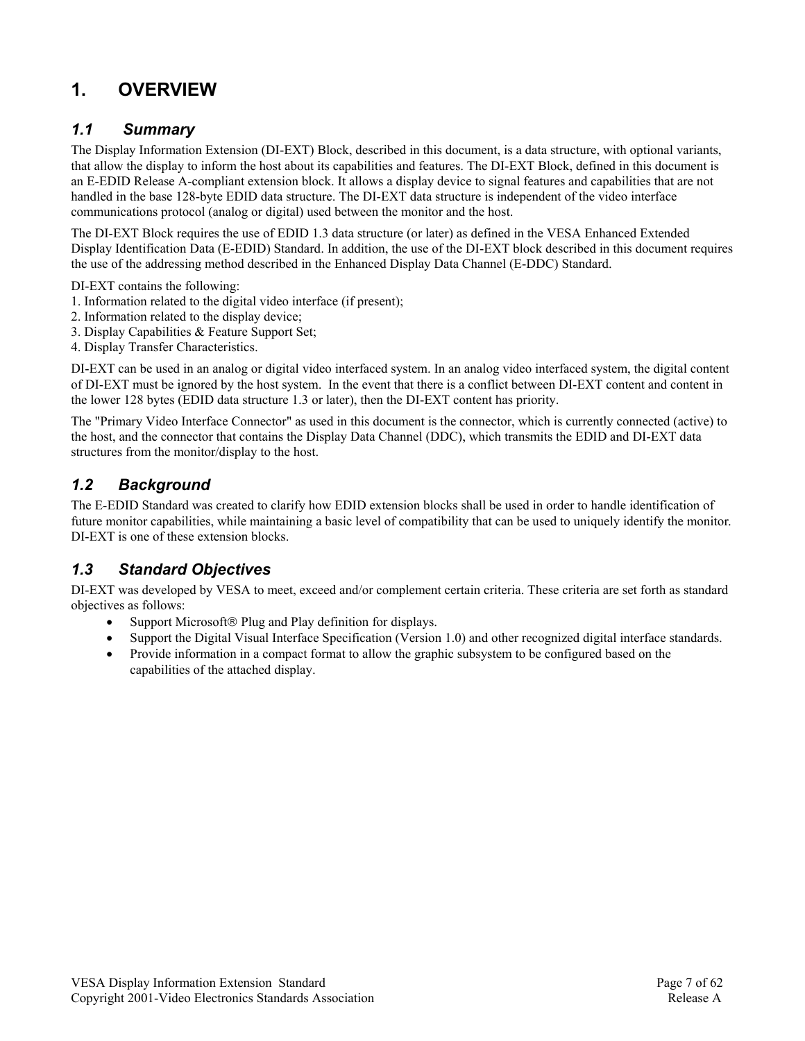# 1. OVERVIEW

## 1.1 *Summary*

The Display Information Extension (DI-EXT) Block, described in this document, is a data structure, with optional variants, that allow the display to inform the host about its capabilities and features. The DI-EXT Block, defined in this document is an E-EDID Release A-compliant extension block. It allows a display device to signal features and capabilities that are not handled in the base 128-byte EDID data structure. The DI-EXT data structure is independent of the video interface communications protocol (analog or digital) used between the monitor and the host.

The DI-EXT Block requires the use of EDID 1.3 data structure (or later) as defined in the VESA Enhanced Extended Display Identification Data (E-EDID) Standard. In addition, the use of the DI-EXT block described in this document requires the use of the addressing method described in the Enhanced Display Data Channel (E-DDC) Standard.

DI-EXT contains the following:

1. Information related to the digital video interface (if present);
2. Information related to the display device;
3. Display Capabilities & Feature Support Set;
4. Display Transfer Characteristics.

DI-EXT can be used in an analog or digital video interfaced system. In an analog video interfaced system, the digital content of DI-EXT must be ignored by the host system. In the event that there is a conflict between DI-EXT content and content in the lower 128 bytes (EDID data structure 1.3 or later), then the DI-EXT content has priority.

The "Primary Video Interface Connector" as used in this document is the connector, which is currently connected (active) to the host, and the connector that contains the Display Data Channel (DDC), which transmits the EDID and DI-EXT data structures from the monitor/display to the host.

## 1.2 *Background*

The E-EDID Standard was created to clarify how EDID extension blocks shall be used in order to handle identification of future monitor capabilities, while maintaining a basic level of compatibility that can be used to uniquely identify the monitor. DI-EXT is one of these extension blocks.

## 1.3 *Standard Objectives*

DI-EXT was developed by VESA to meet, exceed and/or complement certain criteria. These criteria are set forth as standard objectives as follows:

- Support Microsoft® Plug and Play definition for displays.
- Support the Digital Visual Interface Specification (Version 1.0) and other recognized digital interface standards.
- Provide information in a compact format to allow the graphic subsystem to be configured based on the capabilities of the attached display.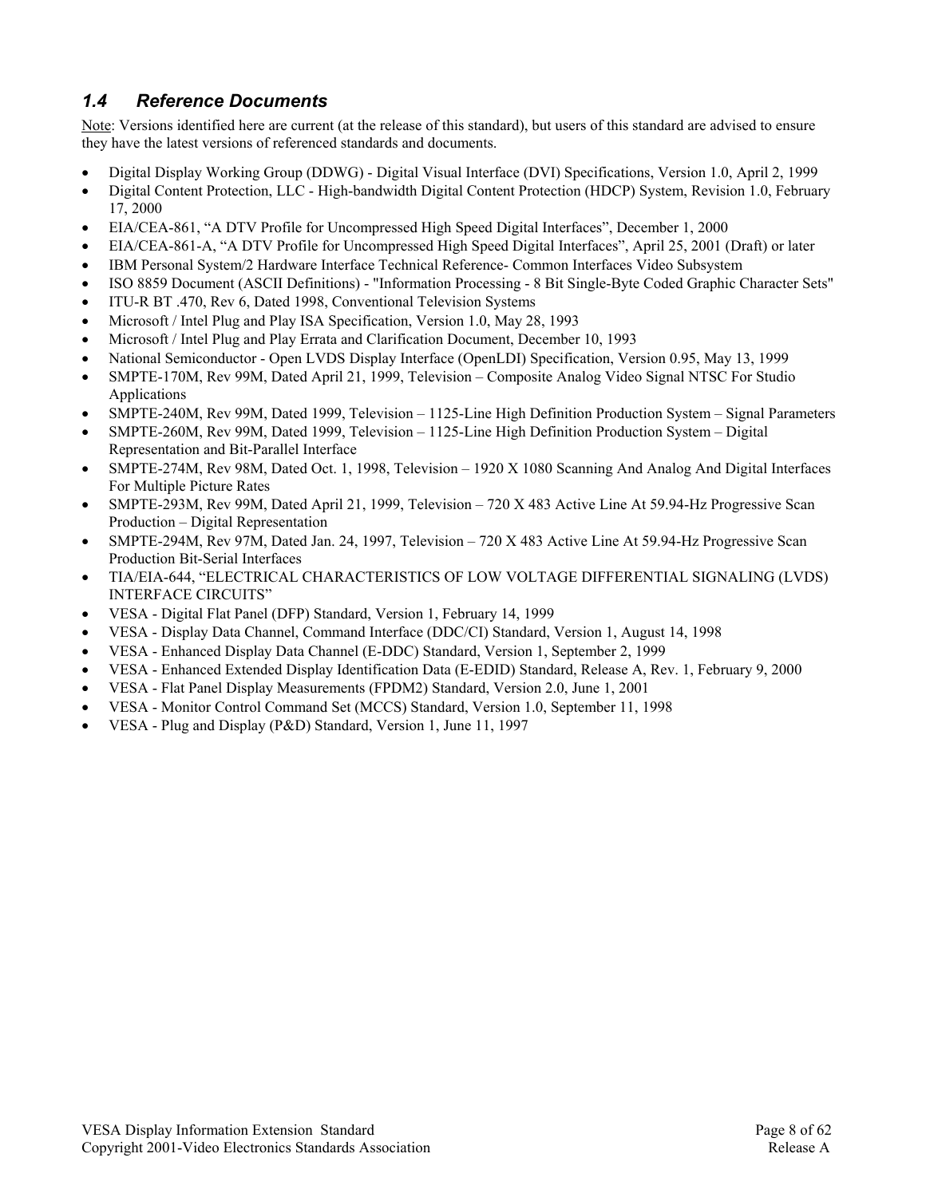## 1.4 Reference Documents

Note: Versions identified here are current (at the release of this standard), but users of this standard are advised to ensure they have the latest versions of referenced standards and documents.

- Digital Display Working Group (DDWG) - Digital Visual Interface (DVI) Specifications, Version 1.0, April 2, 1999
- Digital Content Protection, LLC - High-bandwidth Digital Content Protection (HDCP) System, Revision 1.0, February 17, 2000
- EIA/CEA-861, "A DTV Profile for Uncompressed High Speed Digital Interfaces", December 1, 2000
- EIA/CEA-861-A, "A DTV Profile for Uncompressed High Speed Digital Interfaces", April 25, 2001 (Draft) or later
- IBM Personal System/2 Hardware Interface Technical Reference- Common Interfaces Video Subsystem
- ISO 8859 Document (ASCII Definitions) - "Information Processing - 8 Bit Single-Byte Coded Graphic Character Sets"
- ITU-R BT .470, Rev 6, Dated 1998, Conventional Television Systems
- Microsoft / Intel Plug and Play ISA Specification, Version 1.0, May 28, 1993
- Microsoft / Intel Plug and Play Errata and Clarification Document, December 10, 1993
- National Semiconductor - Open LVDS Display Interface (OpenLDI) Specification, Version 0.95, May 13, 1999
- SMPTE-170M, Rev 99M, Dated April 21, 1999, Television – Composite Analog Video Signal NTSC For Studio Applications
- SMPTE-240M, Rev 99M, Dated 1999, Television – 1125-Line High Definition Production System – Signal Parameters
- SMPTE-260M, Rev 99M, Dated 1999, Television – 1125-Line High Definition Production System – Digital Representation and Bit-Parallel Interface
- SMPTE-274M, Rev 98M, Dated Oct. 1, 1998, Television – 1920 X 1080 Scanning And Analog And Digital Interfaces For Multiple Picture Rates
- SMPTE-293M, Rev 99M, Dated April 21, 1999, Television – 720 X 483 Active Line At 59.94-Hz Progressive Scan Production – Digital Representation
- SMPTE-294M, Rev 97M, Dated Jan. 24, 1997, Television – 720 X 483 Active Line At 59.94-Hz Progressive Scan Production Bit-Serial Interfaces
- TIA/EIA-644, "ELECTRICAL CHARACTERISTICS OF LOW VOLTAGE DIFFERENTIAL SIGNALING (LVDS) INTERFACE CIRCUITS"
- VESA - Digital Flat Panel (DFP) Standard, Version 1, February 14, 1999
- VESA - Display Data Channel, Command Interface (DDC/CI) Standard, Version 1, August 14, 1998
- VESA - Enhanced Display Data Channel (E-DDC) Standard, Version 1, September 2, 1999
- VESA - Enhanced Extended Display Identification Data (E-EDID) Standard, Release A, Rev. 1, February 9, 2000
- VESA - Flat Panel Display Measurements (FPDM2) Standard, Version 2.0, June 1, 2001
- VESA - Monitor Control Command Set (MCCS) Standard, Version 1.0, September 11, 1998
- VESA - Plug and Display (P&D) Standard, Version 1, June 11, 1997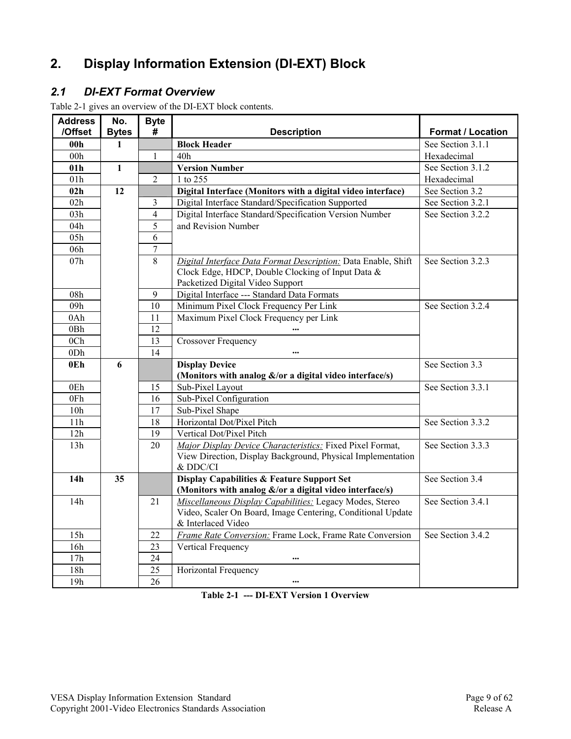# 2. Display Information Extension (DI-EXT) Block

## *2.1 DI-EXT Format Overview*

Table 2-1 gives an overview of the DI-EXT block contents.

| Address /Offset | No. Bytes | Byte # | Description | Format / Location |
|---|---|---|---|---|
| **00h** | **1** | | **Block Header** | See Section 3.1.1 |
| 00h | | 1 | 40h | Hexadecimal |
| **01h** | **1** | | **Version Number** | See Section 3.1.2 |
| 01h | | 2 | 1 to 255 | Hexadecimal |
| **02h** | **12** | | **Digital Interface (Monitors with a digital video interface)** | See Section 3.2 |
| 02h | | 3 | Digital Interface Standard/Specification Supported | See Section 3.2.1 |
| 03h | | 4 | Digital Interface Standard/Specification Version Number and Revision Number | See Section 3.2.2 |
| 04h | | 5 | | |
| 05h | | 6 | | |
| 06h | | 7 | | |
| 07h | | 8 | *Digital Interface Data Format Description:* Data Enable, Shift Clock Edge, HDCP, Double Clocking of Input Data & Packetized Digital Video Support | See Section 3.2.3 |
| 08h | | 9 | Digital Interface --- Standard Data Formats | |
| 09h | | 10 | Minimum Pixel Clock Frequency Per Link | See Section 3.2.4 |
| 0Ah | | 11 | Maximum Pixel Clock Frequency per Link | |
| 0Bh | | 12 | ... | |
| 0Ch | | 13 | Crossover Frequency | |
| 0Dh | | 14 | ... | |
| **0Eh** | **6** | | **Display Device (Monitors with analog &/or a digital video interface/s)** | See Section 3.3 |
| 0Eh | | 15 | Sub-Pixel Layout | See Section 3.3.1 |
| 0Fh | | 16 | Sub-Pixel Configuration | |
| 10h | | 17 | Sub-Pixel Shape | |
| 11h | | 18 | Horizontal Dot/Pixel Pitch | See Section 3.3.2 |
| 12h | | 19 | Vertical Dot/Pixel Pitch | |
| 13h | | 20 | *Major Display Device Characteristics:* Fixed Pixel Format, View Direction, Display Background, Physical Implementation & DDC/CI | See Section 3.3.3 |
| **14h** | **35** | | **Display Capabilities & Feature Support Set (Monitors with analog &/or a digital video interface/s)** | See Section 3.4 |
| 14h | | 21 | *Miscellaneous Display Capabilities:* Legacy Modes, Stereo Video, Scaler On Board, Image Centering, Conditional Update & Interlaced Video | See Section 3.4.1 |
| 15h | | 22 | *Frame Rate Conversion:* Frame Lock, Frame Rate Conversion | See Section 3.4.2 |
| 16h | | 23 | Vertical Frequency | |
| 17h | | 24 | ... | |
| 18h | | 25 | Horizontal Frequency | |
| 19h | | 26 | ... | |

**Table 2-1 --- DI-EXT Version 1 Overview**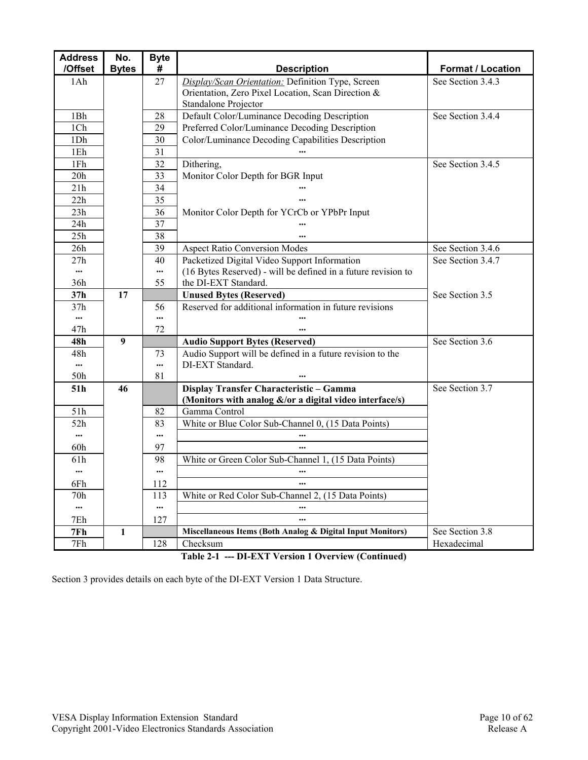| Address /Offset | No. Bytes | Byte # | Description | Format / Location |
|---|---|---|---|---|
| 1Ah | | 27 | *Display/Scan Orientation:* Definition Type, Screen Orientation, Zero Pixel Location, Scan Direction & Standalone Projector | See Section 3.4.3 |
| 1Bh | | 28 | Default Color/Luminance Decoding Description | See Section 3.4.4 |
| 1Ch | | 29 | Preferred Color/Luminance Decoding Description | |
| 1Dh | | 30 | Color/Luminance Decoding Capabilities Description | |
| 1Eh | | 31 | ... | |
| 1Fh | | 32 | Dithering, | See Section 3.4.5 |
| 20h | | 33 | Monitor Color Depth for BGR Input | |
| 21h | | 34 | ... | |
| 22h | | 35 | ... | |
| 23h | | 36 | Monitor Color Depth for YCrCb or YPbPr Input | |
| 24h | | 37 | ... | |
| 25h | | 38 | ... | |
| 26h | | 39 | Aspect Ratio Conversion Modes | See Section 3.4.6 |
| 27h ... 36h | | 40 ... 55 | Packetized Digital Video Support Information (16 Bytes Reserved) - will be defined in a future revision to the DI-EXT Standard. | See Section 3.4.7 |
| **37h** | **17** | | **Unused Bytes (Reserved)** | See Section 3.5 |
| 37h ... 47h | | 56 ... 72 | Reserved for additional information in future revisions ... ... | |
| **48h** | **9** | | **Audio Support Bytes (Reserved)** | See Section 3.6 |
| 48h ... 50h | | 73 ... 81 | Audio Support will be defined in a future revision to the DI-EXT Standard. ... | |
| **51h** | **46** | | **Display Transfer Characteristic – Gamma (Monitors with analog &/or a digital video interface/s)** | See Section 3.7 |
| 51h | | 82 | Gamma Control | |
| 52h ... 60h | | 83 ... 97 | White or Blue Color Sub-Channel 0, (15 Data Points) ... ... | |
| 61h ... 6Fh | | 98 ... 112 | White or Green Color Sub-Channel 1, (15 Data Points) ... ... | |
| 70h ... 7Eh | | 113 ... 127 | White or Red Color Sub-Channel 2, (15 Data Points) ... ... | |
| **7Fh** | **1** | | **Miscellaneous Items (Both Analog & Digital Input Monitors)** | See Section 3.8 |
| 7Fh | | 128 | Checksum | Hexadecimal |

**Table 2-1 --- DI-EXT Version 1 Overview (Continued)**

Section 3 provides details on each byte of the DI-EXT Version 1 Data Structure.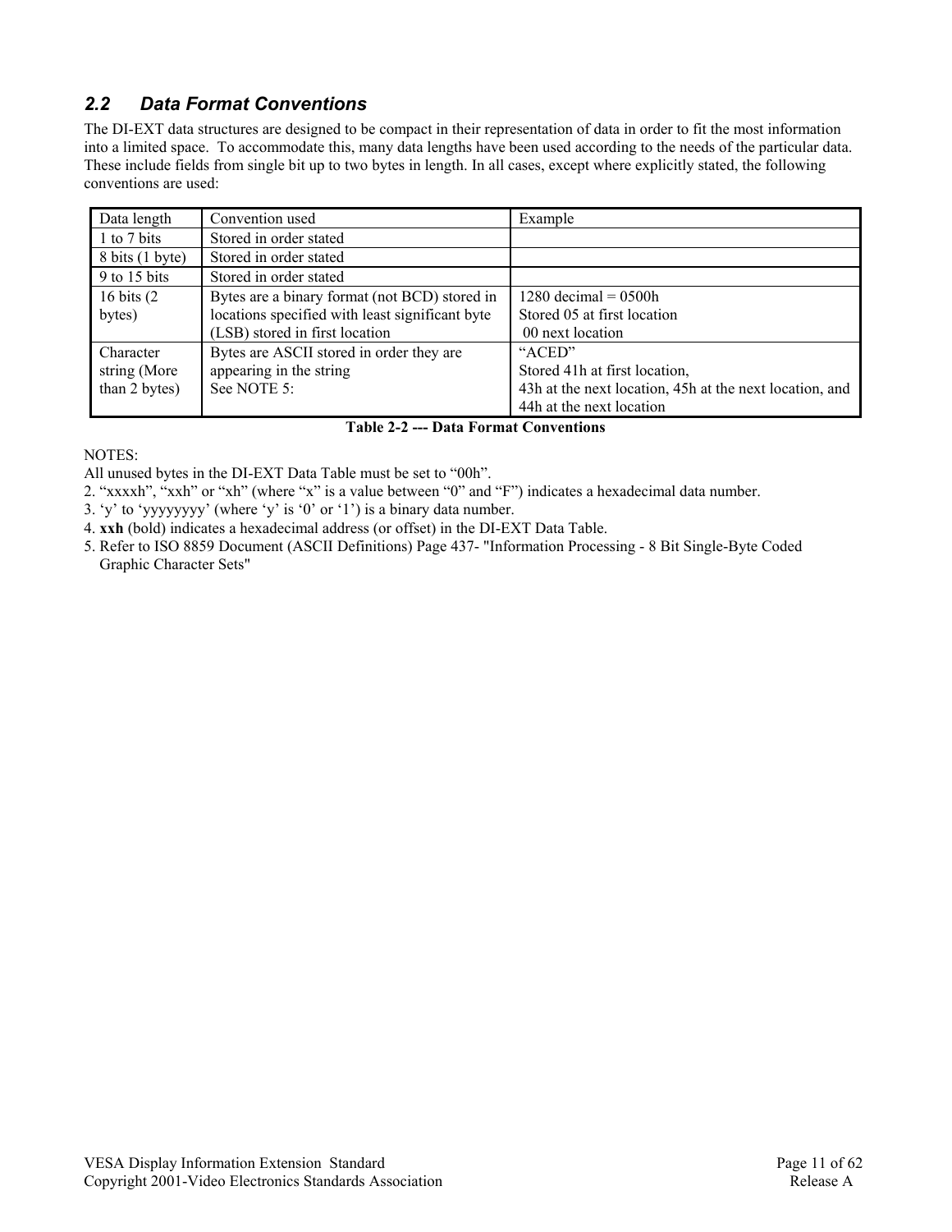## 2.2 Data Format Conventions

The DI-EXT data structures are designed to be compact in their representation of data in order to fit the most information into a limited space. To accommodate this, many data lengths have been used according to the needs of the particular data. These include fields from single bit up to two bytes in length. In all cases, except where explicitly stated, the following conventions are used:

| Data length | Convention used | Example |
|---|---|---|
| 1 to 7 bits | Stored in order stated | |
| 8 bits (1 byte) | Stored in order stated | |
| 9 to 15 bits | Stored in order stated | |
| 16 bits (2 bytes) | Bytes are a binary format (not BCD) stored in locations specified with least significant byte (LSB) stored in first location | 1280 decimal = 0500h<br>Stored 05 at first location<br>00 next location |
| Character string (More than 2 bytes) | Bytes are ASCII stored in order they are appearing in the string<br>See NOTE 5: | "ACED"<br>Stored 41h at first location,<br>43h at the next location, 45h at the next location, and 44h at the next location |

**Table 2-2 --- Data Format Conventions**

NOTES:

All unused bytes in the DI-EXT Data Table must be set to "00h".

2. "xxxxh", "xxh" or "xh" (where "x" is a value between "0" and "F") indicates a hexadecimal data number.
3. 'y' to 'yyyyyyyy' (where 'y' is '0' or '1') is a binary data number.
4. **xxh** (bold) indicates a hexadecimal address (or offset) in the DI-EXT Data Table.
5. Refer to ISO 8859 Document (ASCII Definitions) Page 437- "Information Processing - 8 Bit Single-Byte Coded Graphic Character Sets"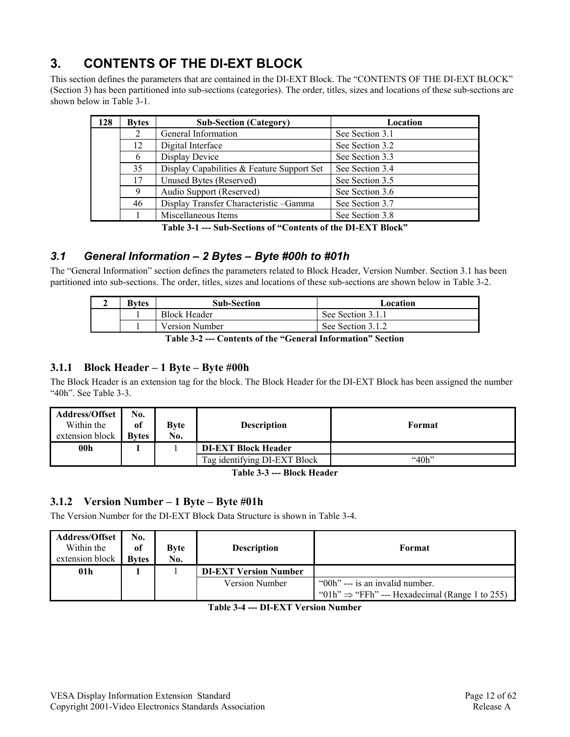# 3. CONTENTS OF THE DI-EXT BLOCK

This section defines the parameters that are contained in the DI-EXT Block. The "CONTENTS OF THE DI-EXT BLOCK" (Section 3) has been partitioned into sub-sections (categories). The order, titles, sizes and locations of these sub-sections are shown below in Table 3-1.

| 128 | Bytes | Sub-Section (Category) | Location |
|---|---|---|---|
| | 2 | General Information | See Section 3.1 |
| | 12 | Digital Interface | See Section 3.2 |
| | 6 | Display Device | See Section 3.3 |
| | 35 | Display Capabilities & Feature Support Set | See Section 3.4 |
| | 17 | Unused Bytes (Reserved) | See Section 3.5 |
| | 9 | Audio Support (Reserved) | See Section 3.6 |
| | 46 | Display Transfer Characteristic –Gamma | See Section 3.7 |
| | 1 | Miscellaneous Items | See Section 3.8 |

**Table 3-1 --- Sub-Sections of "Contents of the DI-EXT Block"**

## *3.1 General Information – 2 Bytes – Byte #00h to #01h*

The "General Information" section defines the parameters related to Block Header, Version Number. Section 3.1 has been partitioned into sub-sections. The order, titles, sizes and locations of these sub-sections are shown below in Table 3-2.

| 2 | Bytes | Sub-Section | Location |
|---|---|---|---|
| | 1 | Block Header | See Section 3.1.1 |
| | 1 | Version Number | See Section 3.1.2 |

**Table 3-2 --- Contents of the "General Information" Section**

### 3.1.1 Block Header – 1 Byte – Byte #00h

The Block Header is an extension tag for the block. The Block Header for the DI-EXT Block has been assigned the number "40h". See Table 3-3.

| **Address/Offset** Within the extension block | No. of Bytes | Byte No. | Description | Format |
|---|---|---|---|---|
| **00h** | **1** | 1 | **DI-EXT Block Header** | |
| | | | Tag identifying DI-EXT Block | "40h" |

**Table 3-3 --- Block Header**

### 3.1.2 Version Number – 1 Byte – Byte #01h

The Version Number for the DI-EXT Block Data Structure is shown in Table 3-4.

| **Address/Offset** Within the extension block | No. of Bytes | Byte No. | Description | Format |
|---|---|---|---|---|
| **01h** | **1** | 1 | **DI-EXT Version Number** | |
| | | | Version Number | "00h" --- is an invalid number.<br>"01h" ⇒ "FFh" --- Hexadecimal (Range 1 to 255) |

**Table 3-4 --- DI-EXT Version Number**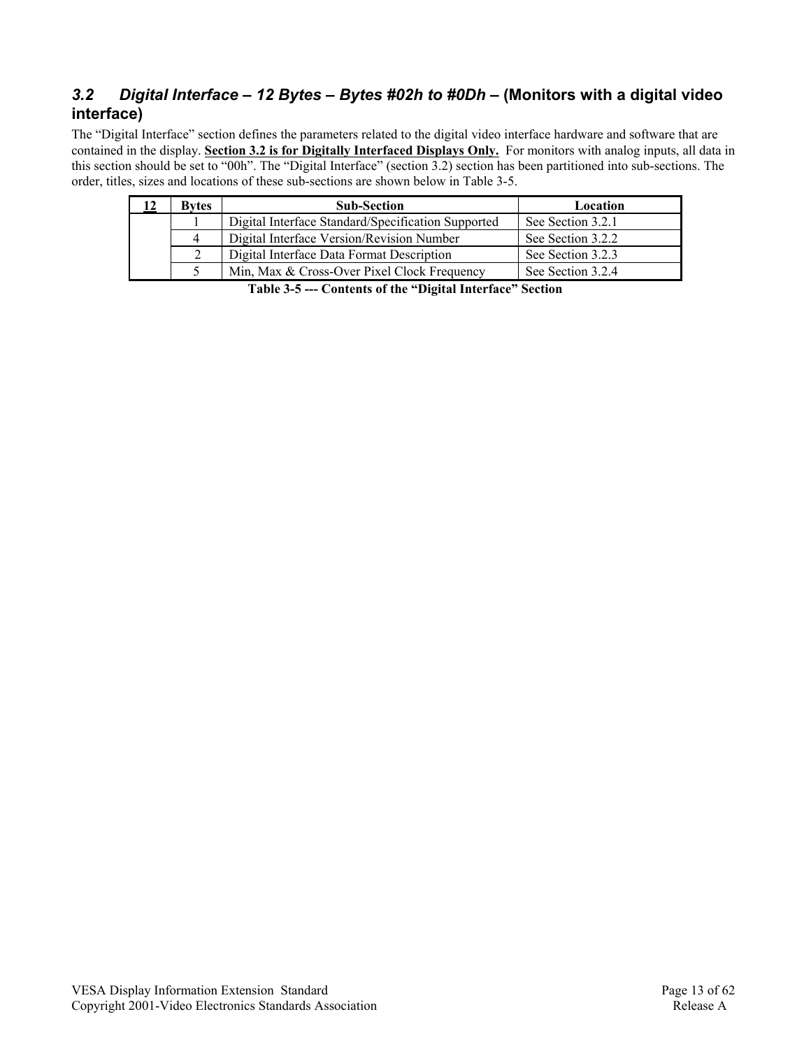### *3.2 Digital Interface – 12 Bytes – Bytes #02h to #0Dh* – (Monitors with a digital video interface)

The "Digital Interface" section defines the parameters related to the digital video interface hardware and software that are contained in the display. **<u>Section 3.2 is for Digitally Interfaced Displays Only.</u>** For monitors with analog inputs, all data in this section should be set to "00h". The "Digital Interface" (section 3.2) section has been partitioned into sub-sections. The order, titles, sizes and locations of these sub-sections are shown below in Table 3-5.

| <u>12</u> | Bytes | Sub-Section | Location |
|---|---|---|---|
| | 1 | Digital Interface Standard/Specification Supported | See Section 3.2.1 |
| | 4 | Digital Interface Version/Revision Number | See Section 3.2.2 |
| | 2 | Digital Interface Data Format Description | See Section 3.2.3 |
| | 5 | Min, Max & Cross-Over Pixel Clock Frequency | See Section 3.2.4 |

**Table 3-5 --- Contents of the "Digital Interface" Section**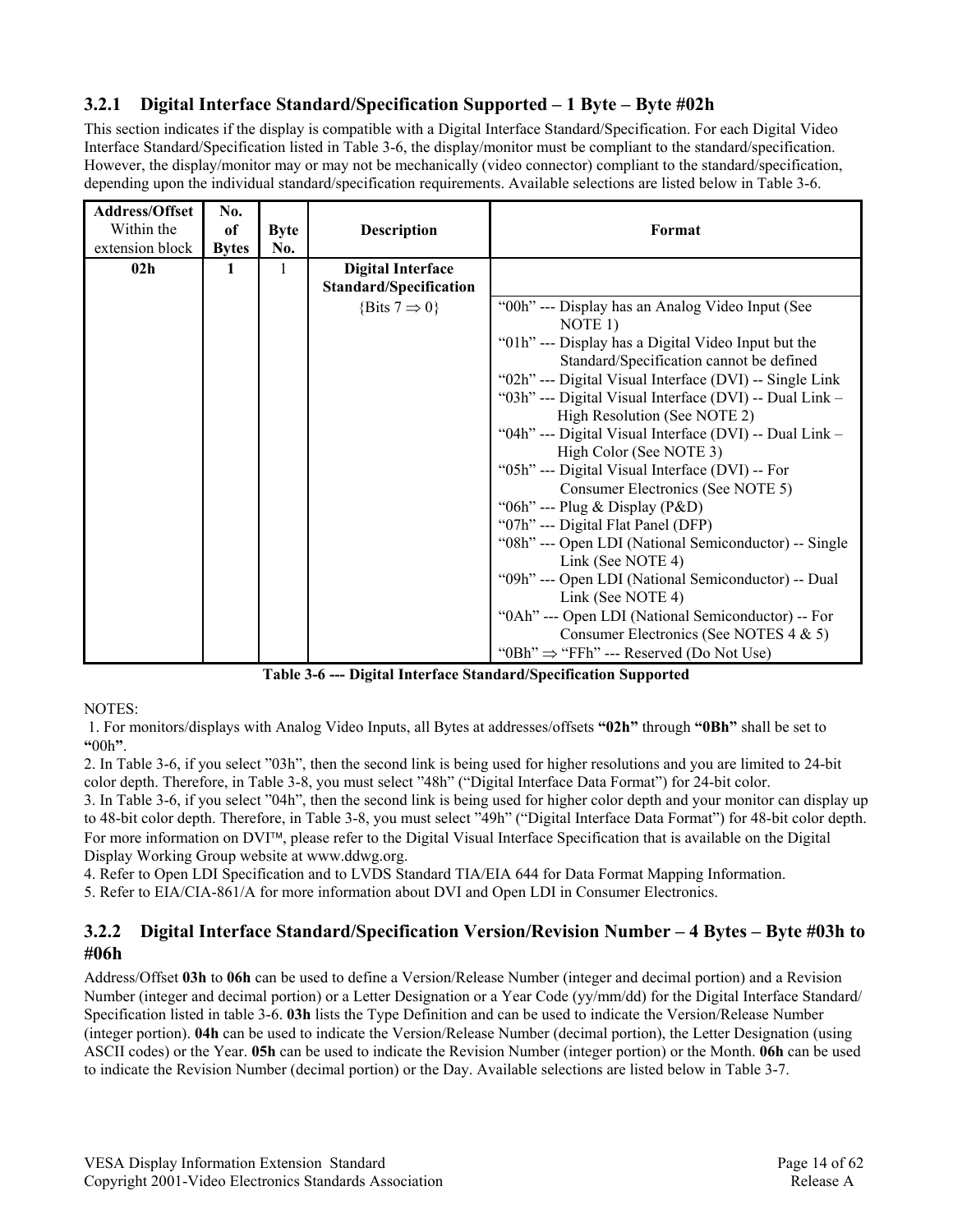### 3.2.1 Digital Interface Standard/Specification Supported – 1 Byte – Byte #02h

This section indicates if the display is compatible with a Digital Interface Standard/Specification. For each Digital Video Interface Standard/Specification listed in Table 3-6, the display/monitor must be compliant to the standard/specification. However, the display/monitor may or may not be mechanically (video connector) compliant to the standard/specification, depending upon the individual standard/specification requirements. Available selections are listed below in Table 3-6.

| **Address/Offset** Within the extension block | **No. of Bytes** | **Byte No.** | **Description** | **Format** |
|---|---|---|---|---|
| **02h** | **1** | 1 | **Digital Interface Standard/Specification** {Bits 7 ⇒ 0} | "00h" --- Display has an Analog Video Input (See NOTE 1)<br>"01h" --- Display has a Digital Video Input but the Standard/Specification cannot be defined<br>"02h" --- Digital Visual Interface (DVI) -- Single Link<br>"03h" --- Digital Visual Interface (DVI) -- Dual Link – High Resolution (See NOTE 2)<br>"04h" --- Digital Visual Interface (DVI) -- Dual Link – High Color (See NOTE 3)<br>"05h" --- Digital Visual Interface (DVI) -- For Consumer Electronics (See NOTE 5)<br>"06h" --- Plug & Display (P&D)<br>"07h" --- Digital Flat Panel (DFP)<br>"08h" --- Open LDI (National Semiconductor) -- Single Link (See NOTE 4)<br>"09h" --- Open LDI (National Semiconductor) -- Dual Link (See NOTE 4)<br>"0Ah" --- Open LDI (National Semiconductor) -- For Consumer Electronics (See NOTES 4 & 5)<br>"0Bh" ⇒ "FFh" --- Reserved (Do Not Use) |

**Table 3-6 --- Digital Interface Standard/Specification Supported**

NOTES:

1. For monitors/displays with Analog Video Inputs, all Bytes at addresses/offsets **"02h"** through **"0Bh"** shall be set to **"**00h**"**.
2. In Table 3-6, if you select "03h", then the second link is being used for higher resolutions and you are limited to 24-bit color depth. Therefore, in Table 3-8, you must select "48h" ("Digital Interface Data Format") for 24-bit color.
3. In Table 3-6, if you select "04h", then the second link is being used for higher color depth and your monitor can display up to 48-bit color depth. Therefore, in Table 3-8, you must select "49h" ("Digital Interface Data Format") for 48-bit color depth. For more information on DVI™, please refer to the Digital Visual Interface Specification that is available on the Digital Display Working Group website at www.ddwg.org.
4. Refer to Open LDI Specification and to LVDS Standard TIA/EIA 644 for Data Format Mapping Information.
5. Refer to EIA/CIA-861/A for more information about DVI and Open LDI in Consumer Electronics.

### 3.2.2 Digital Interface Standard/Specification Version/Revision Number – 4 Bytes – Byte #03h to #06h

Address/Offset **03h** to **06h** can be used to define a Version/Release Number (integer and decimal portion) and a Revision Number (integer and decimal portion) or a Letter Designation or a Year Code (yy/mm/dd) for the Digital Interface Standard/ Specification listed in table 3-6. **03h** lists the Type Definition and can be used to indicate the Version/Release Number (integer portion). **04h** can be used to indicate the Version/Release Number (decimal portion), the Letter Designation (using ASCII codes) or the Year. **05h** can be used to indicate the Revision Number (integer portion) or the Month. **06h** can be used to indicate the Revision Number (decimal portion) or the Day. Available selections are listed below in Table 3-7.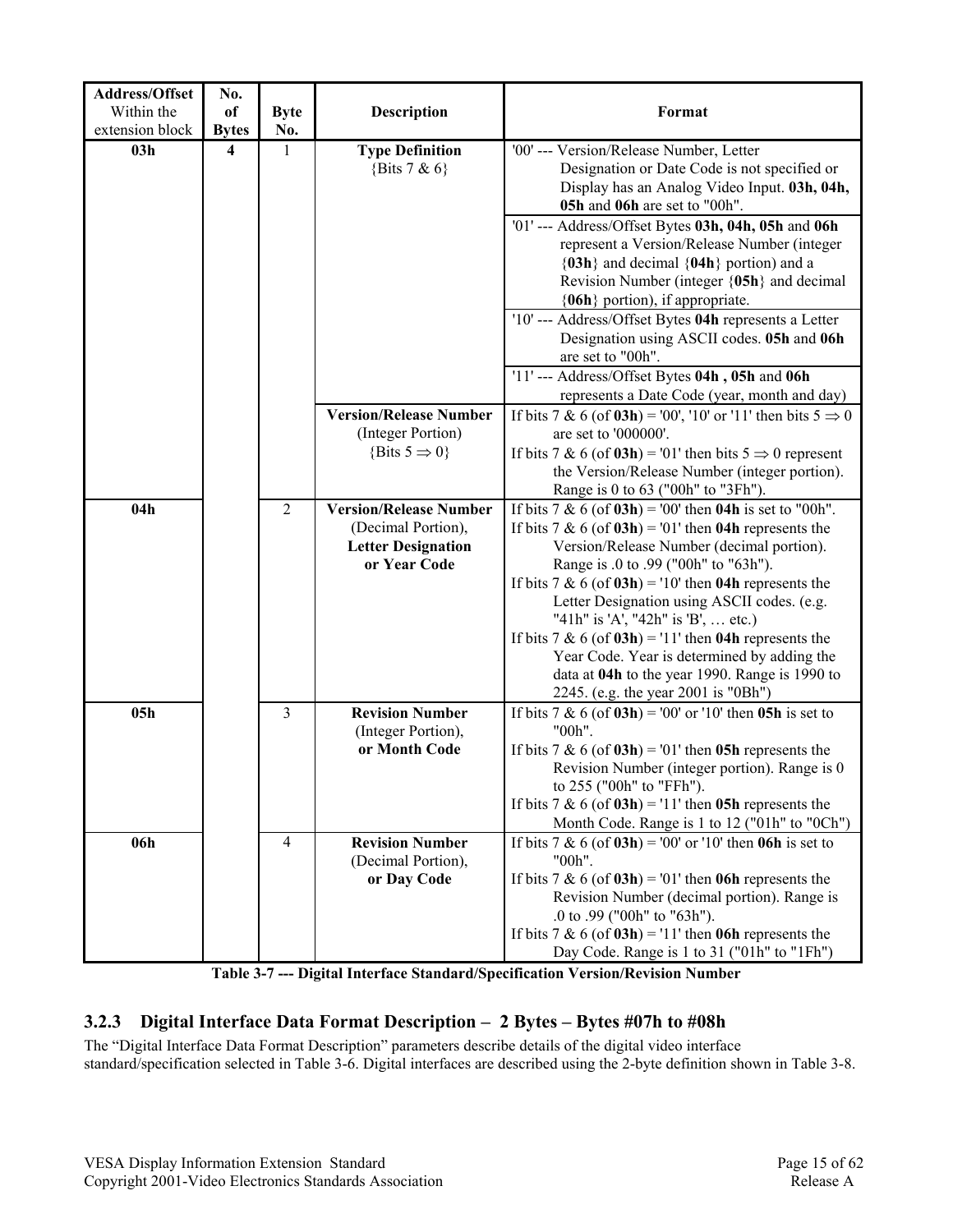| Address/Offset Within the extension block | No. of Bytes | Byte No. | Description | Format |
|---|---|---|---|---|
| **03h** | **4** | 1 | **Type Definition** {Bits 7 & 6} | '00' --- Version/Release Number, Letter Designation or Date Code is not specified or Display has an Analog Video Input. **03h, 04h, 05h** and **06h** are set to "00h". |
| | | | | '01' --- Address/Offset Bytes **03h, 04h, 05h** and **06h** represent a Version/Release Number (integer {**03h**} and decimal {**04h**} portion) and a Revision Number (integer {**05h**} and decimal {**06h**} portion), if appropriate. |
| | | | | '10' --- Address/Offset Bytes **04h** represents a Letter Designation using ASCII codes. **05h** and **06h** are set to "00h". |
| | | | | '11' --- Address/Offset Bytes **04h , 05h** and **06h** represents a Date Code (year, month and day) |
| | | | **Version/Release Number** (Integer Portion) {Bits 5 ⇒ 0} | If bits 7 & 6 (of **03h**) = '00', '10' or '11' then bits 5 ⇒ 0 are set to '000000'. If bits 7 & 6 (of **03h**) = '01' then bits 5 ⇒ 0 represent the Version/Release Number (integer portion). Range is 0 to 63 ("00h" to "3Fh"). |
| **04h** | | 2 | **Version/Release Number** (Decimal Portion), **Letter Designation or Year Code** | If bits 7 & 6 (of **03h**) = '00' then **04h** is set to "00h". If bits 7 & 6 (of **03h**) = '01' then **04h** represents the Version/Release Number (decimal portion). Range is .0 to .99 ("00h" to "63h"). If bits 7 & 6 (of **03h**) = '10' then **04h** represents the Letter Designation using ASCII codes. (e.g. "41h" is 'A', "42h" is 'B', … etc.) If bits 7 & 6 (of **03h**) = '11' then **04h** represents the Year Code. Year is determined by adding the data at **04h** to the year 1990. Range is 1990 to 2245. (e.g. the year 2001 is "0Bh") |
| **05h** | | 3 | **Revision Number** (Integer Portion), **or Month Code** | If bits 7 & 6 (of **03h**) = '00' or '10' then **05h** is set to "00h". If bits 7 & 6 (of **03h**) = '01' then **05h** represents the Revision Number (integer portion). Range is 0 to 255 ("00h" to "FFh"). If bits 7 & 6 (of **03h**) = '11' then **05h** represents the Month Code. Range is 1 to 12 ("01h" to "0Ch") |
| **06h** | | 4 | **Revision Number** (Decimal Portion), **or Day Code** | If bits 7 & 6 (of **03h**) = '00' or '10' then **06h** is set to "00h". If bits 7 & 6 (of **03h**) = '01' then **06h** represents the Revision Number (decimal portion). Range is .0 to .99 ("00h" to "63h"). If bits 7 & 6 (of **03h**) = '11' then **06h** represents the Day Code. Range is 1 to 31 ("01h" to "1Fh") |

**Table 3-7 --- Digital Interface Standard/Specification Version/Revision Number**

### 3.2.3 Digital Interface Data Format Description – 2 Bytes – Bytes #07h to #08h

The "Digital Interface Data Format Description" parameters describe details of the digital video interface standard/specification selected in Table 3-6. Digital interfaces are described using the 2-byte definition shown in Table 3-8.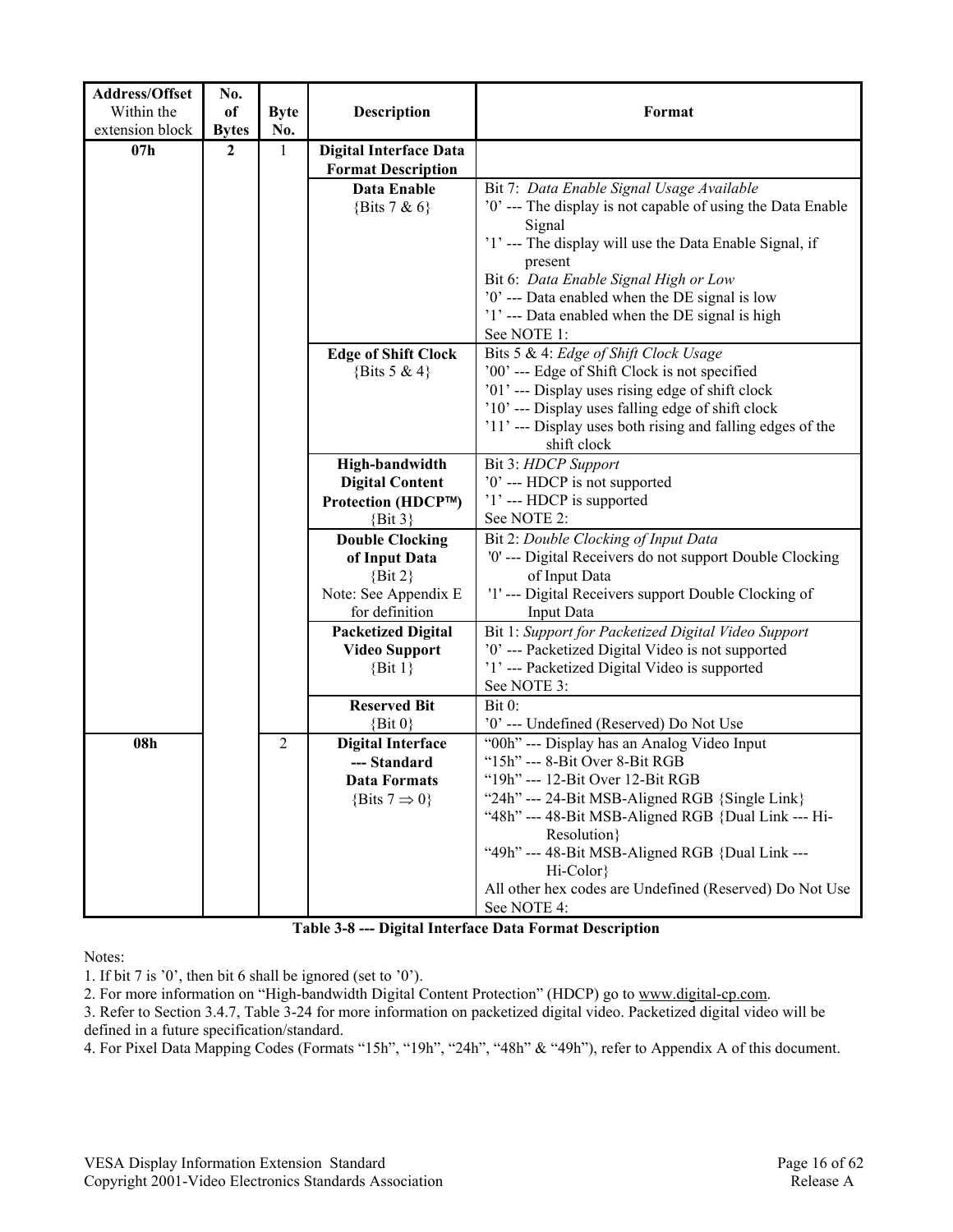| **Address/Offset** Within the extension block | **No. of Bytes** | **Byte No.** | **Description** | **Format** |
|---|---|---|---|---|
| **07h** | **2** | 1 | **Digital Interface Data Format Description** | |
| | | | **Data Enable** {Bits 7 & 6} | Bit 7: *Data Enable Signal Usage Available*<br>'0' --- The display is not capable of using the Data Enable Signal<br>'1' --- The display will use the Data Enable Signal, if present<br>Bit 6: *Data Enable Signal High or Low*<br>'0' --- Data enabled when the DE signal is low<br>'1' --- Data enabled when the DE signal is high<br>See NOTE 1: |
| | | | **Edge of Shift Clock** {Bits 5 & 4} | Bits 5 & 4: *Edge of Shift Clock Usage*<br>'00' --- Edge of Shift Clock is not specified<br>'01' --- Display uses rising edge of shift clock<br>'10' --- Display uses falling edge of shift clock<br>'11' --- Display uses both rising and falling edges of the shift clock |
| | | | **High-bandwidth Digital Content Protection (HDCP™)** {Bit 3} | Bit 3: *HDCP Support*<br>'0' --- HDCP is not supported<br>'1' --- HDCP is supported<br>See NOTE 2: |
| | | | **Double Clocking of Input Data** {Bit 2}<br>Note: See Appendix E for definition | Bit 2: *Double Clocking of Input Data*<br>'0' --- Digital Receivers do not support Double Clocking of Input Data<br>'1' --- Digital Receivers support Double Clocking of Input Data |
| | | | **Packetized Digital Video Support** {Bit 1} | Bit 1: *Support for Packetized Digital Video Support*<br>'0' --- Packetized Digital Video is not supported<br>'1' --- Packetized Digital Video is supported<br>See NOTE 3: |
| | | | **Reserved Bit** {Bit 0} | Bit 0:<br>'0' --- Undefined (Reserved) Do Not Use |
| **08h** | | 2 | **Digital Interface --- Standard Data Formats** {Bits 7 ⇒ 0} | "00h" --- Display has an Analog Video Input<br>"15h" --- 8-Bit Over 8-Bit RGB<br>"19h" --- 12-Bit Over 12-Bit RGB<br>"24h" --- 24-Bit MSB-Aligned RGB {Single Link}<br>"48h" --- 48-Bit MSB-Aligned RGB {Dual Link --- Hi-Resolution}<br>"49h" --- 48-Bit MSB-Aligned RGB {Dual Link --- Hi-Color}<br>All other hex codes are Undefined (Reserved) Do Not Use<br>See NOTE 4: |

**Table 3-8 --- Digital Interface Data Format Description**

Notes:

1. If bit 7 is '0', then bit 6 shall be ignored (set to '0').
2. For more information on "High-bandwidth Digital Content Protection" (HDCP) go to www.digital-cp.com.
3. Refer to Section 3.4.7, Table 3-24 for more information on packetized digital video. Packetized digital video will be defined in a future specification/standard.
4. For Pixel Data Mapping Codes (Formats "15h", "19h", "24h", "48h" & "49h"), refer to Appendix A of this document.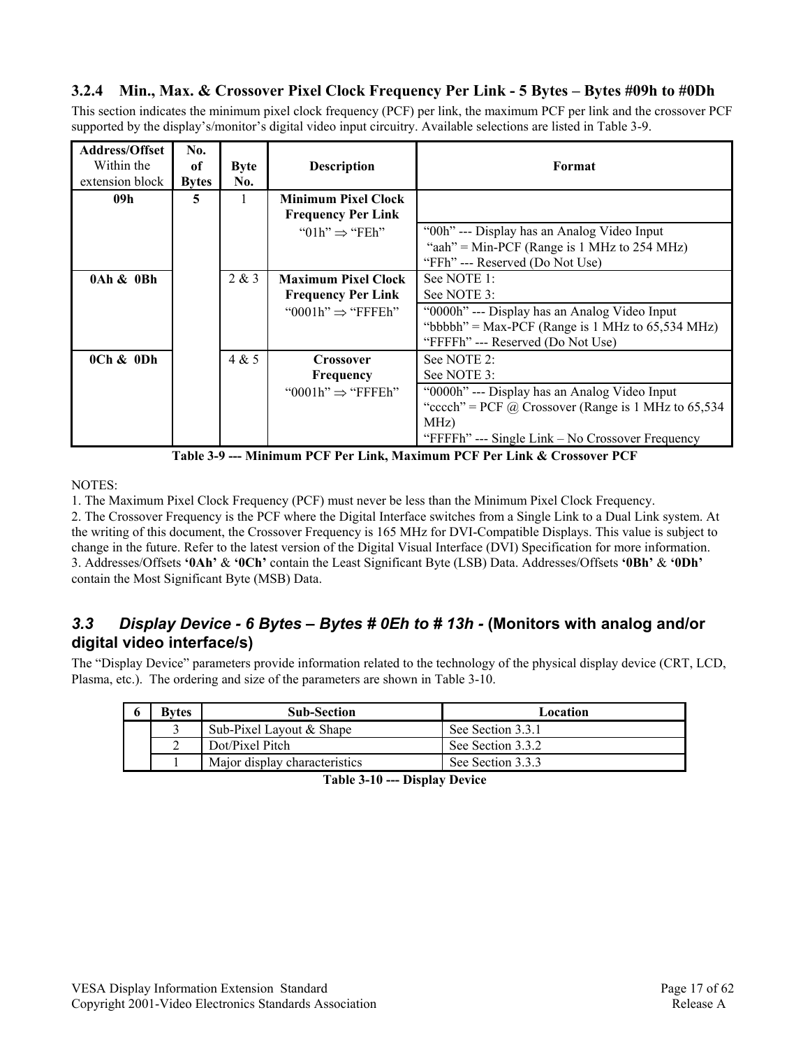### 3.2.4 Min., Max. & Crossover Pixel Clock Frequency Per Link - 5 Bytes – Bytes #09h to #0Dh

This section indicates the minimum pixel clock frequency (PCF) per link, the maximum PCF per link and the crossover PCF supported by the display's/monitor's digital video input circuitry. Available selections are listed in Table 3-9.

| **Address/Offset** Within the extension block | **No. of Bytes** | **Byte No.** | **Description** | **Format** |
|---|---|---|---|---|
| **09h** | **5** | 1 | **Minimum Pixel Clock Frequency Per Link** "01h" ⇒ "FEh" | "00h" --- Display has an Analog Video Input<br>"aah" = Min-PCF (Range is 1 MHz to 254 MHz)<br>"FFh" --- Reserved (Do Not Use) |
| **0Ah & 0Bh** | | 2 & 3 | **Maximum Pixel Clock Frequency Per Link** "0001h" ⇒ "FFFEh" | See NOTE 1:<br>See NOTE 3:<br>"0000h" --- Display has an Analog Video Input<br>"bbbbh" = Max-PCF (Range is 1 MHz to 65,534 MHz)<br>"FFFFh" --- Reserved (Do Not Use) |
| **0Ch & 0Dh** | | 4 & 5 | **Crossover Frequency** "0001h" ⇒ "FFFEh" | See NOTE 2:<br>See NOTE 3:<br>"0000h" --- Display has an Analog Video Input<br>"cccch" = PCF @ Crossover (Range is 1 MHz to 65,534 MHz)<br>"FFFFh" --- Single Link – No Crossover Frequency |

**Table 3-9 --- Minimum PCF Per Link, Maximum PCF Per Link & Crossover PCF**

NOTES:

1. The Maximum Pixel Clock Frequency (PCF) must never be less than the Minimum Pixel Clock Frequency.
2. The Crossover Frequency is the PCF where the Digital Interface switches from a Single Link to a Dual Link system. At the writing of this document, the Crossover Frequency is 165 MHz for DVI-Compatible Displays. This value is subject to change in the future. Refer to the latest version of the Digital Visual Interface (DVI) Specification for more information.
3. Addresses/Offsets **'0Ah'** & **'0Ch'** contain the Least Significant Byte (LSB) Data. Addresses/Offsets **'0Bh'** & **'0Dh'** contain the Most Significant Byte (MSB) Data.

## *3.3 Display Device - 6 Bytes – Bytes # 0Eh to # 13h -* (Monitors with analog and/or digital video interface/s)

The "Display Device" parameters provide information related to the technology of the physical display device (CRT, LCD, Plasma, etc.). The ordering and size of the parameters are shown in Table 3-10.

| **6** | **Bytes** | **Sub-Section** | **Location** |
|---|---|---|---|
| | 3 | Sub-Pixel Layout & Shape | See Section 3.3.1 |
| | 2 | Dot/Pixel Pitch | See Section 3.3.2 |
| | 1 | Major display characteristics | See Section 3.3.3 |

**Table 3-10 --- Display Device**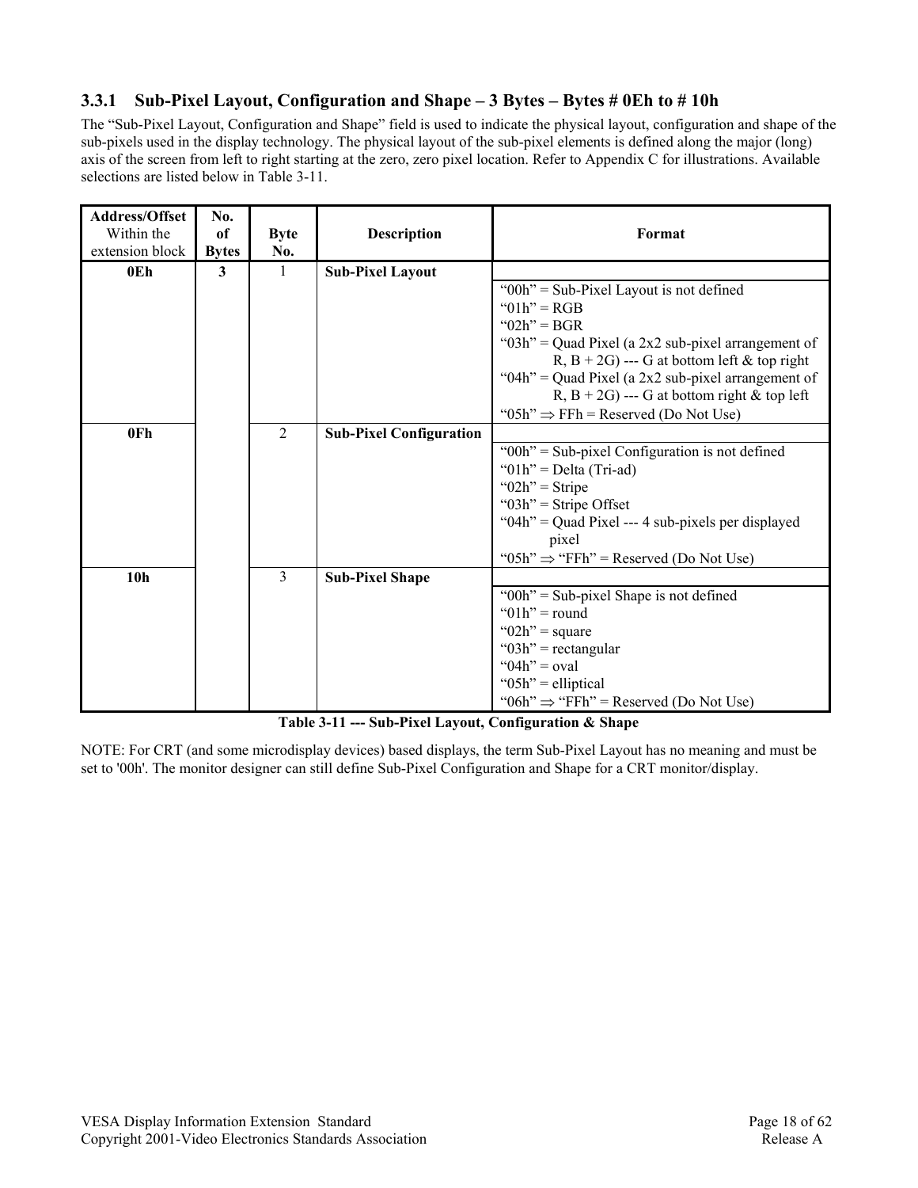### 3.3.1 Sub-Pixel Layout, Configuration and Shape – 3 Bytes – Bytes # 0Eh to # 10h

The "Sub-Pixel Layout, Configuration and Shape" field is used to indicate the physical layout, configuration and shape of the sub-pixels used in the display technology. The physical layout of the sub-pixel elements is defined along the major (long) axis of the screen from left to right starting at the zero, zero pixel location. Refer to Appendix C for illustrations. Available selections are listed below in Table 3-11.

| **Address/Offset** Within the extension block | **No. of Bytes** | **Byte No.** | **Description** | **Format** |
|---|---|---|---|---|
| **0Eh** | **3** | 1 | **Sub-Pixel Layout** | "00h" = Sub-Pixel Layout is not defined<br>"01h" = RGB<br>"02h" = BGR<br>"03h" = Quad Pixel (a 2x2 sub-pixel arrangement of R, B + 2G) --- G at bottom left & top right<br>"04h" = Quad Pixel (a 2x2 sub-pixel arrangement of R, B + 2G) --- G at bottom right & top left<br>"05h" ⇒ FFh = Reserved (Do Not Use) |
| **0Fh** | | 2 | **Sub-Pixel Configuration** | "00h" = Sub-pixel Configuration is not defined<br>"01h" = Delta (Tri-ad)<br>"02h" = Stripe<br>"03h" = Stripe Offset<br>"04h" = Quad Pixel --- 4 sub-pixels per displayed pixel<br>"05h" ⇒ "FFh" = Reserved (Do Not Use) |
| **10h** | | 3 | **Sub-Pixel Shape** | "00h" = Sub-pixel Shape is not defined<br>"01h" = round<br>"02h" = square<br>"03h" = rectangular<br>"04h" = oval<br>"05h" = elliptical<br>"06h" ⇒ "FFh" = Reserved (Do Not Use) |

**Table 3-11 --- Sub-Pixel Layout, Configuration & Shape**

NOTE: For CRT (and some microdisplay devices) based displays, the term Sub-Pixel Layout has no meaning and must be set to '00h'. The monitor designer can still define Sub-Pixel Configuration and Shape for a CRT monitor/display.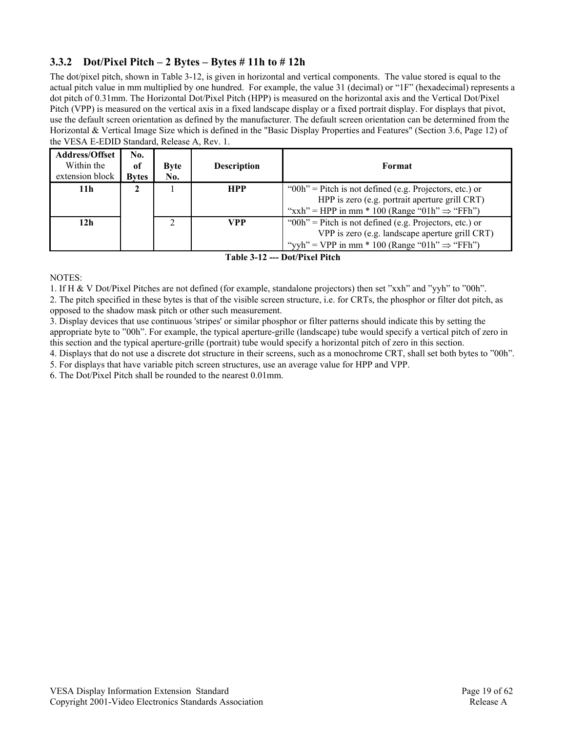### 3.3.2 Dot/Pixel Pitch – 2 Bytes – Bytes # 11h to # 12h

The dot/pixel pitch, shown in Table 3-12, is given in horizontal and vertical components. The value stored is equal to the actual pitch value in mm multiplied by one hundred. For example, the value 31 (decimal) or "1F" (hexadecimal) represents a dot pitch of 0.31mm. The Horizontal Dot/Pixel Pitch (HPP) is measured on the horizontal axis and the Vertical Dot/Pixel Pitch (VPP) is measured on the vertical axis in a fixed landscape display or a fixed portrait display. For displays that pivot, use the default screen orientation as defined by the manufacturer. The default screen orientation can be determined from the Horizontal & Vertical Image Size which is defined in the "Basic Display Properties and Features" (Section 3.6, Page 12) of the VESA E-EDID Standard, Release A, Rev. 1.

| **Address/Offset** Within the extension block | **No. of Bytes** | **Byte No.** | **Description** | **Format** |
|---|---|---|---|---|
| **11h** | **2** | 1 | **HPP** | "00h" = Pitch is not defined (e.g. Projectors, etc.) or HPP is zero (e.g. portrait aperture grill CRT)<br>"xxh" = HPP in mm * 100 (Range "01h" ⇒ "FFh") |
| **12h** | | 2 | **VPP** | "00h" = Pitch is not defined (e.g. Projectors, etc.) or VPP is zero (e.g. landscape aperture grill CRT)<br>"yyh" = VPP in mm * 100 (Range "01h" ⇒ "FFh") |

**Table 3-12 --- Dot/Pixel Pitch**

NOTES:

1. If H & V Dot/Pixel Pitches are not defined (for example, standalone projectors) then set "xxh" and "yyh" to "00h".
2. The pitch specified in these bytes is that of the visible screen structure, i.e. for CRTs, the phosphor or filter dot pitch, as opposed to the shadow mask pitch or other such measurement.
3. Display devices that use continuous 'stripes' or similar phosphor or filter patterns should indicate this by setting the appropriate byte to "00h". For example, the typical aperture-grille (landscape) tube would specify a vertical pitch of zero in this section and the typical aperture-grille (portrait) tube would specify a horizontal pitch of zero in this section.
4. Displays that do not use a discrete dot structure in their screens, such as a monochrome CRT, shall set both bytes to "00h".
5. For displays that have variable pitch screen structures, use an average value for HPP and VPP.
6. The Dot/Pixel Pitch shall be rounded to the nearest 0.01mm.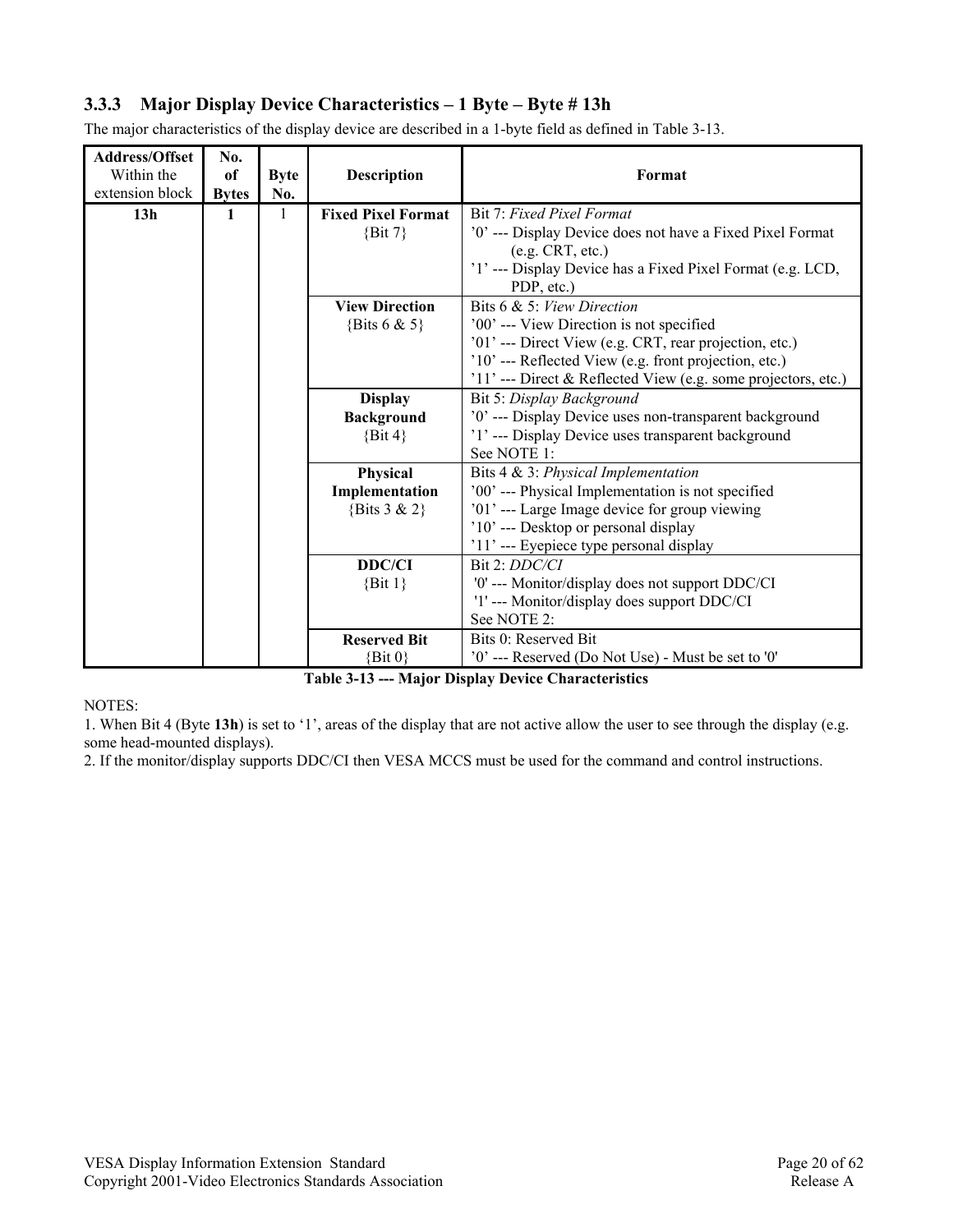### 3.3.3 Major Display Device Characteristics – 1 Byte – Byte # 13h

The major characteristics of the display device are described in a 1-byte field as defined in Table 3-13.

| **Address/Offset** Within the extension block | **No. of Bytes** | **Byte No.** | **Description** | **Format** |
|---|---|---|---|---|
| **13h** | **1** | 1 | **Fixed Pixel Format** {Bit 7} | Bit 7: *Fixed Pixel Format*<br>’0’ --- Display Device does not have a Fixed Pixel Format (e.g. CRT, etc.)<br>’1’ --- Display Device has a Fixed Pixel Format (e.g. LCD, PDP, etc.) |
| | | | **View Direction** {Bits 6 & 5} | Bits 6 & 5: *View Direction*<br>’00’ --- View Direction is not specified<br>’01’ --- Direct View (e.g. CRT, rear projection, etc.)<br>’10’ --- Reflected View (e.g. front projection, etc.)<br>’11’ --- Direct & Reflected View (e.g. some projectors, etc.) |
| | | | **Display Background** {Bit 4} | Bit 5: *Display Background*<br>’0’ --- Display Device uses non-transparent background<br>’1’ --- Display Device uses transparent background<br>See NOTE 1: |
| | | | **Physical Implementation** {Bits 3 & 2} | Bits 4 & 3: *Physical Implementation*<br>’00’ --- Physical Implementation is not specified<br>’01’ --- Large Image device for group viewing<br>’10’ --- Desktop or personal display<br>’11’ --- Eyepiece type personal display |
| | | | **DDC/CI** {Bit 1} | Bit 2: *DDC/CI*<br>'0' --- Monitor/display does not support DDC/CI<br>'1' --- Monitor/display does support DDC/CI<br>See NOTE 2: |
| | | | **Reserved Bit** {Bit 0} | Bits 0: Reserved Bit<br>’0’ --- Reserved (Do Not Use) - Must be set to '0' |

**Table 3-13 --- Major Display Device Characteristics**

NOTES:

1. When Bit 4 (Byte **13h**) is set to ‘1’, areas of the display that are not active allow the user to see through the display (e.g. some head-mounted displays).
2. If the monitor/display supports DDC/CI then VESA MCCS must be used for the command and control instructions.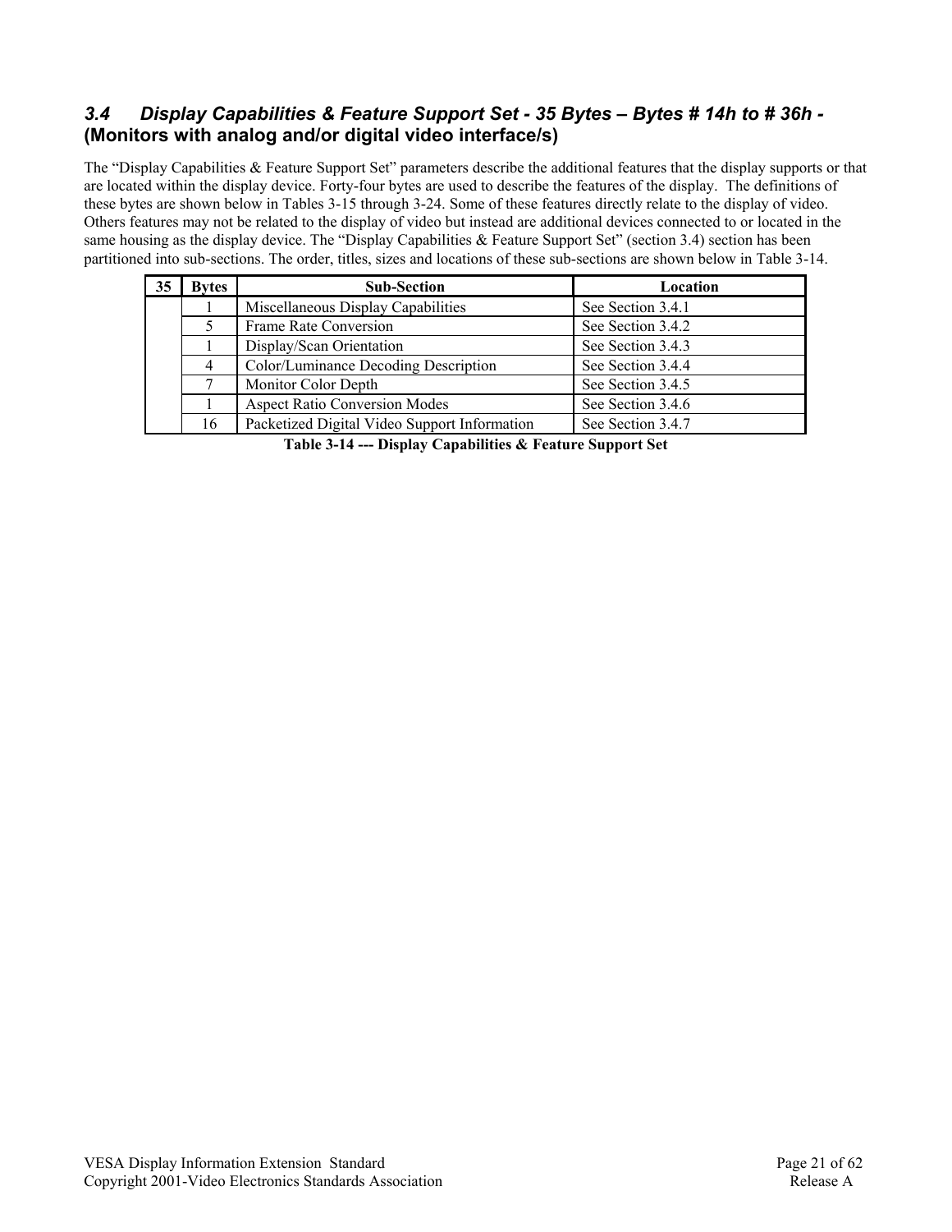### 3.4 Display Capabilities & Feature Support Set - 35 Bytes – Bytes # 14h to # 36h - (Monitors with analog and/or digital video interface/s)

The "Display Capabilities & Feature Support Set" parameters describe the additional features that the display supports or that are located within the display device. Forty-four bytes are used to describe the features of the display. The definitions of these bytes are shown below in Tables 3-15 through 3-24. Some of these features directly relate to the display of video. Others features may not be related to the display of video but instead are additional devices connected to or located in the same housing as the display device. The "Display Capabilities & Feature Support Set" (section 3.4) section has been partitioned into sub-sections. The order, titles, sizes and locations of these sub-sections are shown below in Table 3-14.

| 35 | Bytes | Sub-Section | Location |
|---|---|---|---|
| | 1 | Miscellaneous Display Capabilities | See Section 3.4.1 |
| | 5 | Frame Rate Conversion | See Section 3.4.2 |
| | 1 | Display/Scan Orientation | See Section 3.4.3 |
| | 4 | Color/Luminance Decoding Description | See Section 3.4.4 |
| | 7 | Monitor Color Depth | See Section 3.4.5 |
| | 1 | Aspect Ratio Conversion Modes | See Section 3.4.6 |
| | 16 | Packetized Digital Video Support Information | See Section 3.4.7 |

**Table 3-14 --- Display Capabilities & Feature Support Set**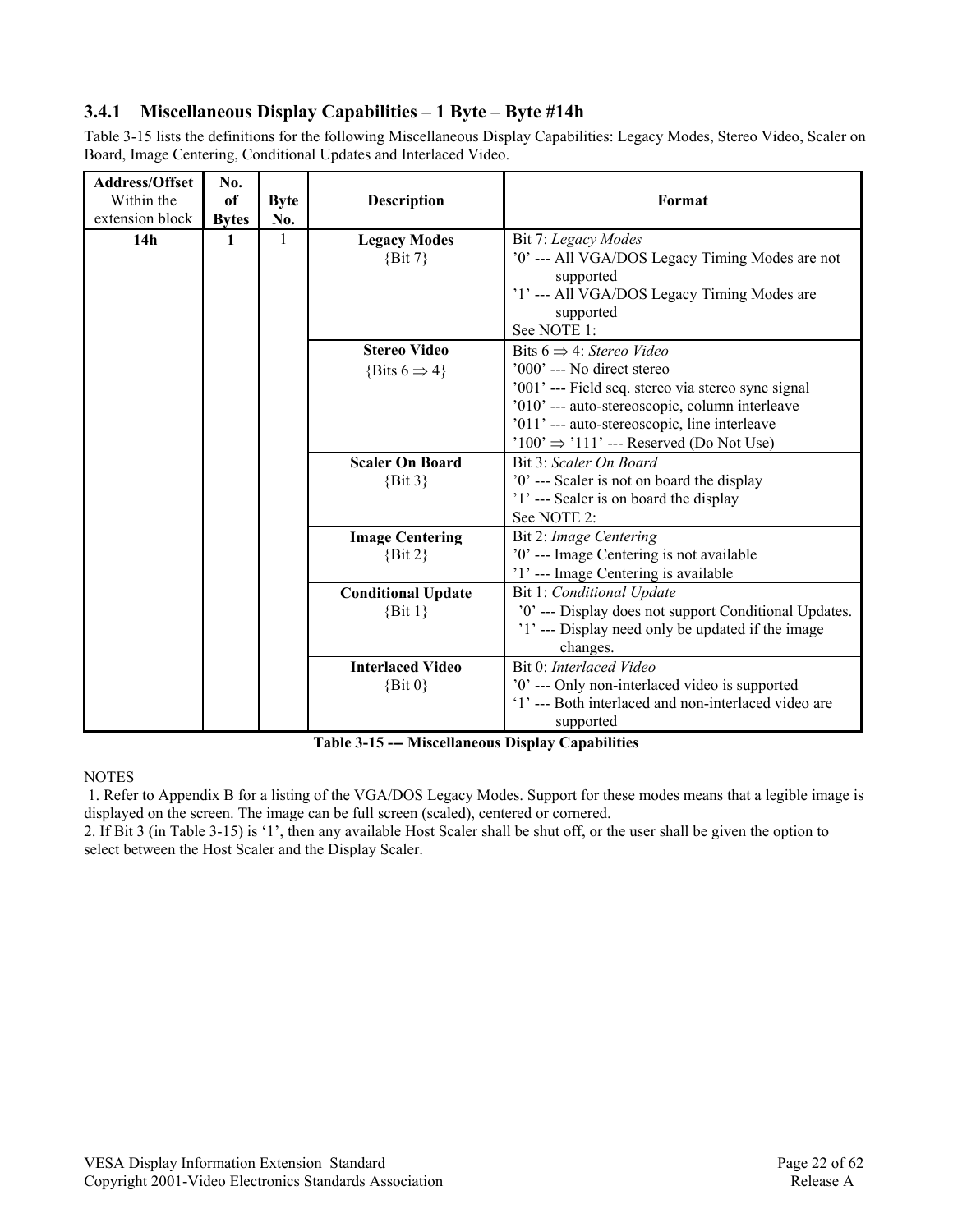### 3.4.1 Miscellaneous Display Capabilities – 1 Byte – Byte #14h

Table 3-15 lists the definitions for the following Miscellaneous Display Capabilities: Legacy Modes, Stereo Video, Scaler on Board, Image Centering, Conditional Updates and Interlaced Video.

| **Address/Offset** Within the extension block | **No. of Bytes** | **Byte No.** | **Description** | **Format** |
|---|---|---|---|---|
| **14h** | **1** | 1 | **Legacy Modes** {Bit 7} | Bit 7: *Legacy Modes*<br>'0' --- All VGA/DOS Legacy Timing Modes are not supported<br>'1' --- All VGA/DOS Legacy Timing Modes are supported<br>See NOTE 1: |
| | | | **Stereo Video** {Bits 6 ⇒ 4} | Bits 6 ⇒ 4: *Stereo Video*<br>'000' --- No direct stereo<br>'001' --- Field seq. stereo via stereo sync signal<br>'010' --- auto-stereoscopic, column interleave<br>'011' --- auto-stereoscopic, line interleave<br>'100' ⇒ '111' --- Reserved (Do Not Use) |
| | | | **Scaler On Board** {Bit 3} | Bit 3: *Scaler On Board*<br>'0' --- Scaler is not on board the display<br>'1' --- Scaler is on board the display<br>See NOTE 2: |
| | | | **Image Centering** {Bit 2} | Bit 2: *Image Centering*<br>'0' --- Image Centering is not available<br>'1' --- Image Centering is available |
| | | | **Conditional Update** {Bit 1} | Bit 1: *Conditional Update*<br>'0' --- Display does not support Conditional Updates.<br>'1' --- Display need only be updated if the image changes. |
| | | | **Interlaced Video** {Bit 0} | Bit 0: *Interlaced Video*<br>'0' --- Only non-interlaced video is supported<br>'1' --- Both interlaced and non-interlaced video are supported |

**Table 3-15 --- Miscellaneous Display Capabilities**

NOTES

1. Refer to Appendix B for a listing of the VGA/DOS Legacy Modes. Support for these modes means that a legible image is displayed on the screen. The image can be full screen (scaled), centered or cornered.
2. If Bit 3 (in Table 3-15) is '1', then any available Host Scaler shall be shut off, or the user shall be given the option to select between the Host Scaler and the Display Scaler.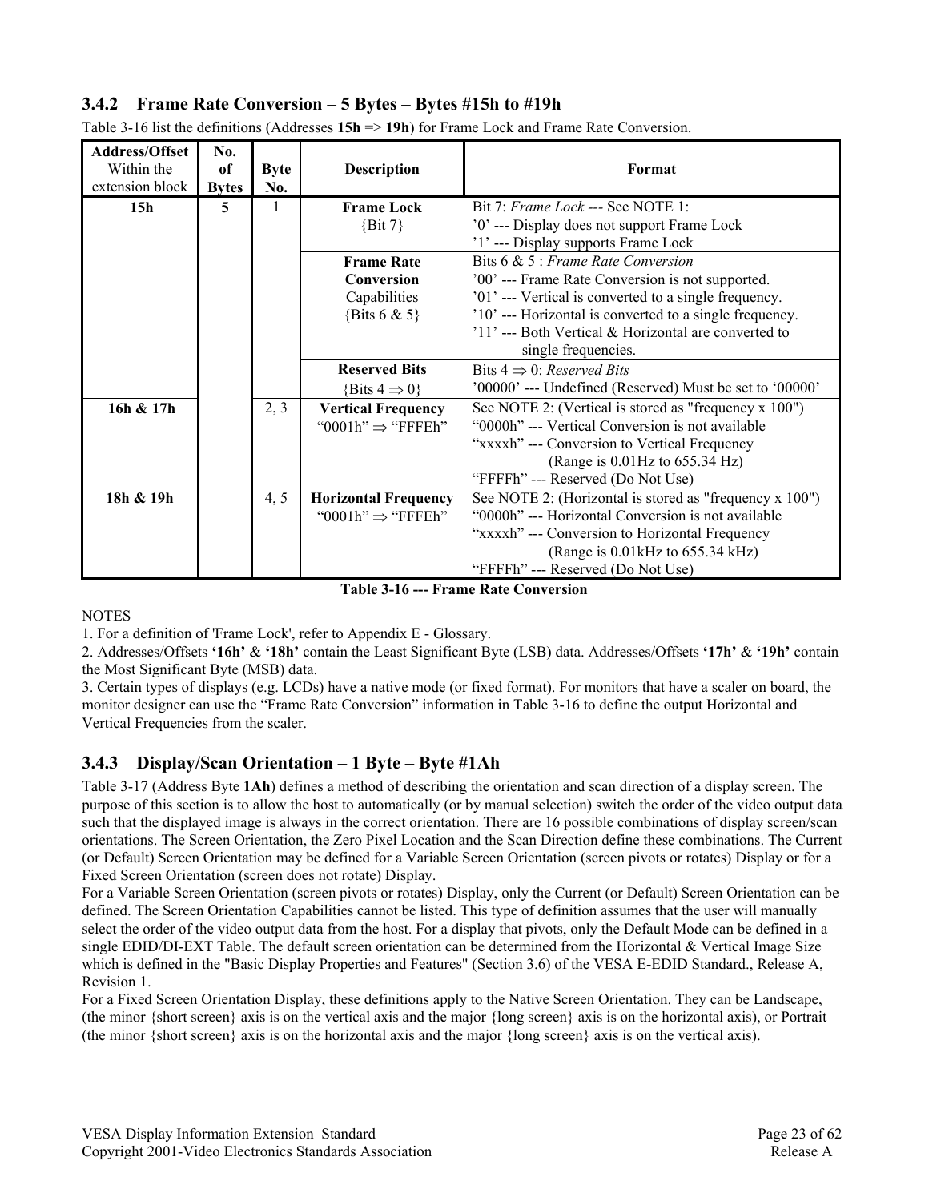### 3.4.2 Frame Rate Conversion – 5 Bytes – Bytes #15h to #19h

Table 3-16 list the definitions (Addresses **15h** => **19h**) for Frame Lock and Frame Rate Conversion.

| **Address/Offset** Within the extension block | **No. of Bytes** | **Byte No.** | **Description** | **Format** |
|---|---|---|---|---|
| **15h** | **5** | 1 | **Frame Lock** {Bit 7} | Bit 7: *Frame Lock* --- See NOTE 1:<br>'0' --- Display does not support Frame Lock<br>'1' --- Display supports Frame Lock |
| | | | **Frame Rate Conversion** Capabilities {Bits 6 & 5} | Bits 6 & 5 : *Frame Rate Conversion*<br>'00' --- Frame Rate Conversion is not supported.<br>'01' --- Vertical is converted to a single frequency.<br>'10' --- Horizontal is converted to a single frequency.<br>'11' --- Both Vertical & Horizontal are converted to single frequencies. |
| | | | **Reserved Bits** {Bits 4 ⇒ 0} | Bits 4 ⇒ 0: *Reserved Bits*<br>'00000' --- Undefined (Reserved) Must be set to '00000' |
| **16h & 17h** | | 2, 3 | **Vertical Frequency** "0001h" ⇒ "FFFEh" | See NOTE 2: (Vertical is stored as "frequency x 100")<br>"0000h" --- Vertical Conversion is not available<br>"xxxxh" --- Conversion to Vertical Frequency (Range is 0.01Hz to 655.34 Hz)<br>"FFFFh" --- Reserved (Do Not Use) |
| **18h & 19h** | | 4, 5 | **Horizontal Frequency** "0001h" ⇒ "FFFEh" | See NOTE 2: (Horizontal is stored as "frequency x 100")<br>"0000h" --- Horizontal Conversion is not available<br>"xxxxh" --- Conversion to Horizontal Frequency (Range is 0.01kHz to 655.34 kHz)<br>"FFFFh" --- Reserved (Do Not Use) |

**Table 3-16 --- Frame Rate Conversion**

NOTES

1. For a definition of 'Frame Lock', refer to Appendix E - Glossary.
2. Addresses/Offsets **'16h'** & **'18h'** contain the Least Significant Byte (LSB) data. Addresses/Offsets **'17h'** & **'19h'** contain the Most Significant Byte (MSB) data.
3. Certain types of displays (e.g. LCDs) have a native mode (or fixed format). For monitors that have a scaler on board, the monitor designer can use the "Frame Rate Conversion" information in Table 3-16 to define the output Horizontal and Vertical Frequencies from the scaler.

### 3.4.3 Display/Scan Orientation – 1 Byte – Byte #1Ah

Table 3-17 (Address Byte **1Ah**) defines a method of describing the orientation and scan direction of a display screen. The purpose of this section is to allow the host to automatically (or by manual selection) switch the order of the video output data such that the displayed image is always in the correct orientation. There are 16 possible combinations of display screen/scan orientations. The Screen Orientation, the Zero Pixel Location and the Scan Direction define these combinations. The Current (or Default) Screen Orientation may be defined for a Variable Screen Orientation (screen pivots or rotates) Display or for a Fixed Screen Orientation (screen does not rotate) Display.

For a Variable Screen Orientation (screen pivots or rotates) Display, only the Current (or Default) Screen Orientation can be defined. The Screen Orientation Capabilities cannot be listed. This type of definition assumes that the user will manually select the order of the video output data from the host. For a display that pivots, only the Default Mode can be defined in a single EDID/DI-EXT Table. The default screen orientation can be determined from the Horizontal & Vertical Image Size which is defined in the "Basic Display Properties and Features" (Section 3.6) of the VESA E-EDID Standard., Release A, Revision 1.

For a Fixed Screen Orientation Display, these definitions apply to the Native Screen Orientation. They can be Landscape, (the minor {short screen} axis is on the vertical axis and the major {long screen} axis is on the horizontal axis), or Portrait (the minor {short screen} axis is on the horizontal axis and the major {long screen} axis is on the vertical axis).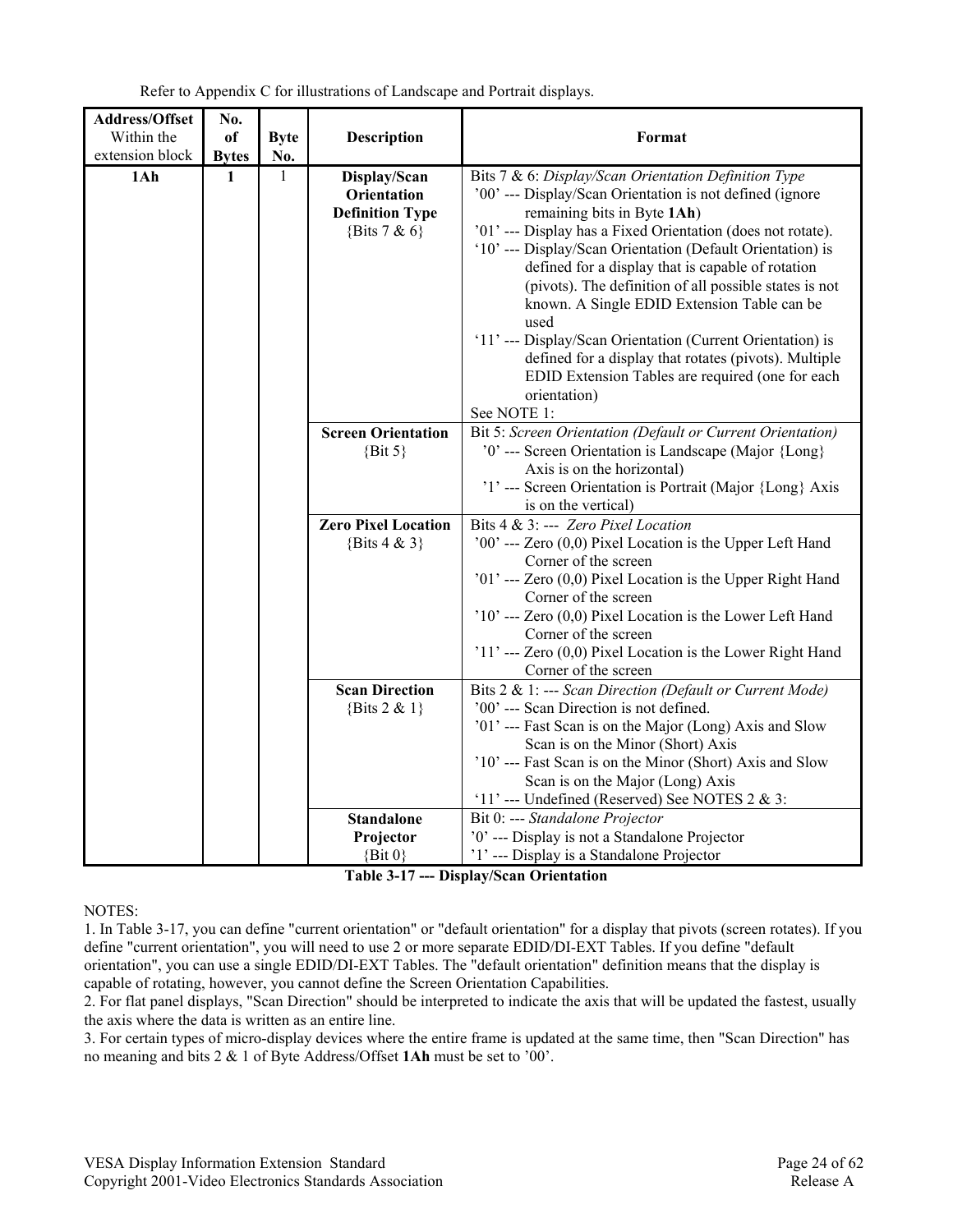Refer to Appendix C for illustrations of Landscape and Portrait displays.

| **Address/Offset** Within the extension block | **No. of Bytes** | **Byte No.** | **Description** | **Format** |
|---|---|---|---|---|
| **1Ah** | **1** | 1 | **Display/Scan Orientation Definition Type** {Bits 7 & 6} | Bits 7 & 6: *Display/Scan Orientation Definition Type*<br>'00' --- Display/Scan Orientation is not defined (ignore remaining bits in Byte **1Ah**)<br>'01' --- Display has a Fixed Orientation (does not rotate).<br>'10' --- Display/Scan Orientation (Default Orientation) is defined for a display that is capable of rotation (pivots). The definition of all possible states is not known. A Single EDID Extension Table can be used<br>'11' --- Display/Scan Orientation (Current Orientation) is defined for a display that rotates (pivots). Multiple EDID Extension Tables are required (one for each orientation)<br>See NOTE 1: |
| | | | **Screen Orientation** {Bit 5} | Bit 5: *Screen Orientation (Default or Current Orientation)*<br>'0' --- Screen Orientation is Landscape (Major {Long} Axis is on the horizontal)<br>'1' --- Screen Orientation is Portrait (Major {Long} Axis is on the vertical) |
| | | | **Zero Pixel Location** {Bits 4 & 3} | Bits 4 & 3: --- *Zero Pixel Location*<br>'00' --- Zero (0,0) Pixel Location is the Upper Left Hand Corner of the screen<br>'01' --- Zero (0,0) Pixel Location is the Upper Right Hand Corner of the screen<br>'10' --- Zero (0,0) Pixel Location is the Lower Left Hand Corner of the screen<br>'11' --- Zero (0,0) Pixel Location is the Lower Right Hand Corner of the screen |
| | | | **Scan Direction** {Bits 2 & 1} | Bits 2 & 1: --- *Scan Direction (Default or Current Mode)*<br>'00' --- Scan Direction is not defined.<br>'01' --- Fast Scan is on the Major (Long) Axis and Slow Scan is on the Minor (Short) Axis<br>'10' --- Fast Scan is on the Minor (Short) Axis and Slow Scan is on the Major (Long) Axis<br>'11' --- Undefined (Reserved) See NOTES 2 & 3: |
| | | | **Standalone Projector** {Bit 0} | Bit 0: --- *Standalone Projector*<br>'0' --- Display is not a Standalone Projector<br>'1' --- Display is a Standalone Projector |

**Table 3-17 --- Display/Scan Orientation**

NOTES:

1. In Table 3-17, you can define "current orientation" or "default orientation" for a display that pivots (screen rotates). If you define "current orientation", you will need to use 2 or more separate EDID/DI-EXT Tables. If you define "default orientation", you can use a single EDID/DI-EXT Tables. The "default orientation" definition means that the display is capable of rotating, however, you cannot define the Screen Orientation Capabilities.
2. For flat panel displays, "Scan Direction" should be interpreted to indicate the axis that will be updated the fastest, usually the axis where the data is written as an entire line.
3. For certain types of micro-display devices where the entire frame is updated at the same time, then "Scan Direction" has no meaning and bits 2 & 1 of Byte Address/Offset **1Ah** must be set to '00'.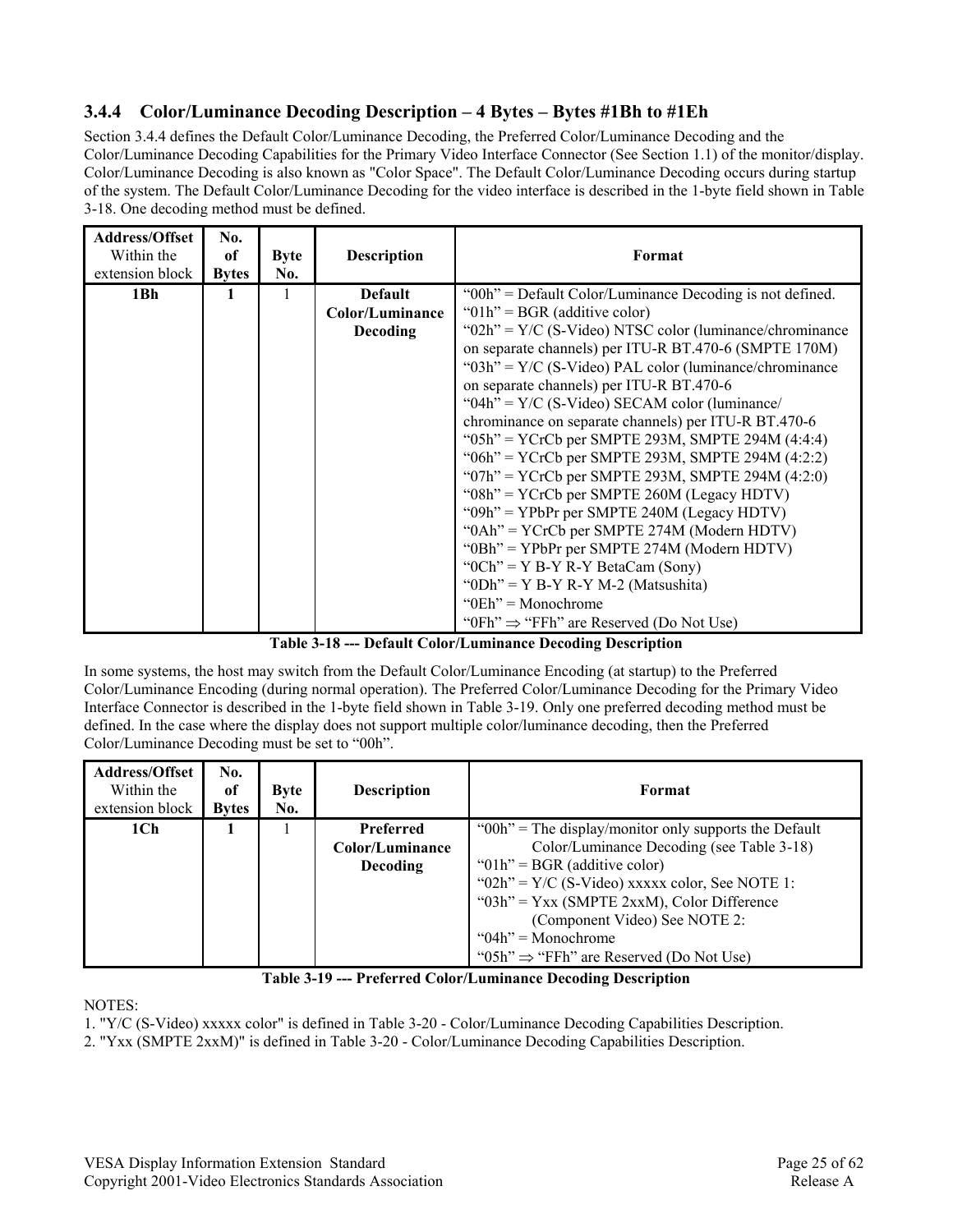### 3.4.4 Color/Luminance Decoding Description – 4 Bytes – Bytes #1Bh to #1Eh

Section 3.4.4 defines the Default Color/Luminance Decoding, the Preferred Color/Luminance Decoding and the Color/Luminance Decoding Capabilities for the Primary Video Interface Connector (See Section 1.1) of the monitor/display. Color/Luminance Decoding is also known as "Color Space". The Default Color/Luminance Decoding occurs during startup of the system. The Default Color/Luminance Decoding for the video interface is described in the 1-byte field shown in Table 3-18. One decoding method must be defined.

| **Address/Offset** Within the extension block | **No. of Bytes** | **Byte No.** | **Description** | **Format** |
|---|---|---|---|---|
| **1Bh** | **1** | 1 | **Default Color/Luminance Decoding** | "00h" = Default Color/Luminance Decoding is not defined.<br>"01h" = BGR (additive color)<br>"02h" = Y/C (S-Video) NTSC color (luminance/chrominance on separate channels) per ITU-R BT.470-6 (SMPTE 170M)<br>"03h" = Y/C (S-Video) PAL color (luminance/chrominance on separate channels) per ITU-R BT.470-6<br>"04h" = Y/C (S-Video) SECAM color (luminance/ chrominance on separate channels) per ITU-R BT.470-6<br>"05h" = YCrCb per SMPTE 293M, SMPTE 294M (4:4:4)<br>"06h" = YCrCb per SMPTE 293M, SMPTE 294M (4:2:2)<br>"07h" = YCrCb per SMPTE 293M, SMPTE 294M (4:2:0)<br>"08h" = YCrCb per SMPTE 260M (Legacy HDTV)<br>"09h" = YPbPr per SMPTE 240M (Legacy HDTV)<br>"0Ah" = YCrCb per SMPTE 274M (Modern HDTV)<br>"0Bh" = YPbPr per SMPTE 274M (Modern HDTV)<br>"0Ch" = Y B-Y R-Y BetaCam (Sony)<br>"0Dh" = Y B-Y R-Y M-2 (Matsushita)<br>"0Eh" = Monochrome<br>"0Fh" ⇒ "FFh" are Reserved (Do Not Use) |

**Table 3-18 --- Default Color/Luminance Decoding Description**

In some systems, the host may switch from the Default Color/Luminance Encoding (at startup) to the Preferred Color/Luminance Encoding (during normal operation). The Preferred Color/Luminance Decoding for the Primary Video Interface Connector is described in the 1-byte field shown in Table 3-19. Only one preferred decoding method must be defined. In the case where the display does not support multiple color/luminance decoding, then the Preferred Color/Luminance Decoding must be set to "00h".

| **Address/Offset** Within the extension block | **No. of Bytes** | **Byte No.** | **Description** | **Format** |
|---|---|---|---|---|
| **1Ch** | **1** | 1 | **Preferred Color/Luminance Decoding** | "00h" = The display/monitor only supports the Default Color/Luminance Decoding (see Table 3-18)<br>"01h" = BGR (additive color)<br>"02h" = Y/C (S-Video) xxxxx color, See NOTE 1:<br>"03h" = Yxx (SMPTE 2xxM), Color Difference (Component Video) See NOTE 2:<br>"04h" = Monochrome<br>"05h" ⇒ "FFh" are Reserved (Do Not Use) |

**Table 3-19 --- Preferred Color/Luminance Decoding Description**

NOTES:

1. "Y/C (S-Video) xxxxx color" is defined in Table 3-20 - Color/Luminance Decoding Capabilities Description.
2. "Yxx (SMPTE 2xxM)" is defined in Table 3-20 - Color/Luminance Decoding Capabilities Description.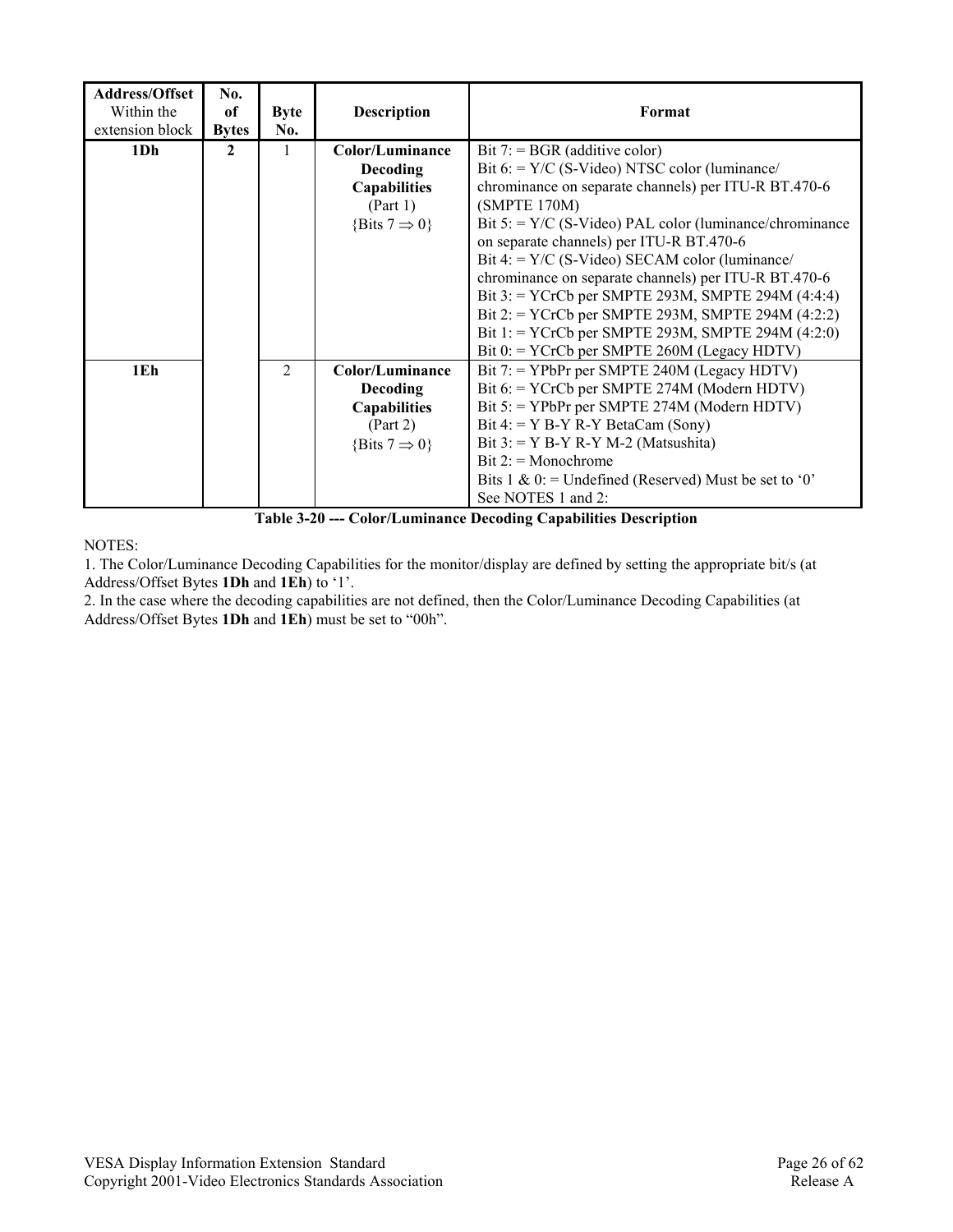| **Address/Offset** Within the extension block | **No. of Bytes** | **Byte No.** | **Description** | **Format** |
|---|---|---|---|---|
| **1Dh** | **2** | 1 | **Color/Luminance Decoding Capabilities** (Part 1) {Bits 7 ⇒ 0} | Bit 7: = BGR (additive color)<br>Bit 6: = Y/C (S-Video) NTSC color (luminance/ chrominance on separate channels) per ITU-R BT.470-6 (SMPTE 170M)<br>Bit 5: = Y/C (S-Video) PAL color (luminance/chrominance on separate channels) per ITU-R BT.470-6<br>Bit 4: = Y/C (S-Video) SECAM color (luminance/ chrominance on separate channels) per ITU-R BT.470-6<br>Bit 3: = YCrCb per SMPTE 293M, SMPTE 294M (4:4:4)<br>Bit 2: = YCrCb per SMPTE 293M, SMPTE 294M (4:2:2)<br>Bit 1: = YCrCb per SMPTE 293M, SMPTE 294M (4:2:0)<br>Bit 0: = YCrCb per SMPTE 260M (Legacy HDTV) |
| **1Eh** | | 2 | **Color/Luminance Decoding Capabilities** (Part 2) {Bits 7 ⇒ 0} | Bit 7: = YPbPr per SMPTE 240M (Legacy HDTV)<br>Bit 6: = YCrCb per SMPTE 274M (Modern HDTV)<br>Bit 5: = YPbPr per SMPTE 274M (Modern HDTV)<br>Bit 4: = Y B-Y R-Y BetaCam (Sony)<br>Bit 3: = Y B-Y R-Y M-2 (Matsushita)<br>Bit 2: = Monochrome<br>Bits 1 & 0: = Undefined (Reserved) Must be set to '0'<br>See NOTES 1 and 2: |

**Table 3-20 --- Color/Luminance Decoding Capabilities Description**

NOTES:

1. The Color/Luminance Decoding Capabilities for the monitor/display are defined by setting the appropriate bit/s (at Address/Offset Bytes **1Dh** and **1Eh**) to '1'.
2. In the case where the decoding capabilities are not defined, then the Color/Luminance Decoding Capabilities (at Address/Offset Bytes **1Dh** and **1Eh**) must be set to "00h".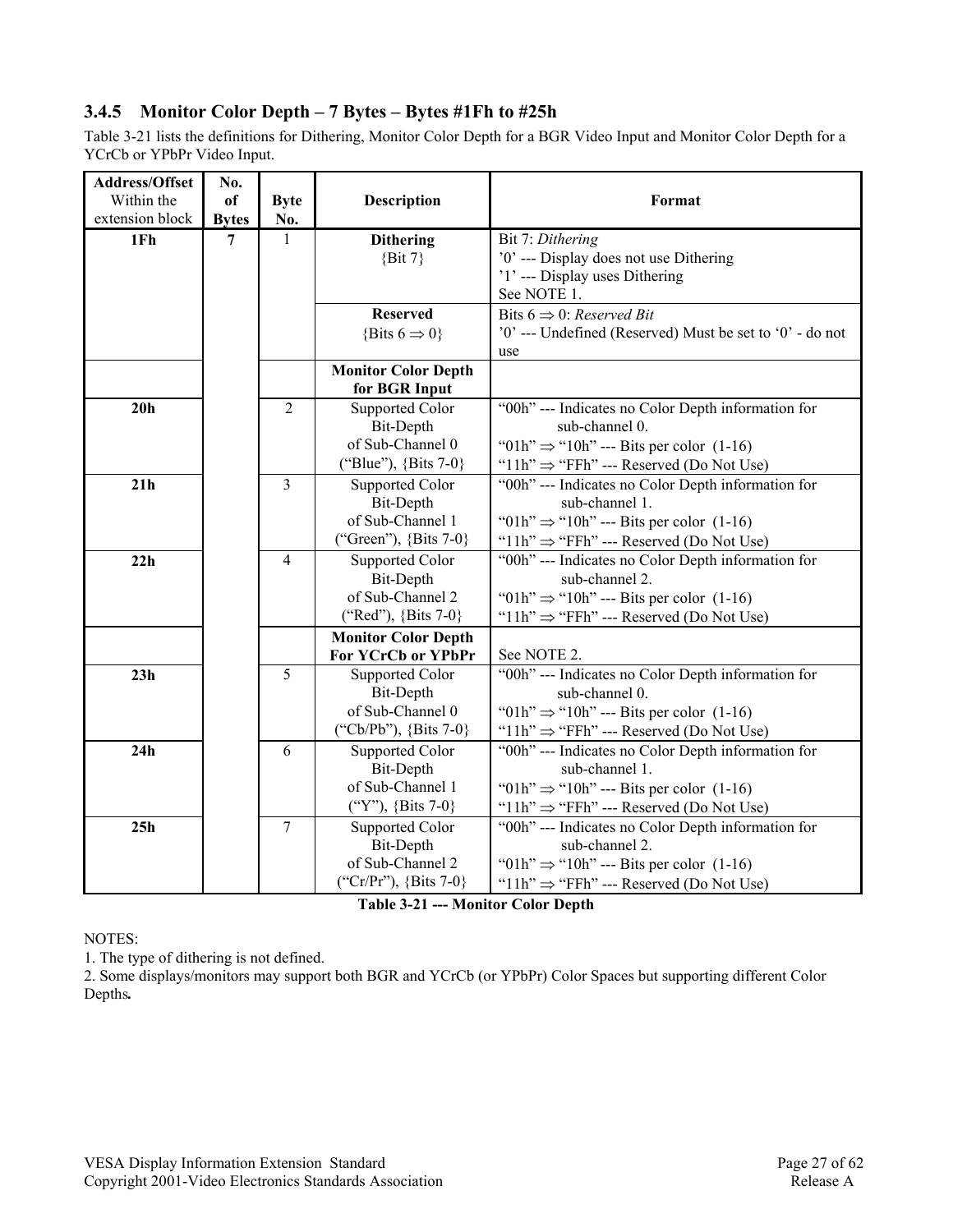### 3.4.5 Monitor Color Depth – 7 Bytes – Bytes #1Fh to #25h

Table 3-21 lists the definitions for Dithering, Monitor Color Depth for a BGR Video Input and Monitor Color Depth for a YCrCb or YPbPr Video Input.

| **Address/Offset** Within the extension block | **No. of Bytes** | **Byte No.** | **Description** | **Format** |
|---|---|---|---|---|
| **1Fh** | **7** | 1 | **Dithering** {Bit 7} | Bit 7: *Dithering*<br>'0' --- Display does not use Dithering<br>'1' --- Display uses Dithering<br>See NOTE 1. |
| | | | **Reserved** {Bits 6 ⇒ 0} | Bits 6 ⇒ 0: *Reserved Bit*<br>'0' --- Undefined (Reserved) Must be set to '0' - do not use |
| | | | **Monitor Color Depth for BGR Input** | |
| **20h** | | 2 | Supported Color Bit-Depth of Sub-Channel 0 ("Blue"), {Bits 7-0} | "00h" --- Indicates no Color Depth information for sub-channel 0.<br>"01h" ⇒ "10h" --- Bits per color (1-16)<br>"11h" ⇒ "FFh" --- Reserved (Do Not Use) |
| **21h** | | 3 | Supported Color Bit-Depth of Sub-Channel 1 ("Green"), {Bits 7-0} | "00h" --- Indicates no Color Depth information for sub-channel 1.<br>"01h" ⇒ "10h" --- Bits per color (1-16)<br>"11h" ⇒ "FFh" --- Reserved (Do Not Use) |
| **22h** | | 4 | Supported Color Bit-Depth of Sub-Channel 2 ("Red"), {Bits 7-0} | "00h" --- Indicates no Color Depth information for sub-channel 2.<br>"01h" ⇒ "10h" --- Bits per color (1-16)<br>"11h" ⇒ "FFh" --- Reserved (Do Not Use) |
| | | | **Monitor Color Depth For YCrCb or YPbPr** | See NOTE 2. |
| **23h** | | 5 | Supported Color Bit-Depth of Sub-Channel 0 ("Cb/Pb"), {Bits 7-0} | "00h" --- Indicates no Color Depth information for sub-channel 0.<br>"01h" ⇒ "10h" --- Bits per color (1-16)<br>"11h" ⇒ "FFh" --- Reserved (Do Not Use) |
| **24h** | | 6 | Supported Color Bit-Depth of Sub-Channel 1 ("Y"), {Bits 7-0} | "00h" --- Indicates no Color Depth information for sub-channel 1.<br>"01h" ⇒ "10h" --- Bits per color (1-16)<br>"11h" ⇒ "FFh" --- Reserved (Do Not Use) |
| **25h** | | 7 | Supported Color Bit-Depth of Sub-Channel 2 ("Cr/Pr"), {Bits 7-0} | "00h" --- Indicates no Color Depth information for sub-channel 2.<br>"01h" ⇒ "10h" --- Bits per color (1-16)<br>"11h" ⇒ "FFh" --- Reserved (Do Not Use) |

**Table 3-21 --- Monitor Color Depth**

NOTES:

1. The type of dithering is not defined.
2. Some displays/monitors may support both BGR and YCrCb (or YPbPr) Color Spaces but supporting different Color Depths.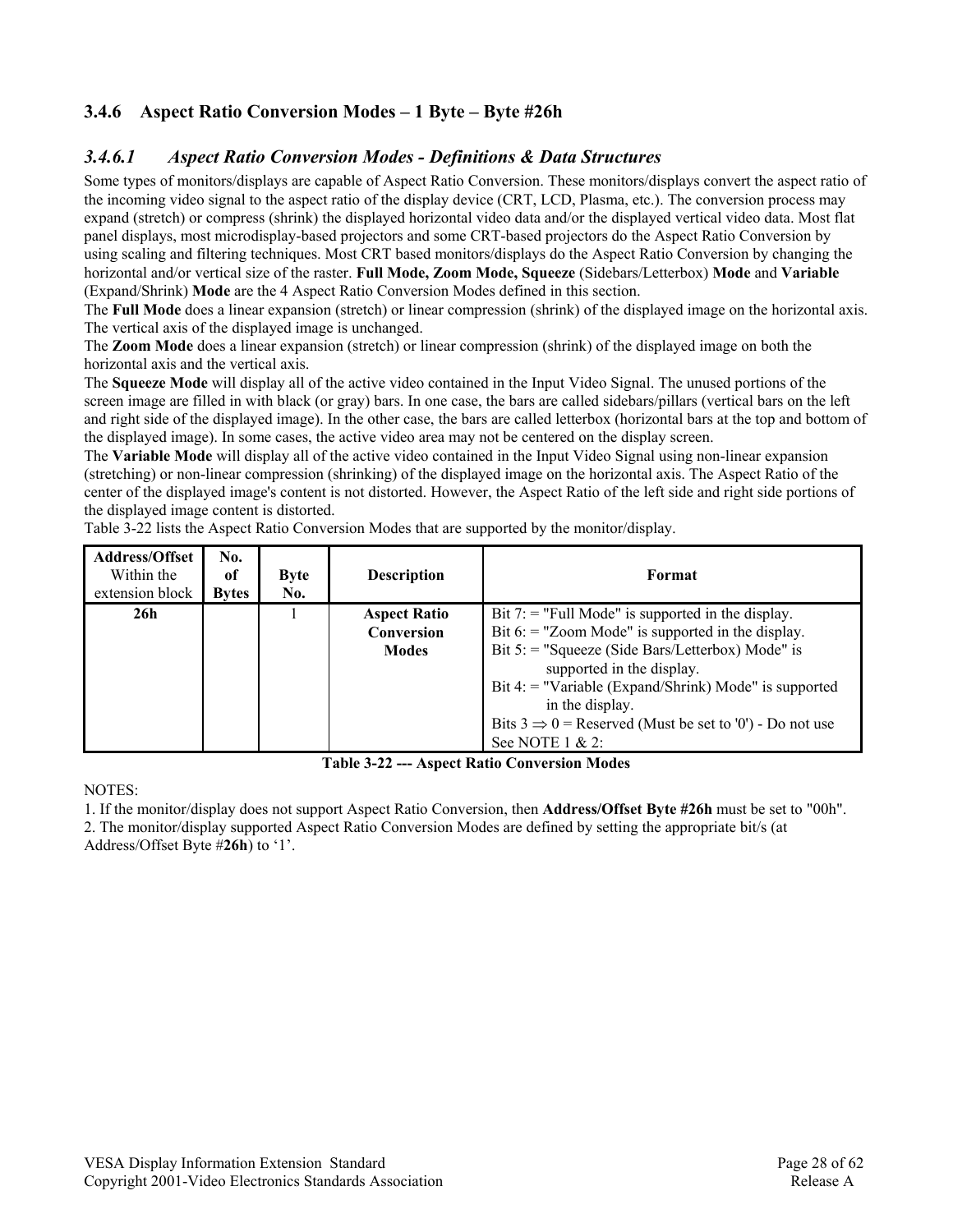### 3.4.6 Aspect Ratio Conversion Modes – 1 Byte – Byte #26h

#### *3.4.6.1 Aspect Ratio Conversion Modes - Definitions & Data Structures*

Some types of monitors/displays are capable of Aspect Ratio Conversion. These monitors/displays convert the aspect ratio of the incoming video signal to the aspect ratio of the display device (CRT, LCD, Plasma, etc.). The conversion process may expand (stretch) or compress (shrink) the displayed horizontal video data and/or the displayed vertical video data. Most flat panel displays, most microdisplay-based projectors and some CRT-based projectors do the Aspect Ratio Conversion by using scaling and filtering techniques. Most CRT based monitors/displays do the Aspect Ratio Conversion by changing the horizontal and/or vertical size of the raster. **Full Mode, Zoom Mode, Squeeze** (Sidebars/Letterbox) **Mode** and **Variable** (Expand/Shrink) **Mode** are the 4 Aspect Ratio Conversion Modes defined in this section.

The **Full Mode** does a linear expansion (stretch) or linear compression (shrink) of the displayed image on the horizontal axis. The vertical axis of the displayed image is unchanged.

The **Zoom Mode** does a linear expansion (stretch) or linear compression (shrink) of the displayed image on both the horizontal axis and the vertical axis.

The **Squeeze Mode** will display all of the active video contained in the Input Video Signal. The unused portions of the screen image are filled in with black (or gray) bars. In one case, the bars are called sidebars/pillars (vertical bars on the left and right side of the displayed image). In the other case, the bars are called letterbox (horizontal bars at the top and bottom of the displayed image). In some cases, the active video area may not be centered on the display screen.

The **Variable Mode** will display all of the active video contained in the Input Video Signal using non-linear expansion (stretching) or non-linear compression (shrinking) of the displayed image on the horizontal axis. The Aspect Ratio of the center of the displayed image's content is not distorted. However, the Aspect Ratio of the left side and right side portions of the displayed image content is distorted.

Table 3-22 lists the Aspect Ratio Conversion Modes that are supported by the monitor/display.

| **Address/Offset** Within the extension block | **No. of Bytes** | **Byte No.** | **Description** | **Format** |
|---|---|---|---|---|
| **26h** | | 1 | **Aspect Ratio Conversion Modes** | Bit 7: = "Full Mode" is supported in the display.<br>Bit 6: = "Zoom Mode" is supported in the display.<br>Bit 5: = "Squeeze (Side Bars/Letterbox) Mode" is supported in the display.<br>Bit 4: = "Variable (Expand/Shrink) Mode" is supported in the display.<br>Bits 3 $\Rightarrow$ 0 = Reserved (Must be set to '0') - Do not use<br>See NOTE 1 & 2: |

**Table 3-22 --- Aspect Ratio Conversion Modes**

NOTES:

1. If the monitor/display does not support Aspect Ratio Conversion, then **Address/Offset Byte #26h** must be set to "00h".
2. The monitor/display supported Aspect Ratio Conversion Modes are defined by setting the appropriate bit/s (at Address/Offset Byte #**26h**) to '1'.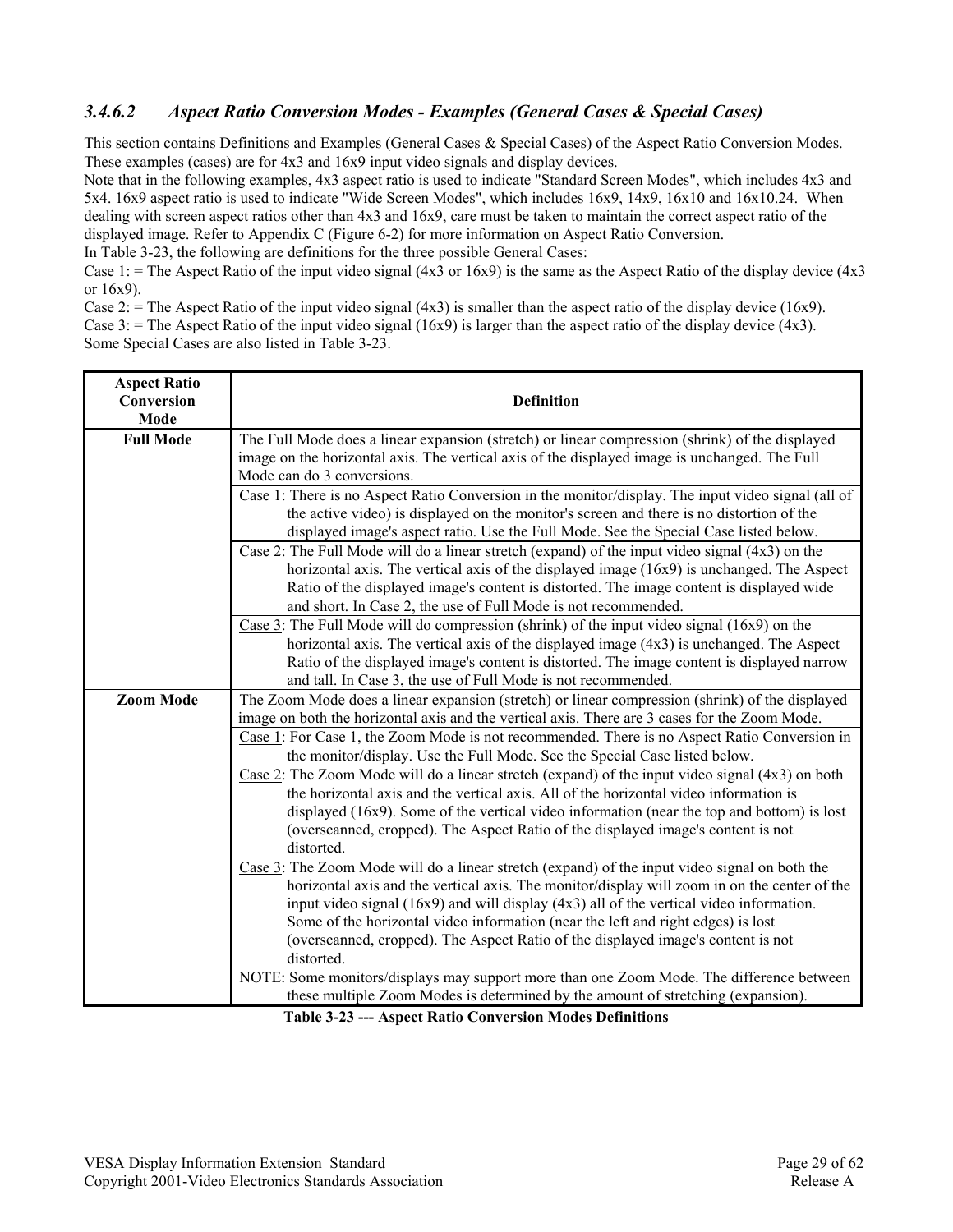### 3.4.6.2 Aspect Ratio Conversion Modes - Examples (General Cases & Special Cases)

This section contains Definitions and Examples (General Cases & Special Cases) of the Aspect Ratio Conversion Modes. These examples (cases) are for 4x3 and 16x9 input video signals and display devices.

Note that in the following examples, 4x3 aspect ratio is used to indicate "Standard Screen Modes", which includes 4x3 and 5x4. 16x9 aspect ratio is used to indicate "Wide Screen Modes", which includes 16x9, 14x9, 16x10 and 16x10.24. When dealing with screen aspect ratios other than 4x3 and 16x9, care must be taken to maintain the correct aspect ratio of the displayed image. Refer to Appendix C (Figure 6-2) for more information on Aspect Ratio Conversion.

In Table 3-23, the following are definitions for the three possible General Cases:

Case 1: = The Aspect Ratio of the input video signal (4x3 or 16x9) is the same as the Aspect Ratio of the display device (4x3 or 16x9).

Case 2: = The Aspect Ratio of the input video signal (4x3) is smaller than the aspect ratio of the display device (16x9).

Case 3: = The Aspect Ratio of the input video signal (16x9) is larger than the aspect ratio of the display device (4x3).

Some Special Cases are also listed in Table 3-23.

| Aspect Ratio Conversion Mode | Definition |
|---|---|
| **Full Mode** | The Full Mode does a linear expansion (stretch) or linear compression (shrink) of the displayed image on the horizontal axis. The vertical axis of the displayed image is unchanged. The Full Mode can do 3 conversions. |
| | Case 1: There is no Aspect Ratio Conversion in the monitor/display. The input video signal (all of the active video) is displayed on the monitor's screen and there is no distortion of the displayed image's aspect ratio. Use the Full Mode. See the Special Case listed below. |
| | Case 2: The Full Mode will do a linear stretch (expand) of the input video signal (4x3) on the horizontal axis. The vertical axis of the displayed image (16x9) is unchanged. The Aspect Ratio of the displayed image's content is distorted. The image content is displayed wide and short. In Case 2, the use of Full Mode is not recommended. |
| | Case 3: The Full Mode will do compression (shrink) of the input video signal (16x9) on the horizontal axis. The vertical axis of the displayed image (4x3) is unchanged. The Aspect Ratio of the displayed image's content is distorted. The image content is displayed narrow and tall. In Case 3, the use of Full Mode is not recommended. |
| **Zoom Mode** | The Zoom Mode does a linear expansion (stretch) or linear compression (shrink) of the displayed image on both the horizontal axis and the vertical axis. There are 3 cases for the Zoom Mode. |
| | Case 1: For Case 1, the Zoom Mode is not recommended. There is no Aspect Ratio Conversion in the monitor/display. Use the Full Mode. See the Special Case listed below. |
| | Case 2: The Zoom Mode will do a linear stretch (expand) of the input video signal (4x3) on both the horizontal axis and the vertical axis. All of the horizontal video information is displayed (16x9). Some of the vertical video information (near the top and bottom) is lost (overscanned, cropped). The Aspect Ratio of the displayed image's content is not distorted. |
| | Case 3: The Zoom Mode will do a linear stretch (expand) of the input video signal on both the horizontal axis and the vertical axis. The monitor/display will zoom in on the center of the input video signal (16x9) and will display (4x3) all of the vertical video information. Some of the horizontal video information (near the left and right edges) is lost (overscanned, cropped). The Aspect Ratio of the displayed image's content is not distorted. |
| | NOTE: Some monitors/displays may support more than one Zoom Mode. The difference between these multiple Zoom Modes is determined by the amount of stretching (expansion). |

**Table 3-23 --- Aspect Ratio Conversion Modes Definitions**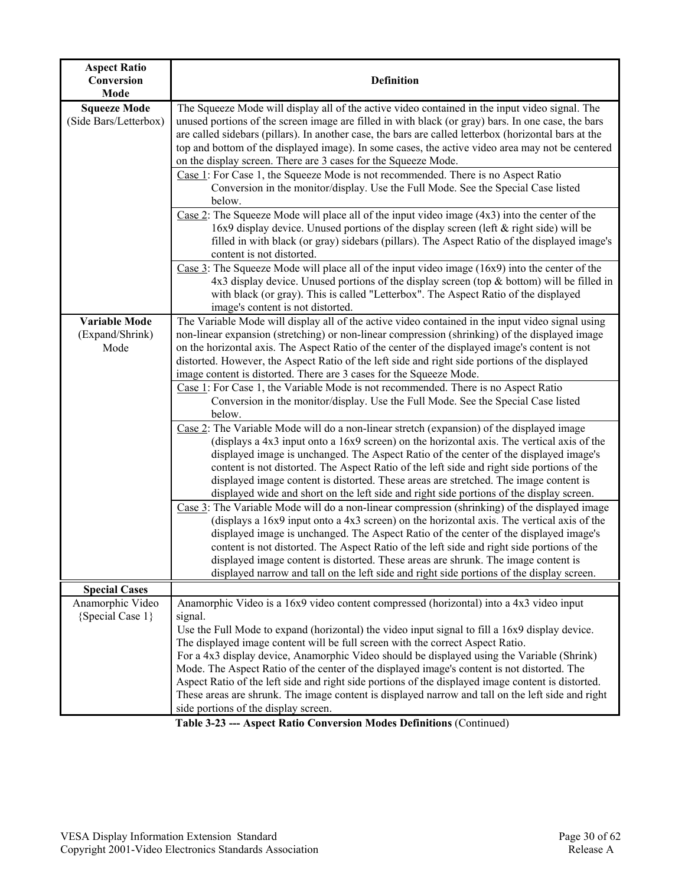| Aspect Ratio Conversion Mode | Definition |
|---|---|
| **Squeeze Mode** (Side Bars/Letterbox) | The Squeeze Mode will display all of the active video contained in the input video signal. The unused portions of the screen image are filled in with black (or gray) bars. In one case, the bars are called sidebars (pillars). In another case, the bars are called letterbox (horizontal bars at the top and bottom of the displayed image). In some cases, the active video area may not be centered on the display screen. There are 3 cases for the Squeeze Mode. |
| | Case 1: For Case 1, the Squeeze Mode is not recommended. There is no Aspect Ratio Conversion in the monitor/display. Use the Full Mode. See the Special Case listed below. |
| | Case 2: The Squeeze Mode will place all of the input video image (4x3) into the center of the 16x9 display device. Unused portions of the display screen (left & right side) will be filled in with black (or gray) sidebars (pillars). The Aspect Ratio of the displayed image's content is not distorted. |
| | Case 3: The Squeeze Mode will place all of the input video image (16x9) into the center of the 4x3 display device. Unused portions of the display screen (top & bottom) will be filled in with black (or gray). This is called "Letterbox". The Aspect Ratio of the displayed image's content is not distorted. |
| **Variable Mode** (Expand/Shrink) Mode | The Variable Mode will display all of the active video contained in the input video signal using non-linear expansion (stretching) or non-linear compression (shrinking) of the displayed image on the horizontal axis. The Aspect Ratio of the center of the displayed image's content is not distorted. However, the Aspect Ratio of the left side and right side portions of the displayed image content is distorted. There are 3 cases for the Squeeze Mode. |
| | Case 1: For Case 1, the Variable Mode is not recommended. There is no Aspect Ratio Conversion in the monitor/display. Use the Full Mode. See the Special Case listed below. |
| | Case 2: The Variable Mode will do a non-linear stretch (expansion) of the displayed image (displays a 4x3 input onto a 16x9 screen) on the horizontal axis. The vertical axis of the displayed image is unchanged. The Aspect Ratio of the center of the displayed image's content is not distorted. The Aspect Ratio of the left side and right side portions of the displayed image content is distorted. These areas are stretched. The image content is displayed wide and short on the left side and right side portions of the display screen. |
| | Case 3: The Variable Mode will do a non-linear compression (shrinking) of the displayed image (displays a 16x9 input onto a 4x3 screen) on the horizontal axis. The vertical axis of the displayed image is unchanged. The Aspect Ratio of the center of the displayed image's content is not distorted. The Aspect Ratio of the left side and right side portions of the displayed image content is distorted. These areas are shrunk. The image content is displayed narrow and tall on the left side and right side portions of the display screen. |
| **Special Cases** | |
| Anamorphic Video {Special Case 1} | Anamorphic Video is a 16x9 video content compressed (horizontal) into a 4x3 video input signal. Use the Full Mode to expand (horizontal) the video input signal to fill a 16x9 display device. The displayed image content will be full screen with the correct Aspect Ratio. For a 4x3 display device, Anamorphic Video should be displayed using the Variable (Shrink) Mode. The Aspect Ratio of the center of the displayed image's content is not distorted. The Aspect Ratio of the left side and right side portions of the displayed image content is distorted. These areas are shrunk. The image content is displayed narrow and tall on the left side and right side portions of the display screen. |

**Table 3-23 --- Aspect Ratio Conversion Modes Definitions** (Continued)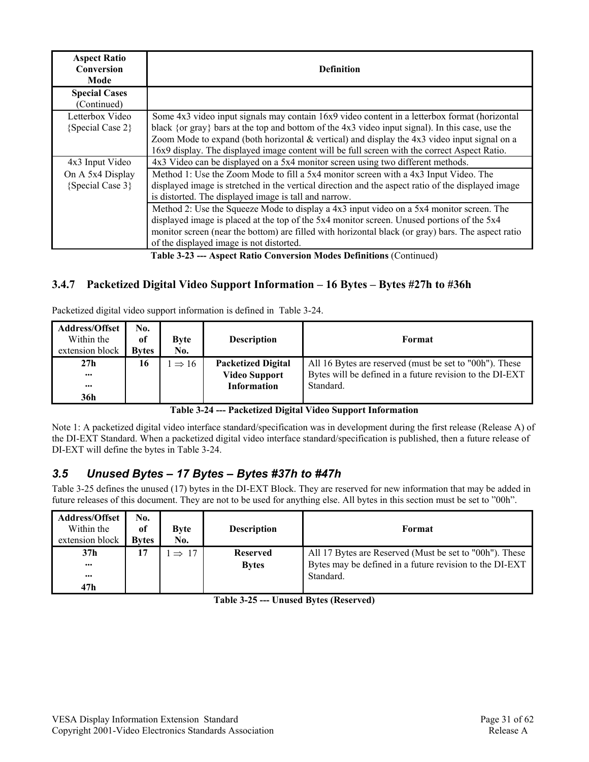| **Aspect Ratio Conversion Mode** | **Definition** |
|---|---|
| **Special Cases** (Continued) | |
| Letterbox Video {Special Case 2} | Some 4x3 video input signals may contain 16x9 video content in a letterbox format (horizontal black {or gray} bars at the top and bottom of the 4x3 video input signal). In this case, use the Zoom Mode to expand (both horizontal & vertical) and display the 4x3 video input signal on a 16x9 display. The displayed image content will be full screen with the correct Aspect Ratio. |
| 4x3 Input Video On A 5x4 Display {Special Case 3} | 4x3 Video can be displayed on a 5x4 monitor screen using two different methods. |
| | Method 1: Use the Zoom Mode to fill a 5x4 monitor screen with a 4x3 Input Video. The displayed image is stretched in the vertical direction and the aspect ratio of the displayed image is distorted. The displayed image is tall and narrow. |
| | Method 2: Use the Squeeze Mode to display a 4x3 input video on a 5x4 monitor screen. The displayed image is placed at the top of the 5x4 monitor screen. Unused portions of the 5x4 monitor screen (near the bottom) are filled with horizontal black (or gray) bars. The aspect ratio of the displayed image is not distorted. |

**Table 3-23 --- Aspect Ratio Conversion Modes Definitions** (Continued)

### 3.4.7 Packetized Digital Video Support Information – 16 Bytes – Bytes #27h to #36h

Packetized digital video support information is defined in Table 3-24.

| **Address/Offset** Within the extension block | **No. of Bytes** | **Byte No.** | **Description** | **Format** |
|---|---|---|---|---|
| **27h ... ... 36h** | **16** | 1 ⇒ 16 | **Packetized Digital Video Support Information** | All 16 Bytes are reserved (must be set to "00h"). These Bytes will be defined in a future revision to the DI-EXT Standard. |

**Table 3-24 --- Packetized Digital Video Support Information**

Note 1: A packetized digital video interface standard/specification was in development during the first release (Release A) of the DI-EXT Standard. When a packetized digital video interface standard/specification is published, then a future release of DI-EXT will define the bytes in Table 3-24.

## *3.5 Unused Bytes – 17 Bytes – Bytes #37h to #47h*

Table 3-25 defines the unused (17) bytes in the DI-EXT Block. They are reserved for new information that may be added in future releases of this document. They are not to be used for anything else. All bytes in this section must be set to "00h".

| **Address/Offset** Within the extension block | **No. of Bytes** | **Byte No.** | **Description** | **Format** |
|---|---|---|---|---|
| **37h ... ... 47h** | **17** | 1 ⇒ 17 | **Reserved Bytes** | All 17 Bytes are Reserved (Must be set to "00h"). These Bytes may be defined in a future revision to the DI-EXT Standard. |

**Table 3-25 --- Unused Bytes (Reserved)**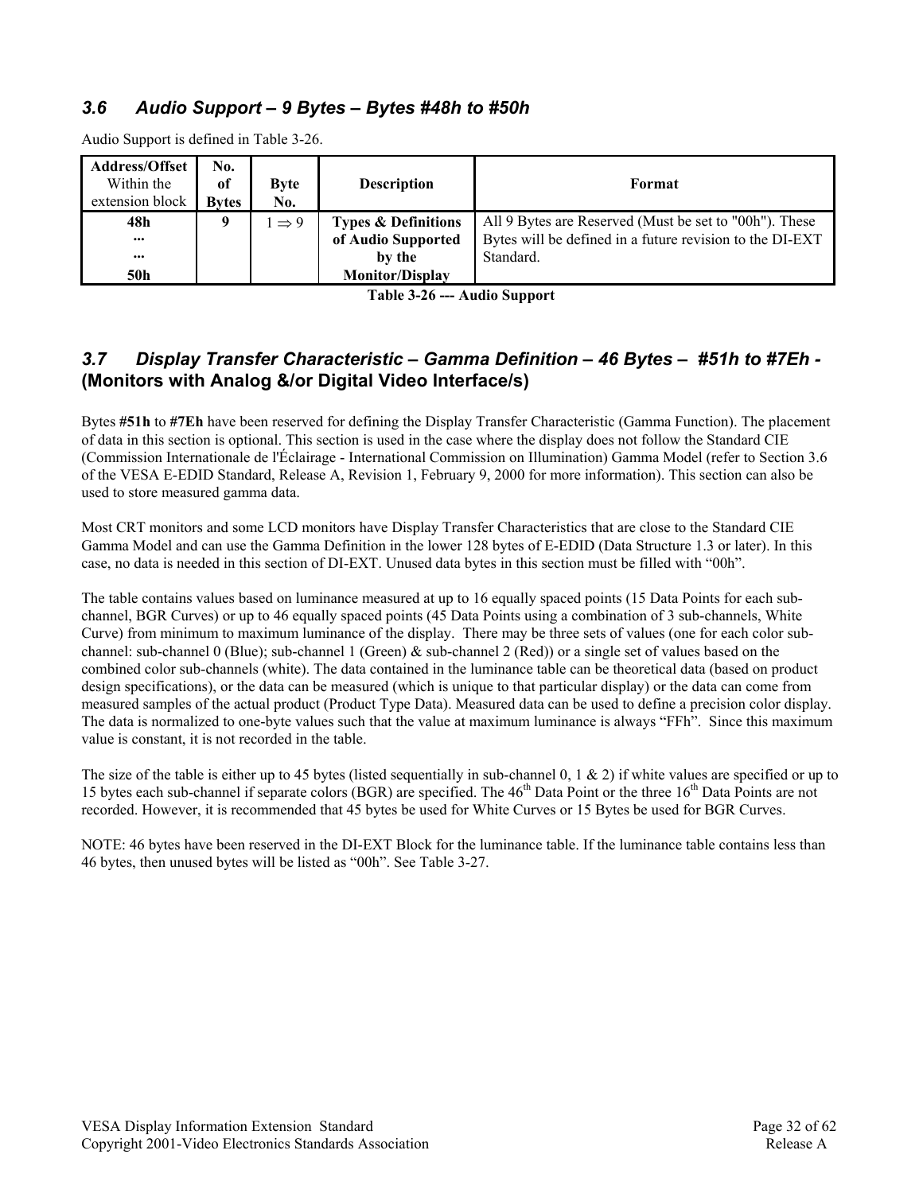### *3.6 Audio Support – 9 Bytes – Bytes #48h to #50h*

Audio Support is defined in Table 3-26.

| **Address/Offset** Within the extension block | **No. of Bytes** | **Byte No.** | **Description** | **Format** |
|---|---|---|---|---|
| **48h ... ... 50h** | **9** | 1 ⇒ 9 | **Types & Definitions of Audio Supported by the Monitor/Display** | All 9 Bytes are Reserved (Must be set to "00h"). These Bytes will be defined in a future revision to the DI-EXT Standard. |

**Table 3-26 --- Audio Support**

### *3.7 Display Transfer Characteristic – Gamma Definition – 46 Bytes – #51h to #7Eh -* **(Monitors with Analog &/or Digital Video Interface/s)**

Bytes **#51h** to **#7Eh** have been reserved for defining the Display Transfer Characteristic (Gamma Function). The placement of data in this section is optional. This section is used in the case where the display does not follow the Standard CIE (Commission Internationale de l'Éclairage - International Commission on Illumination) Gamma Model (refer to Section 3.6 of the VESA E-EDID Standard, Release A, Revision 1, February 9, 2000 for more information). This section can also be used to store measured gamma data.

Most CRT monitors and some LCD monitors have Display Transfer Characteristics that are close to the Standard CIE Gamma Model and can use the Gamma Definition in the lower 128 bytes of E-EDID (Data Structure 1.3 or later). In this case, no data is needed in this section of DI-EXT. Unused data bytes in this section must be filled with "00h".

The table contains values based on luminance measured at up to 16 equally spaced points (15 Data Points for each sub-channel, BGR Curves) or up to 46 equally spaced points (45 Data Points using a combination of 3 sub-channels, White Curve) from minimum to maximum luminance of the display. There may be three sets of values (one for each color sub-channel: sub-channel 0 (Blue); sub-channel 1 (Green) & sub-channel 2 (Red)) or a single set of values based on the combined color sub-channels (white). The data contained in the luminance table can be theoretical data (based on product design specifications), or the data can be measured (which is unique to that particular display) or the data can come from measured samples of the actual product (Product Type Data). Measured data can be used to define a precision color display. The data is normalized to one-byte values such that the value at maximum luminance is always "FFh". Since this maximum value is constant, it is not recorded in the table.

The size of the table is either up to 45 bytes (listed sequentially in sub-channel 0, 1 & 2) if white values are specified or up to 15 bytes each sub-channel if separate colors (BGR) are specified. The 46$^{th}$ Data Point or the three 16$^{th}$ Data Points are not recorded. However, it is recommended that 45 bytes be used for White Curves or 15 Bytes be used for BGR Curves.

NOTE: 46 bytes have been reserved in the DI-EXT Block for the luminance table. If the luminance table contains less than 46 bytes, then unused bytes will be listed as "00h". See Table 3-27.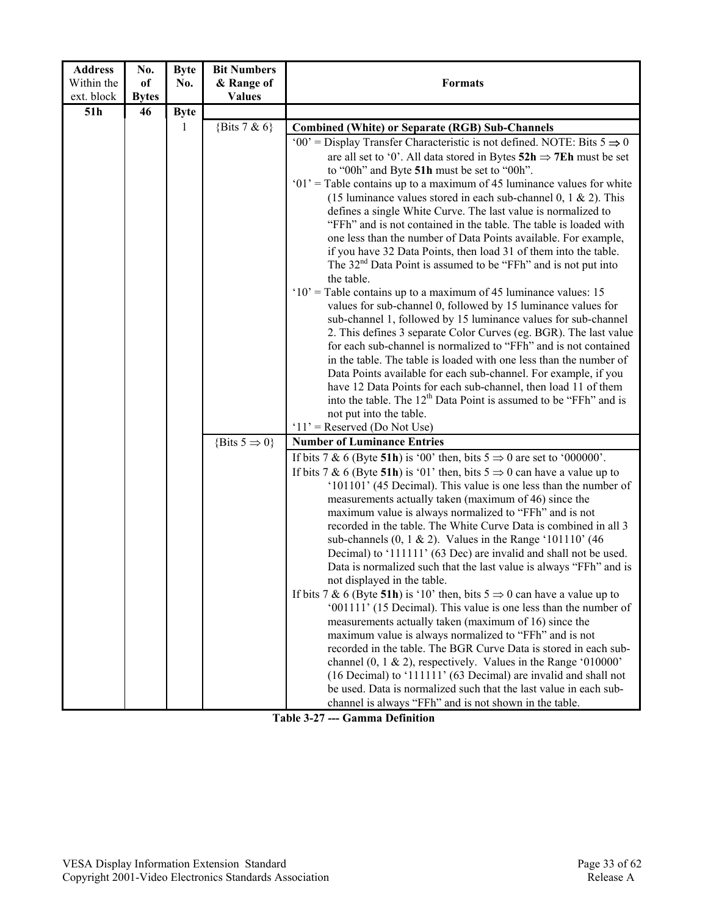| Address Within the ext. block | No. of Bytes | Byte No. | Bit Numbers & Range of Values | Formats |
|---|---|---|---|---|
| **51h** | **46** | **Byte** | | |
| | | 1 | {Bits 7 & 6} | **Combined (White) or Separate (RGB) Sub-Channels** |
| | | | | '00' = Display Transfer Characteristic is not defined. NOTE: Bits 5 ⇒ 0 are all set to '0'. All data stored in Bytes **52h** ⇒ **7Eh** must be set to "00h" and Byte **51h** must be set to "00h".<br>'01' = Table contains up to a maximum of 45 luminance values for white (15 luminance values stored in each sub-channel 0, 1 & 2). This defines a single White Curve. The last value is normalized to "FFh" and is not contained in the table. The table is loaded with one less than the number of Data Points available. For example, if you have 32 Data Points, then load 31 of them into the table. The 32nd Data Point is assumed to be "FFh" and is not put into the table.<br>'10' = Table contains up to a maximum of 45 luminance values: 15 values for sub-channel 0, followed by 15 luminance values for sub-channel 1, followed by 15 luminance values for sub-channel 2. This defines 3 separate Color Curves (eg. BGR). The last value for each sub-channel is normalized to "FFh" and is not contained in the table. The table is loaded with one less than the number of Data Points available for each sub-channel. For example, if you have 12 Data Points for each sub-channel, then load 11 of them into the table. The 12th Data Point is assumed to be "FFh" and is not put into the table.<br>'11' = Reserved (Do Not Use) |
| | | | {Bits 5 ⇒ 0} | **Number of Luminance Entries** |
| | | | | If bits 7 & 6 (Byte **51h**) is '00' then, bits 5 ⇒ 0 are set to '000000'.<br>If bits 7 & 6 (Byte **51h**) is '01' then, bits 5 ⇒ 0 can have a value up to '101101' (45 Decimal). This value is one less than the number of measurements actually taken (maximum of 46) since the maximum value is always normalized to "FFh" and is not recorded in the table. The White Curve Data is combined in all 3 sub-channels (0, 1 & 2). Values in the Range '101110' (46 Decimal) to '111111' (63 Dec) are invalid and shall not be used. Data is normalized such that the last value is always "FFh" and is not displayed in the table.<br>If bits 7 & 6 (Byte **51h**) is '10' then, bits 5 ⇒ 0 can have a value up to '001111' (15 Decimal). This value is one less than the number of measurements actually taken (maximum of 16) since the maximum value is always normalized to "FFh" and is not recorded in the table. The BGR Curve Data is stored in each sub-channel (0, 1 & 2), respectively. Values in the Range '010000' (16 Decimal) to '111111' (63 Decimal) are invalid and shall not be used. Data is normalized such that the last value in each sub-channel is always "FFh" and is not shown in the table. |

**Table 3-27 --- Gamma Definition**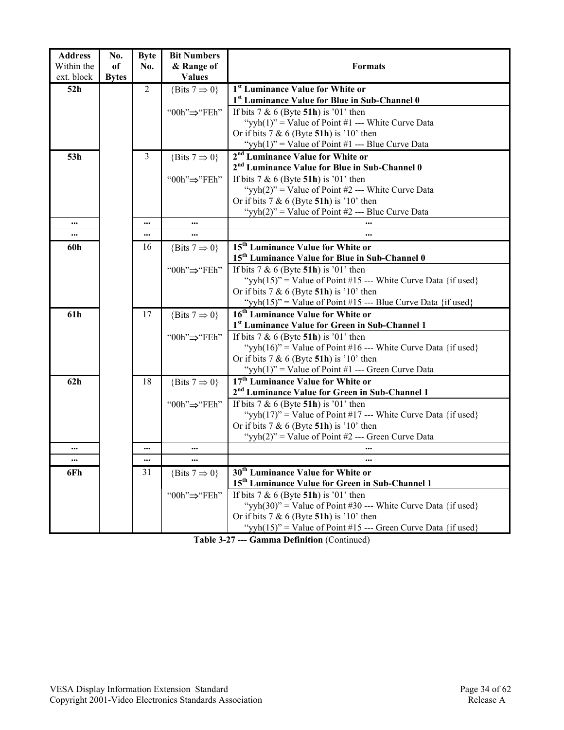| Address Within the ext. block | No. of Bytes | Byte No. | Bit Numbers & Range of Values | Formats |
|---|---|---|---|---|
| **52h** | | 2 | {Bits 7 ⇒ 0} | **1st Luminance Value for White or 1st Luminance Value for Blue in Sub-Channel 0** |
| | | | "00h"⇒"FEh" | If bits 7 & 6 (Byte **51h**) is '01' then "yyh(1)" = Value of Point #1 --- White Curve Data Or if bits 7 & 6 (Byte **51h**) is '10' then "yyh(1)" = Value of Point #1 --- Blue Curve Data |
| **53h** | | 3 | {Bits 7 ⇒ 0} | **2nd Luminance Value for White or 2nd Luminance Value for Blue in Sub-Channel 0** |
| | | | "00h"⇒"FEh" | If bits 7 & 6 (Byte **51h**) is '01' then "yyh(2)" = Value of Point #2 --- White Curve Data Or if bits 7 & 6 (Byte **51h**) is '10' then "yyh(2)" = Value of Point #2 --- Blue Curve Data |
| ... | | ... | ... | ... |
| ... | | ... | ... | ... |
| **60h** | | 16 | {Bits 7 ⇒ 0} | **15th Luminance Value for White or 15th Luminance Value for Blue in Sub-Channel 0** |
| | | | "00h"⇒"FEh" | If bits 7 & 6 (Byte **51h**) is '01' then "yyh(15)" = Value of Point #15 --- White Curve Data {if used} Or if bits 7 & 6 (Byte **51h**) is '10' then "yyh(15)" = Value of Point #15 --- Blue Curve Data {if used} |
| **61h** | | 17 | {Bits 7 ⇒ 0} | **16th Luminance Value for White or 1st Luminance Value for Green in Sub-Channel 1** |
| | | | "00h"⇒"FEh" | If bits 7 & 6 (Byte **51h**) is '01' then "yyh(16)" = Value of Point #16 --- White Curve Data {if used} Or if bits 7 & 6 (Byte **51h**) is '10' then "yyh(1)" = Value of Point #1 --- Green Curve Data |
| **62h** | | 18 | {Bits 7 ⇒ 0} | **17th Luminance Value for White or 2nd Luminance Value for Green in Sub-Channel 1** |
| | | | "00h"⇒"FEh" | If bits 7 & 6 (Byte **51h**) is '01' then "yyh(17)" = Value of Point #17 --- White Curve Data {if used} Or if bits 7 & 6 (Byte **51h**) is '10' then "yyh(2)" = Value of Point #2 --- Green Curve Data |
| ... | | ... | ... | ... |
| ... | | ... | ... | ... |
| **6Fh** | | 31 | {Bits 7 ⇒ 0} | **30th Luminance Value for White or 15th Luminance Value for Green in Sub-Channel 1** |
| | | | "00h"⇒"FEh" | If bits 7 & 6 (Byte **51h**) is '01' then "yyh(30)" = Value of Point #30 --- White Curve Data {if used} Or if bits 7 & 6 (Byte **51h**) is '10' then "yyh(15)" = Value of Point #15 --- Green Curve Data {if used} |

**Table 3-27 --- Gamma Definition** (Continued)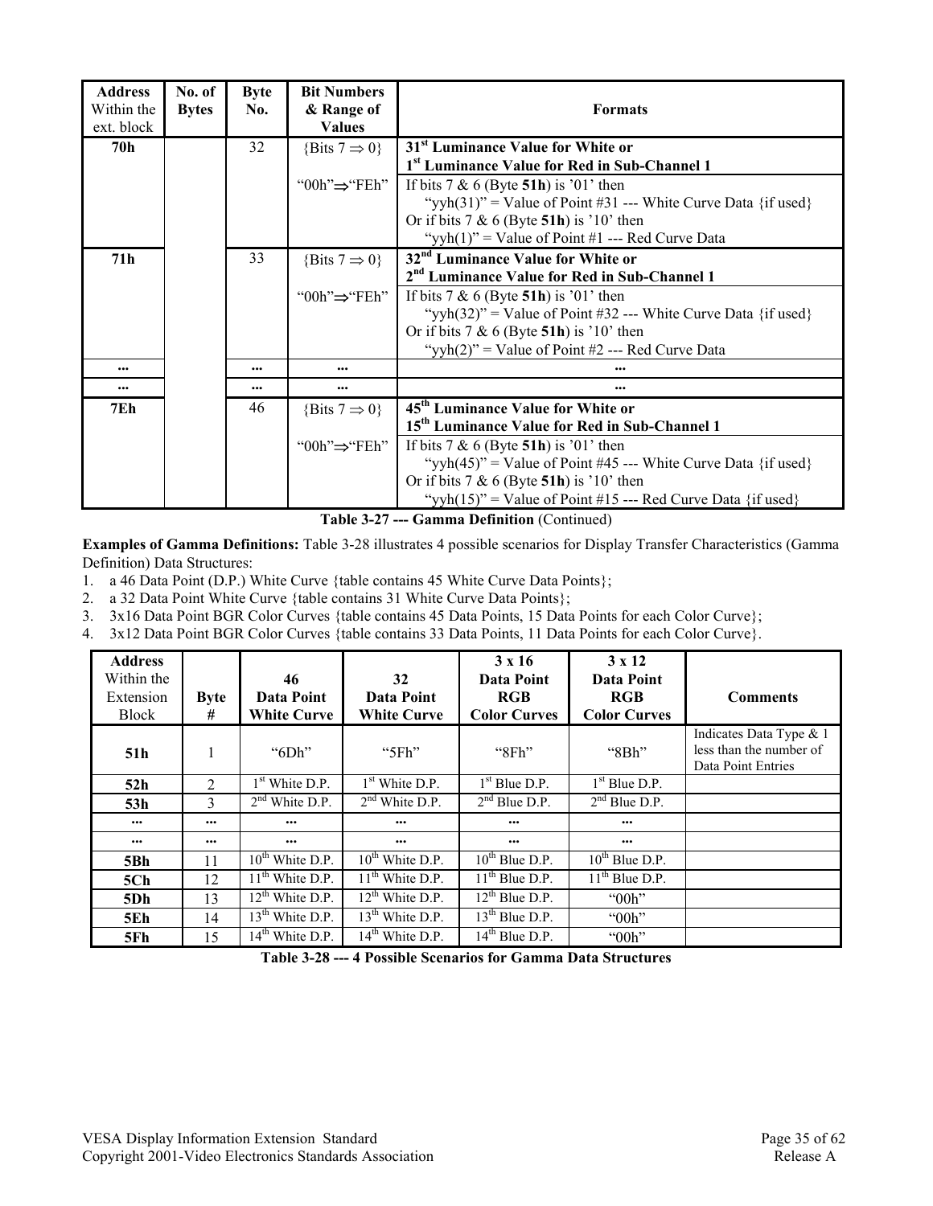| **Address** Within the ext. block | **No. of Bytes** | **Byte No.** | **Bit Numbers & Range of Values** | **Formats** |
|---|---|---|---|---|
| **70h** | | 32 | {Bits 7 ⇒ 0} | **31st Luminance Value for White or 1st Luminance Value for Red in Sub-Channel 1** |
| | | | "00h"⇒"FEh" | If bits 7 & 6 (Byte **51h**) is '01' then "yyh(31)" = Value of Point #31 --- White Curve Data {if used} Or if bits 7 & 6 (Byte **51h**) is '10' then "yyh(1)" = Value of Point #1 --- Red Curve Data |
| **71h** | | 33 | {Bits 7 ⇒ 0} | **32nd Luminance Value for White or 2nd Luminance Value for Red in Sub-Channel 1** |
| | | | "00h"⇒"FEh" | If bits 7 & 6 (Byte **51h**) is '01' then "yyh(32)" = Value of Point #32 --- White Curve Data {if used} Or if bits 7 & 6 (Byte **51h**) is '10' then "yyh(2)" = Value of Point #2 --- Red Curve Data |
| ... | | ... | ... | ... |
| ... | | ... | ... | ... |
| **7Eh** | | 46 | {Bits 7 ⇒ 0} | **45th Luminance Value for White or 15th Luminance Value for Red in Sub-Channel 1** |
| | | | "00h"⇒"FEh" | If bits 7 & 6 (Byte **51h**) is '01' then "yyh(45)" = Value of Point #45 --- White Curve Data {if used} Or if bits 7 & 6 (Byte **51h**) is '10' then "yyh(15)" = Value of Point #15 --- Red Curve Data {if used} |

**Table 3-27 --- Gamma Definition** (Continued)

**Examples of Gamma Definitions:** Table 3-28 illustrates 4 possible scenarios for Display Transfer Characteristics (Gamma Definition) Data Structures:

1. a 46 Data Point (D.P.) White Curve {table contains 45 White Curve Data Points};
2. a 32 Data Point White Curve {table contains 31 White Curve Data Points};
3. 3x16 Data Point BGR Color Curves {table contains 45 Data Points, 15 Data Points for each Color Curve};
4. 3x12 Data Point BGR Color Curves {table contains 33 Data Points, 11 Data Points for each Color Curve}.

| **Address** Within the Extension Block | **Byte #** | **46 Data Point White Curve** | **32 Data Point White Curve** | **3 x 16 Data Point RGB Color Curves** | **3 x 12 Data Point RGB Color Curves** | **Comments** |
|---|---|---|---|---|---|---|
| **51h** | 1 | "6Dh" | "5Fh" | "8Fh" | "8Bh" | Indicates Data Type & 1 less than the number of Data Point Entries |
| **52h** | 2 | 1st White D.P. | 1st White D.P. | 1st Blue D.P. | 1st Blue D.P. | |
| **53h** | 3 | 2nd White D.P. | 2nd White D.P. | 2nd Blue D.P. | 2nd Blue D.P. | |
| ... | ... | ... | ... | ... | ... | |
| ... | ... | ... | ... | ... | ... | |
| **5Bh** | 11 | 10th White D.P. | 10th White D.P. | 10th Blue D.P. | 10th Blue D.P. | |
| **5Ch** | 12 | 11th White D.P. | 11th White D.P. | 11th Blue D.P. | 11th Blue D.P. | |
| **5Dh** | 13 | 12th White D.P. | 12th White D.P. | 12th Blue D.P. | "00h" | |
| **5Eh** | 14 | 13th White D.P. | 13th White D.P. | 13th Blue D.P. | "00h" | |
| **5Fh** | 15 | 14th White D.P. | 14th White D.P. | 14th Blue D.P. | "00h" | |

**Table 3-28 --- 4 Possible Scenarios for Gamma Data Structures**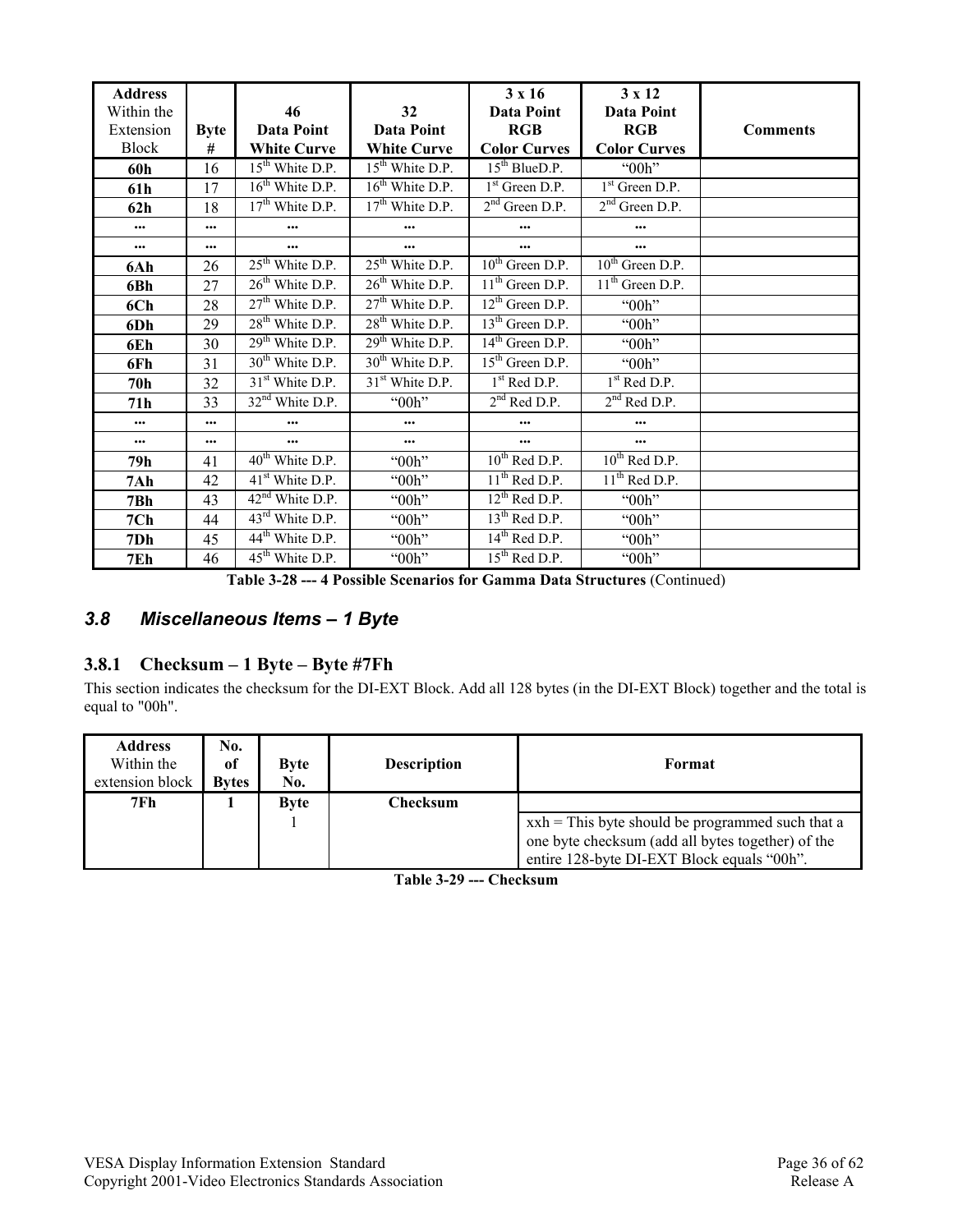| **Address** Within the Extension Block | **Byte #** | **46 Data Point White Curve** | **32 Data Point White Curve** | **3 x 16 Data Point RGB Color Curves** | **3 x 12 Data Point RGB Color Curves** | **Comments** |
|---|---|---|---|---|---|---|
| **60h** | 16 | 15th White D.P. | 15th White D.P. | 15th BlueD.P. | "00h" | |
| **61h** | 17 | 16th White D.P. | 16th White D.P. | 1st Green D.P. | 1st Green D.P. | |
| **62h** | 18 | 17th White D.P. | 17th White D.P. | 2nd Green D.P. | 2nd Green D.P. | |
| ... | ... | ... | ... | ... | ... | |
| ... | ... | ... | ... | ... | ... | |
| **6Ah** | 26 | 25th White D.P. | 25th White D.P. | 10th Green D.P. | 10th Green D.P. | |
| **6Bh** | 27 | 26th White D.P. | 26th White D.P. | 11th Green D.P. | 11th Green D.P. | |
| **6Ch** | 28 | 27th White D.P. | 27th White D.P. | 12th Green D.P. | "00h" | |
| **6Dh** | 29 | 28th White D.P. | 28th White D.P. | 13th Green D.P. | "00h" | |
| **6Eh** | 30 | 29th White D.P. | 29th White D.P. | 14th Green D.P. | "00h" | |
| **6Fh** | 31 | 30th White D.P. | 30th White D.P. | 15th Green D.P. | "00h" | |
| **70h** | 32 | 31st White D.P. | 31st White D.P. | 1st Red D.P. | 1st Red D.P. | |
| **71h** | 33 | 32nd White D.P. | "00h" | 2nd Red D.P. | 2nd Red D.P. | |
| ... | ... | ... | ... | ... | ... | |
| ... | ... | ... | ... | ... | ... | |
| **79h** | 41 | 40th White D.P. | "00h" | 10th Red D.P. | 10th Red D.P. | |
| **7Ah** | 42 | 41st White D.P. | "00h" | 11th Red D.P. | 11th Red D.P. | |
| **7Bh** | 43 | 42nd White D.P. | "00h" | 12th Red D.P. | "00h" | |
| **7Ch** | 44 | 43rd White D.P. | "00h" | 13th Red D.P. | "00h" | |
| **7Dh** | 45 | 44th White D.P. | "00h" | 14th Red D.P. | "00h" | |
| **7Eh** | 46 | 45th White D.P. | "00h" | 15th Red D.P. | "00h" | |

**Table 3-28 --- 4 Possible Scenarios for Gamma Data Structures** (Continued)

## *3.8 Miscellaneous Items – 1 Byte*

### 3.8.1 Checksum – 1 Byte – Byte #7Fh

This section indicates the checksum for the DI-EXT Block. Add all 128 bytes (in the DI-EXT Block) together and the total is equal to "00h".

| **Address** Within the extension block | **No. of Bytes** | **Byte No.** | **Description** | **Format** |
|---|---|---|---|---|
| **7Fh** | **1** | **Byte** 1 | **Checksum** | xxh = This byte should be programmed such that a one byte checksum (add all bytes together) of the entire 128-byte DI-EXT Block equals "00h". |

**Table 3-29 --- Checksum**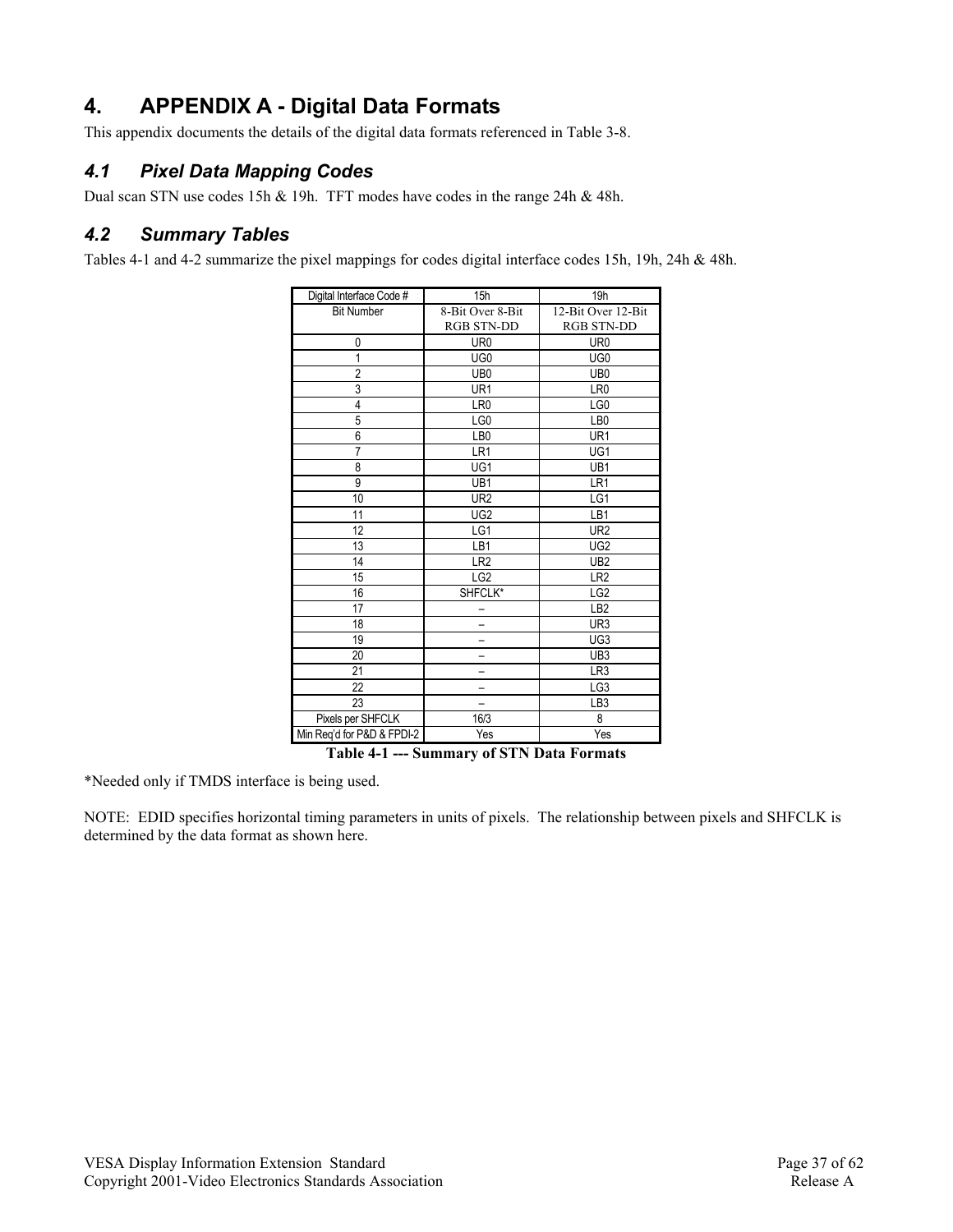# 4. APPENDIX A - Digital Data Formats

This appendix documents the details of the digital data formats referenced in Table 3-8.

## 4.1 Pixel Data Mapping Codes

Dual scan STN use codes 15h & 19h. TFT modes have codes in the range 24h & 48h.

## 4.2 Summary Tables

Tables 4-1 and 4-2 summarize the pixel mappings for codes digital interface codes 15h, 19h, 24h & 48h.

| Digital Interface Code # | 15h | 19h |
|---|---|---|
| Bit Number | 8-Bit Over 8-Bit RGB STN-DD | 12-Bit Over 12-Bit RGB STN-DD |
| 0 | UR0 | UR0 |
| 1 | UG0 | UG0 |
| 2 | UB0 | UB0 |
| 3 | UR1 | LR0 |
| 4 | LR0 | LG0 |
| 5 | LG0 | LB0 |
| 6 | LB0 | UR1 |
| 7 | LR1 | UG1 |
| 8 | UG1 | UB1 |
| 9 | UB1 | LR1 |
| 10 | UR2 | LG1 |
| 11 | UG2 | LB1 |
| 12 | LG1 | UR2 |
| 13 | LB1 | UG2 |
| 14 | LR2 | UB2 |
| 15 | LG2 | LR2 |
| 16 | SHFCLK* | LG2 |
| 17 | – | LB2 |
| 18 | – | UR3 |
| 19 | – | UG3 |
| 20 | – | UB3 |
| 21 | – | LR3 |
| 22 | – | LG3 |
| 23 | – | LB3 |
| Pixels per SHFCLK | 16/3 | 8 |
| Min Req'd for P&D & FPDI-2 | Yes | Yes |

**Table 4-1 --- Summary of STN Data Formats**

*Needed only if TMDS interface is being used.

NOTE: EDID specifies horizontal timing parameters in units of pixels. The relationship between pixels and SHFCLK is determined by the data format as shown here.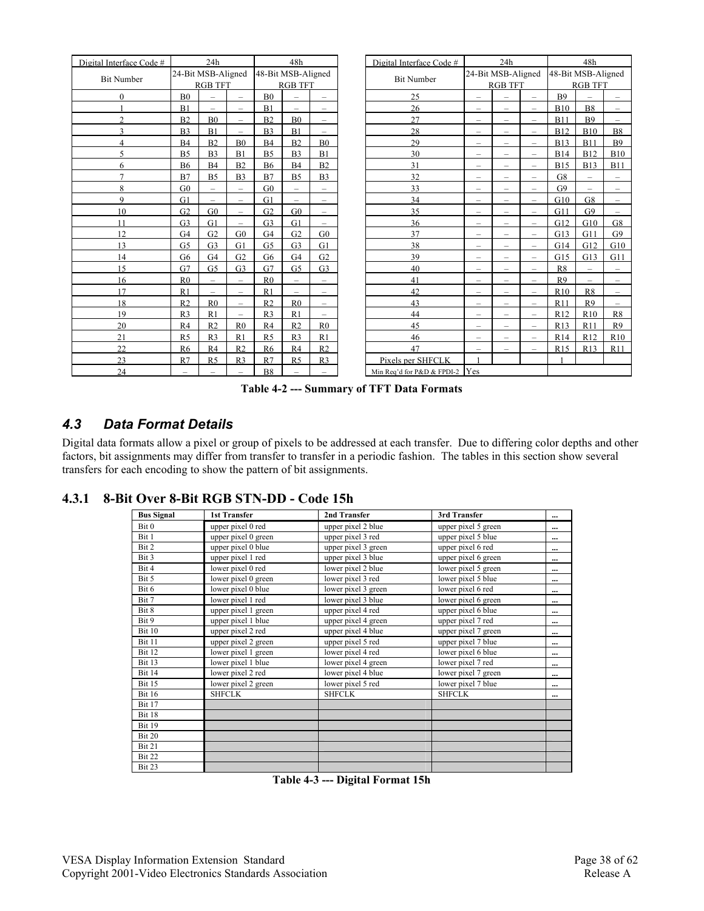| Digital Interface Code # | 24h | | | 48h | | | Digital Interface Code # | 24h | | | 48h | | |
|---|---|---|---|---|---|---|---|---|---|---|---|---|---|
| Bit Number | 24-Bit MSB-Aligned RGB TFT | | | 48-Bit MSB-Aligned RGB TFT | | | Bit Number | 24-Bit MSB-Aligned RGB TFT | | | 48-Bit MSB-Aligned RGB TFT | | |
| 0 | B0 | – | – | B0 | – | – | 25 | – | – | – | B9 | – | – |
| 1 | B1 | – | – | B1 | – | – | 26 | – | – | – | B10 | B8 | – |
| 2 | B2 | B0 | – | B2 | B0 | – | 27 | – | – | – | B11 | B9 | – |
| 3 | B3 | B1 | – | B3 | B1 | – | 28 | – | – | – | B12 | B10 | B8 |
| 4 | B4 | B2 | B0 | B4 | B2 | B0 | 29 | – | – | – | B13 | B11 | B9 |
| 5 | B5 | B3 | B1 | B5 | B3 | B1 | 30 | – | – | – | B14 | B12 | B10 |
| 6 | B6 | B4 | B2 | B6 | B4 | B2 | 31 | – | – | – | B15 | B13 | B11 |
| 7 | B7 | B5 | B3 | B7 | B5 | B3 | 32 | – | – | – | G8 | – | – |
| 8 | G0 | – | – | G0 | – | – | 33 | – | – | – | G9 | – | – |
| 9 | G1 | – | – | G1 | – | – | 34 | – | – | – | G10 | G8 | – |
| 10 | G2 | G0 | – | G2 | G0 | – | 35 | – | – | – | G11 | G9 | – |
| 11 | G3 | G1 | – | G3 | G1 | – | 36 | – | – | – | G12 | G10 | G8 |
| 12 | G4 | G2 | G0 | G4 | G2 | G0 | 37 | – | – | – | G13 | G11 | G9 |
| 13 | G5 | G3 | G1 | G5 | G3 | G1 | 38 | – | – | – | G14 | G12 | G10 |
| 14 | G6 | G4 | G2 | G6 | G4 | G2 | 39 | – | – | – | G15 | G13 | G11 |
| 15 | G7 | G5 | G3 | G7 | G5 | G3 | 40 | – | – | – | R8 | – | – |
| 16 | R0 | – | – | R0 | – | – | 41 | – | – | – | R9 | – | – |
| 17 | R1 | – | – | R1 | – | – | 42 | – | – | – | R10 | R8 | – |
| 18 | R2 | R0 | – | R2 | R0 | – | 43 | – | – | – | R11 | R9 | – |
| 19 | R3 | R1 | – | R3 | R1 | – | 44 | – | – | – | R12 | R10 | R8 |
| 20 | R4 | R2 | R0 | R4 | R2 | R0 | 45 | – | – | – | R13 | R11 | R9 |
| 21 | R5 | R3 | R1 | R5 | R3 | R1 | 46 | – | – | – | R14 | R12 | R10 |
| 22 | R6 | R4 | R2 | R6 | R4 | R2 | 47 | – | – | – | R15 | R13 | R11 |
| 23 | R7 | R5 | R3 | R7 | R5 | R3 | Pixels per SHFCLK | 1 | | | 1 | | |
| 24 | – | – | – | B8 | – | – | Min Req'd for P&D & FPDI-2 | Yes | | | | | |

**Table 4-2 --- Summary of TFT Data Formats**

## *4.3 Data Format Details*

Digital data formats allow a pixel or group of pixels to be addressed at each transfer. Due to differing color depths and other factors, bit assignments may differ from transfer to transfer in a periodic fashion. The tables in this section show several transfers for each encoding to show the pattern of bit assignments.

### 4.3.1 8-Bit Over 8-Bit RGB STN-DD - Code 15h

| Bus Signal | 1st Transfer | 2nd Transfer | 3rd Transfer | ... |
|---|---|---|---|---|
| Bit 0 | upper pixel 0 red | upper pixel 2 blue | upper pixel 5 green | ... |
| Bit 1 | upper pixel 0 green | upper pixel 3 red | upper pixel 5 blue | ... |
| Bit 2 | upper pixel 0 blue | upper pixel 3 green | upper pixel 6 red | ... |
| Bit 3 | upper pixel 1 red | upper pixel 3 blue | upper pixel 6 green | ... |
| Bit 4 | lower pixel 0 red | lower pixel 2 blue | lower pixel 5 green | ... |
| Bit 5 | lower pixel 0 green | lower pixel 3 red | lower pixel 5 blue | ... |
| Bit 6 | lower pixel 0 blue | lower pixel 3 green | lower pixel 6 red | ... |
| Bit 7 | lower pixel 1 red | lower pixel 3 blue | lower pixel 6 green | ... |
| Bit 8 | upper pixel 1 green | upper pixel 4 red | upper pixel 6 blue | ... |
| Bit 9 | upper pixel 1 blue | upper pixel 4 green | upper pixel 7 red | ... |
| Bit 10 | upper pixel 2 red | upper pixel 4 blue | upper pixel 7 green | ... |
| Bit 11 | upper pixel 2 green | upper pixel 5 red | upper pixel 7 blue | ... |
| Bit 12 | lower pixel 1 green | lower pixel 4 red | lower pixel 6 blue | ... |
| Bit 13 | lower pixel 1 blue | lower pixel 4 green | lower pixel 7 red | ... |
| Bit 14 | lower pixel 2 red | lower pixel 4 blue | lower pixel 7 green | ... |
| Bit 15 | lower pixel 2 green | lower pixel 5 red | lower pixel 7 blue | ... |
| Bit 16 | SHFCLK | SHFCLK | SHFCLK | ... |
| Bit 17 | | | | |
| Bit 18 | | | | |
| Bit 19 | | | | |
| Bit 20 | | | | |
| Bit 21 | | | | |
| Bit 22 | | | | |
| Bit 23 | | | | |

**Table 4-3 --- Digital Format 15h**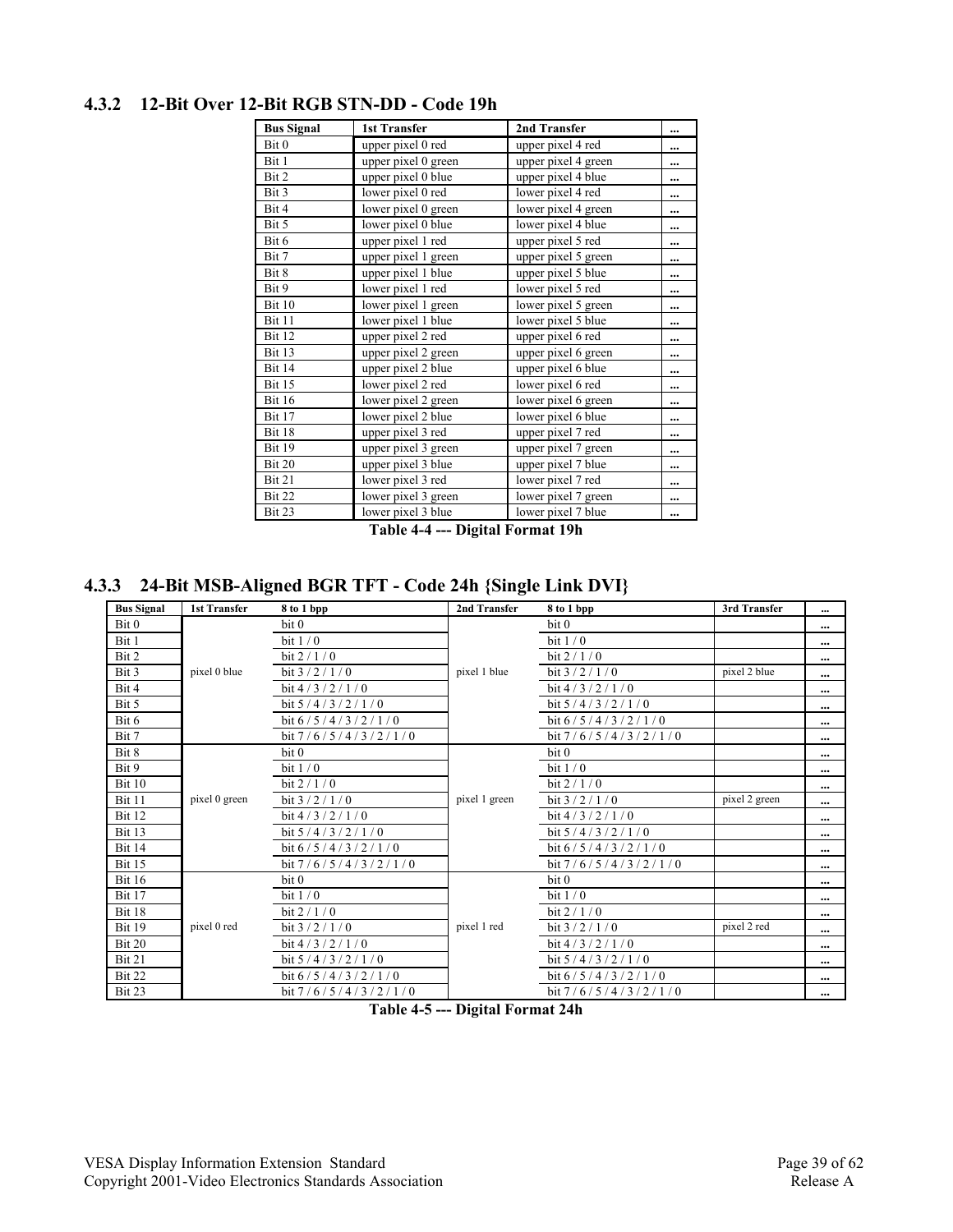### 4.3.2 12-Bit Over 12-Bit RGB STN-DD - Code 19h

| Bus Signal | 1st Transfer | 2nd Transfer | ... |
|---|---|---|---|
| Bit 0 | upper pixel 0 red | upper pixel 4 red | ... |
| Bit 1 | upper pixel 0 green | upper pixel 4 green | ... |
| Bit 2 | upper pixel 0 blue | upper pixel 4 blue | ... |
| Bit 3 | lower pixel 0 red | lower pixel 4 red | ... |
| Bit 4 | lower pixel 0 green | lower pixel 4 green | ... |
| Bit 5 | lower pixel 0 blue | lower pixel 4 blue | ... |
| Bit 6 | upper pixel 1 red | upper pixel 5 red | ... |
| Bit 7 | upper pixel 1 green | upper pixel 5 green | ... |
| Bit 8 | upper pixel 1 blue | upper pixel 5 blue | ... |
| Bit 9 | lower pixel 1 red | lower pixel 5 red | ... |
| Bit 10 | lower pixel 1 green | lower pixel 5 green | ... |
| Bit 11 | lower pixel 1 blue | lower pixel 5 blue | ... |
| Bit 12 | upper pixel 2 red | upper pixel 6 red | ... |
| Bit 13 | upper pixel 2 green | upper pixel 6 green | ... |
| Bit 14 | upper pixel 2 blue | upper pixel 6 blue | ... |
| Bit 15 | lower pixel 2 red | lower pixel 6 red | ... |
| Bit 16 | lower pixel 2 green | lower pixel 6 green | ... |
| Bit 17 | lower pixel 2 blue | lower pixel 6 blue | ... |
| Bit 18 | upper pixel 3 red | upper pixel 7 red | ... |
| Bit 19 | upper pixel 3 green | upper pixel 7 green | ... |
| Bit 20 | upper pixel 3 blue | upper pixel 7 blue | ... |
| Bit 21 | lower pixel 3 red | lower pixel 7 red | ... |
| Bit 22 | lower pixel 3 green | lower pixel 7 green | ... |
| Bit 23 | lower pixel 3 blue | lower pixel 7 blue | ... |

**Table 4-4 --- Digital Format 19h**

### 4.3.3 24-Bit MSB-Aligned BGR TFT - Code 24h {Single Link DVI}

| Bus Signal | 1st Transfer | 8 to 1 bpp | 2nd Transfer | 8 to 1 bpp | 3rd Transfer | ... |
|---|---|---|---|---|---|---|
| Bit 0 | | bit 0 | | bit 0 | | ... |
| Bit 1 | | bit 1 / 0 | | bit 1 / 0 | | ... |
| Bit 2 | | bit 2 / 1 / 0 | | bit 2 / 1 / 0 | | ... |
| Bit 3 | pixel 0 blue | bit 3 / 2 / 1 / 0 | pixel 1 blue | bit 3 / 2 / 1 / 0 | pixel 2 blue | ... |
| Bit 4 | | bit 4 / 3 / 2 / 1 / 0 | | bit 4 / 3 / 2 / 1 / 0 | | ... |
| Bit 5 | | bit 5 / 4 / 3 / 2 / 1 / 0 | | bit 5 / 4 / 3 / 2 / 1 / 0 | | ... |
| Bit 6 | | bit 6 / 5 / 4 / 3 / 2 / 1 / 0 | | bit 6 / 5 / 4 / 3 / 2 / 1 / 0 | | ... |
| Bit 7 | | bit 7 / 6 / 5 / 4 / 3 / 2 / 1 / 0 | | bit 7 / 6 / 5 / 4 / 3 / 2 / 1 / 0 | | ... |
| Bit 8 | | bit 0 | | bit 0 | | ... |
| Bit 9 | | bit 1 / 0 | | bit 1 / 0 | | ... |
| Bit 10 | | bit 2 / 1 / 0 | | bit 2 / 1 / 0 | | ... |
| Bit 11 | pixel 0 green | bit 3 / 2 / 1 / 0 | pixel 1 green | bit 3 / 2 / 1 / 0 | pixel 2 green | ... |
| Bit 12 | | bit 4 / 3 / 2 / 1 / 0 | | bit 4 / 3 / 2 / 1 / 0 | | ... |
| Bit 13 | | bit 5 / 4 / 3 / 2 / 1 / 0 | | bit 5 / 4 / 3 / 2 / 1 / 0 | | ... |
| Bit 14 | | bit 6 / 5 / 4 / 3 / 2 / 1 / 0 | | bit 6 / 5 / 4 / 3 / 2 / 1 / 0 | | ... |
| Bit 15 | | bit 7 / 6 / 5 / 4 / 3 / 2 / 1 / 0 | | bit 7 / 6 / 5 / 4 / 3 / 2 / 1 / 0 | | ... |
| Bit 16 | | bit 0 | | bit 0 | | ... |
| Bit 17 | | bit 1 / 0 | | bit 1 / 0 | | ... |
| Bit 18 | | bit 2 / 1 / 0 | | bit 2 / 1 / 0 | | ... |
| Bit 19 | pixel 0 red | bit 3 / 2 / 1 / 0 | pixel 1 red | bit 3 / 2 / 1 / 0 | pixel 2 red | ... |
| Bit 20 | | bit 4 / 3 / 2 / 1 / 0 | | bit 4 / 3 / 2 / 1 / 0 | | ... |
| Bit 21 | | bit 5 / 4 / 3 / 2 / 1 / 0 | | bit 5 / 4 / 3 / 2 / 1 / 0 | | ... |
| Bit 22 | | bit 6 / 5 / 4 / 3 / 2 / 1 / 0 | | bit 6 / 5 / 4 / 3 / 2 / 1 / 0 | | ... |
| Bit 23 | | bit 7 / 6 / 5 / 4 / 3 / 2 / 1 / 0 | | bit 7 / 6 / 5 / 4 / 3 / 2 / 1 / 0 | | ... |

**Table 4-5 --- Digital Format 24h**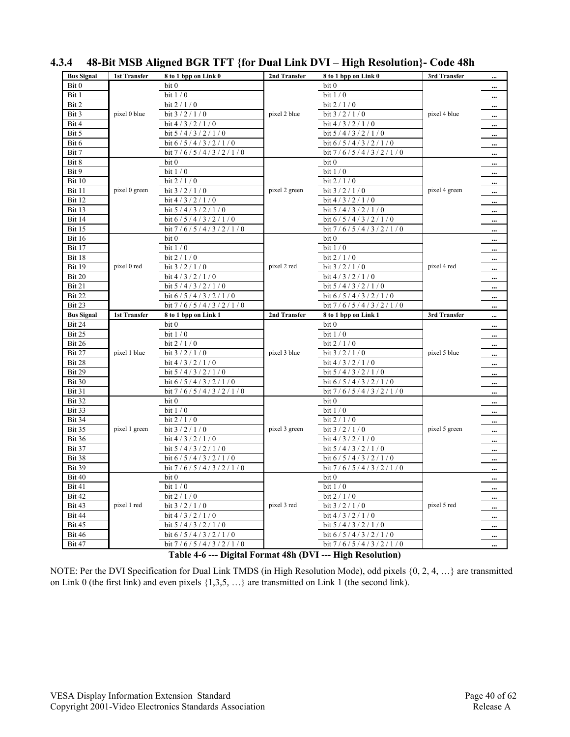### 4.3.4 48-Bit MSB Aligned BGR TFT {for Dual Link DVI – High Resolution}- Code 48h

| Bus Signal | 1st Transfer | 8 to 1 bpp on Link 0 | 2nd Transfer | 8 to 1 bpp on Link 0 | 3rd Transfer | ... |
|---|---|---|---|---|---|---|
| Bit 0 | | bit 0 | | bit 0 | | ... |
| Bit 1 | | bit 1 / 0 | | bit 1 / 0 | | ... |
| Bit 2 | | bit 2 / 1 / 0 | | bit 2 / 1 / 0 | | ... |
| Bit 3 | pixel 0 blue | bit 3 / 2 / 1 / 0 | pixel 2 blue | bit 3 / 2 / 1 / 0 | pixel 4 blue | ... |
| Bit 4 | | bit 4 / 3 / 2 / 1 / 0 | | bit 4 / 3 / 2 / 1 / 0 | | ... |
| Bit 5 | | bit 5 / 4 / 3 / 2 / 1 / 0 | | bit 5 / 4 / 3 / 2 / 1 / 0 | | ... |
| Bit 6 | | bit 6 / 5 / 4 / 3 / 2 / 1 / 0 | | bit 6 / 5 / 4 / 3 / 2 / 1 / 0 | | ... |
| Bit 7 | | bit 7 / 6 / 5 / 4 / 3 / 2 / 1 / 0 | | bit 7 / 6 / 5 / 4 / 3 / 2 / 1 / 0 | | ... |
| Bit 8 | | bit 0 | | bit 0 | | ... |
| Bit 9 | | bit 1 / 0 | | bit 1 / 0 | | ... |
| Bit 10 | | bit 2 / 1 / 0 | | bit 2 / 1 / 0 | | ... |
| Bit 11 | pixel 0 green | bit 3 / 2 / 1 / 0 | pixel 2 green | bit 3 / 2 / 1 / 0 | pixel 4 green | ... |
| Bit 12 | | bit 4 / 3 / 2 / 1 / 0 | | bit 4 / 3 / 2 / 1 / 0 | | ... |
| Bit 13 | | bit 5 / 4 / 3 / 2 / 1 / 0 | | bit 5 / 4 / 3 / 2 / 1 / 0 | | ... |
| Bit 14 | | bit 6 / 5 / 4 / 3 / 2 / 1 / 0 | | bit 6 / 5 / 4 / 3 / 2 / 1 / 0 | | ... |
| Bit 15 | | bit 7 / 6 / 5 / 4 / 3 / 2 / 1 / 0 | | bit 7 / 6 / 5 / 4 / 3 / 2 / 1 / 0 | | ... |
| Bit 16 | | bit 0 | | bit 0 | | ... |
| Bit 17 | | bit 1 / 0 | | bit 1 / 0 | | ... |
| Bit 18 | | bit 2 / 1 / 0 | | bit 2 / 1 / 0 | | ... |
| Bit 19 | pixel 0 red | bit 3 / 2 / 1 / 0 | pixel 2 red | bit 3 / 2 / 1 / 0 | pixel 4 red | ... |
| Bit 20 | | bit 4 / 3 / 2 / 1 / 0 | | bit 4 / 3 / 2 / 1 / 0 | | ... |
| Bit 21 | | bit 5 / 4 / 3 / 2 / 1 / 0 | | bit 5 / 4 / 3 / 2 / 1 / 0 | | ... |
| Bit 22 | | bit 6 / 5 / 4 / 3 / 2 / 1 / 0 | | bit 6 / 5 / 4 / 3 / 2 / 1 / 0 | | ... |
| Bit 23 | | bit 7 / 6 / 5 / 4 / 3 / 2 / 1 / 0 | | bit 7 / 6 / 5 / 4 / 3 / 2 / 1 / 0 | | ... |
| **Bus Signal** | **1st Transfer** | **8 to 1 bpp on Link 1** | **2nd Transfer** | **8 to 1 bpp on Link 1** | **3rd Transfer** | **...** |
| Bit 24 | | bit 0 | | bit 0 | | ... |
| Bit 25 | | bit 1 / 0 | | bit 1 / 0 | | ... |
| Bit 26 | | bit 2 / 1 / 0 | | bit 2 / 1 / 0 | | ... |
| Bit 27 | pixel 1 blue | bit 3 / 2 / 1 / 0 | pixel 3 blue | bit 3 / 2 / 1 / 0 | pixel 5 blue | ... |
| Bit 28 | | bit 4 / 3 / 2 / 1 / 0 | | bit 4 / 3 / 2 / 1 / 0 | | ... |
| Bit 29 | | bit 5 / 4 / 3 / 2 / 1 / 0 | | bit 5 / 4 / 3 / 2 / 1 / 0 | | ... |
| Bit 30 | | bit 6 / 5 / 4 / 3 / 2 / 1 / 0 | | bit 6 / 5 / 4 / 3 / 2 / 1 / 0 | | ... |
| Bit 31 | | bit 7 / 6 / 5 / 4 / 3 / 2 / 1 / 0 | | bit 7 / 6 / 5 / 4 / 3 / 2 / 1 / 0 | | ... |
| Bit 32 | | bit 0 | | bit 0 | | ... |
| Bit 33 | | bit 1 / 0 | | bit 1 / 0 | | ... |
| Bit 34 | | bit 2 / 1 / 0 | | bit 2 / 1 / 0 | | ... |
| Bit 35 | pixel 1 green | bit 3 / 2 / 1 / 0 | pixel 3 green | bit 3 / 2 / 1 / 0 | pixel 5 green | ... |
| Bit 36 | | bit 4 / 3 / 2 / 1 / 0 | | bit 4 / 3 / 2 / 1 / 0 | | ... |
| Bit 37 | | bit 5 / 4 / 3 / 2 / 1 / 0 | | bit 5 / 4 / 3 / 2 / 1 / 0 | | ... |
| Bit 38 | | bit 6 / 5 / 4 / 3 / 2 / 1 / 0 | | bit 6 / 5 / 4 / 3 / 2 / 1 / 0 | | ... |
| Bit 39 | | bit 7 / 6 / 5 / 4 / 3 / 2 / 1 / 0 | | bit 7 / 6 / 5 / 4 / 3 / 2 / 1 / 0 | | ... |
| Bit 40 | | bit 0 | | bit 0 | | ... |
| Bit 41 | | bit 1 / 0 | | bit 1 / 0 | | ... |
| Bit 42 | | bit 2 / 1 / 0 | | bit 2 / 1 / 0 | | ... |
| Bit 43 | pixel 1 red | bit 3 / 2 / 1 / 0 | pixel 3 red | bit 3 / 2 / 1 / 0 | pixel 5 red | ... |
| Bit 44 | | bit 4 / 3 / 2 / 1 / 0 | | bit 4 / 3 / 2 / 1 / 0 | | ... |
| Bit 45 | | bit 5 / 4 / 3 / 2 / 1 / 0 | | bit 5 / 4 / 3 / 2 / 1 / 0 | | ... |
| Bit 46 | | bit 6 / 5 / 4 / 3 / 2 / 1 / 0 | | bit 6 / 5 / 4 / 3 / 2 / 1 / 0 | | ... |
| Bit 47 | | bit 7 / 6 / 5 / 4 / 3 / 2 / 1 / 0 | | bit 7 / 6 / 5 / 4 / 3 / 2 / 1 / 0 | | ... |

**Table 4-6 --- Digital Format 48h (DVI --- High Resolution)**

NOTE: Per the DVI Specification for Dual Link TMDS (in High Resolution Mode), odd pixels {0, 2, 4, …} are transmitted on Link 0 (the first link) and even pixels {1,3,5, …} are transmitted on Link 1 (the second link).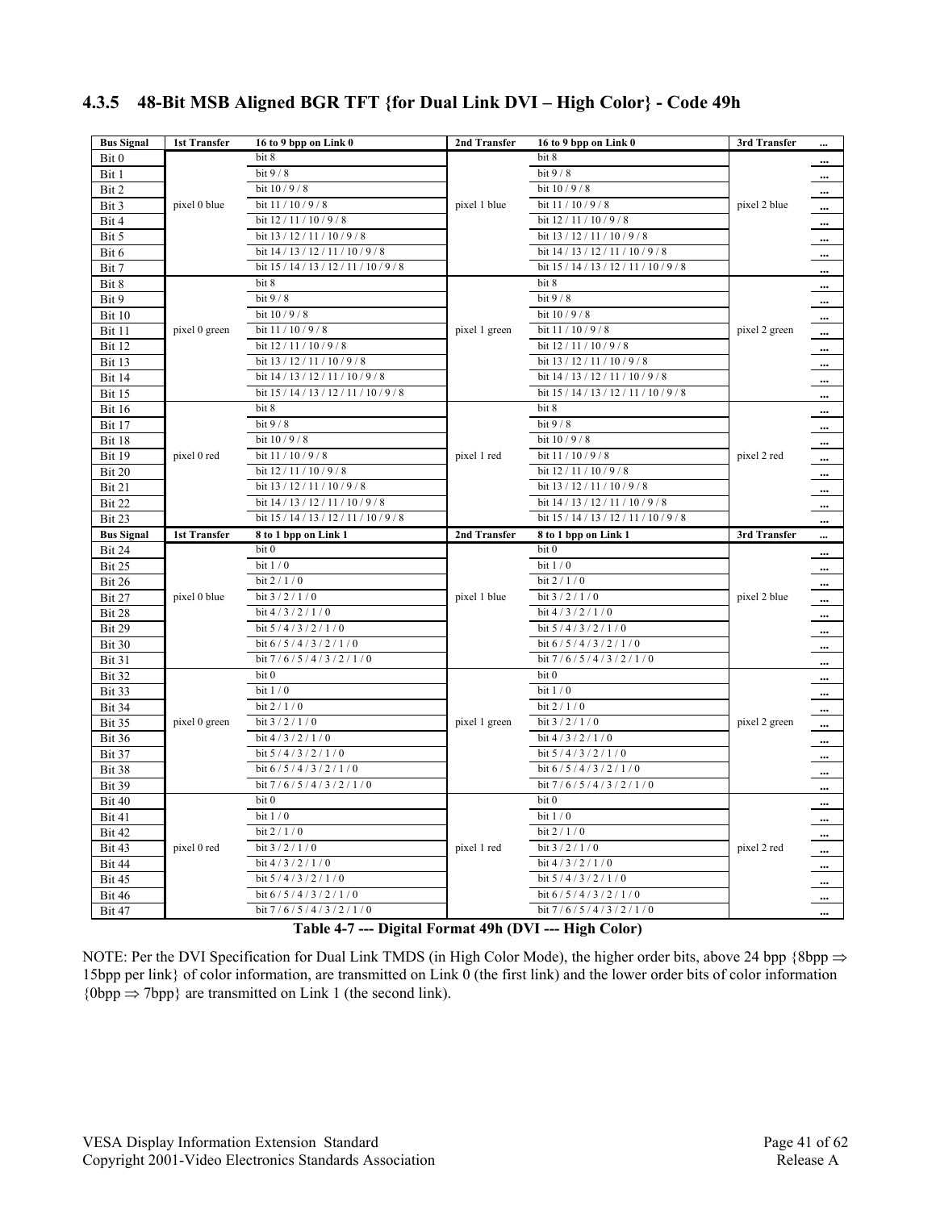### 4.3.5 48-Bit MSB Aligned BGR TFT {for Dual Link DVI – High Color} - Code 49h

| Bus Signal | 1st Transfer | 16 to 9 bpp on Link 0 | 2nd Transfer | 16 to 9 bpp on Link 0 | 3rd Transfer | ... |
|---|---|---|---|---|---|---|
| Bit 0 | pixel 0 blue | bit 8 | pixel 1 blue | bit 8 | pixel 2 blue | ... |
| Bit 1 | | bit 9 / 8 | | bit 9 / 8 | | ... |
| Bit 2 | | bit 10 / 9 / 8 | | bit 10 / 9 / 8 | | ... |
| Bit 3 | | bit 11 / 10 / 9 / 8 | | bit 11 / 10 / 9 / 8 | | ... |
| Bit 4 | | bit 12 / 11 / 10 / 9 / 8 | | bit 12 / 11 / 10 / 9 / 8 | | ... |
| Bit 5 | | bit 13 / 12 / 11 / 10 / 9 / 8 | | bit 13 / 12 / 11 / 10 / 9 / 8 | | ... |
| Bit 6 | | bit 14 / 13 / 12 / 11 / 10 / 9 / 8 | | bit 14 / 13 / 12 / 11 / 10 / 9 / 8 | | ... |
| Bit 7 | | bit 15 / 14 / 13 / 12 / 11 / 10 / 9 / 8 | | bit 15 / 14 / 13 / 12 / 11 / 10 / 9 / 8 | | ... |
| Bit 8 | pixel 0 green | bit 8 | pixel 1 green | bit 8 | pixel 2 green | ... |
| Bit 9 | | bit 9 / 8 | | bit 9 / 8 | | ... |
| Bit 10 | | bit 10 / 9 / 8 | | bit 10 / 9 / 8 | | ... |
| Bit 11 | | bit 11 / 10 / 9 / 8 | | bit 11 / 10 / 9 / 8 | | ... |
| Bit 12 | | bit 12 / 11 / 10 / 9 / 8 | | bit 12 / 11 / 10 / 9 / 8 | | ... |
| Bit 13 | | bit 13 / 12 / 11 / 10 / 9 / 8 | | bit 13 / 12 / 11 / 10 / 9 / 8 | | ... |
| Bit 14 | | bit 14 / 13 / 12 / 11 / 10 / 9 / 8 | | bit 14 / 13 / 12 / 11 / 10 / 9 / 8 | | ... |
| Bit 15 | | bit 15 / 14 / 13 / 12 / 11 / 10 / 9 / 8 | | bit 15 / 14 / 13 / 12 / 11 / 10 / 9 / 8 | | ... |
| Bit 16 | pixel 0 red | bit 8 | pixel 1 red | bit 8 | pixel 2 red | ... |
| Bit 17 | | bit 9 / 8 | | bit 9 / 8 | | ... |
| Bit 18 | | bit 10 / 9 / 8 | | bit 10 / 9 / 8 | | ... |
| Bit 19 | | bit 11 / 10 / 9 / 8 | | bit 11 / 10 / 9 / 8 | | ... |
| Bit 20 | | bit 12 / 11 / 10 / 9 / 8 | | bit 12 / 11 / 10 / 9 / 8 | | ... |
| Bit 21 | | bit 13 / 12 / 11 / 10 / 9 / 8 | | bit 13 / 12 / 11 / 10 / 9 / 8 | | ... |
| Bit 22 | | bit 14 / 13 / 12 / 11 / 10 / 9 / 8 | | bit 14 / 13 / 12 / 11 / 10 / 9 / 8 | | ... |
| Bit 23 | | bit 15 / 14 / 13 / 12 / 11 / 10 / 9 / 8 | | bit 15 / 14 / 13 / 12 / 11 / 10 / 9 / 8 | | ... |
| **Bus Signal** | **1st Transfer** | **8 to 1 bpp on Link 1** | **2nd Transfer** | **8 to 1 bpp on Link 1** | **3rd Transfer** | **...** |
| Bit 24 | pixel 0 blue | bit 0 | pixel 1 blue | bit 0 | pixel 2 blue | ... |
| Bit 25 | | bit 1 / 0 | | bit 1 / 0 | | ... |
| Bit 26 | | bit 2 / 1 / 0 | | bit 2 / 1 / 0 | | ... |
| Bit 27 | | bit 3 / 2 / 1 / 0 | | bit 3 / 2 / 1 / 0 | | ... |
| Bit 28 | | bit 4 / 3 / 2 / 1 / 0 | | bit 4 / 3 / 2 / 1 / 0 | | ... |
| Bit 29 | | bit 5 / 4 / 3 / 2 / 1 / 0 | | bit 5 / 4 / 3 / 2 / 1 / 0 | | ... |
| Bit 30 | | bit 6 / 5 / 4 / 3 / 2 / 1 / 0 | | bit 6 / 5 / 4 / 3 / 2 / 1 / 0 | | ... |
| Bit 31 | | bit 7 / 6 / 5 / 4 / 3 / 2 / 1 / 0 | | bit 7 / 6 / 5 / 4 / 3 / 2 / 1 / 0 | | ... |
| Bit 32 | pixel 0 green | bit 0 | pixel 1 green | bit 0 | pixel 2 green | ... |
| Bit 33 | | bit 1 / 0 | | bit 1 / 0 | | ... |
| Bit 34 | | bit 2 / 1 / 0 | | bit 2 / 1 / 0 | | ... |
| Bit 35 | | bit 3 / 2 / 1 / 0 | | bit 3 / 2 / 1 / 0 | | ... |
| Bit 36 | | bit 4 / 3 / 2 / 1 / 0 | | bit 4 / 3 / 2 / 1 / 0 | | ... |
| Bit 37 | | bit 5 / 4 / 3 / 2 / 1 / 0 | | bit 5 / 4 / 3 / 2 / 1 / 0 | | ... |
| Bit 38 | | bit 6 / 5 / 4 / 3 / 2 / 1 / 0 | | bit 6 / 5 / 4 / 3 / 2 / 1 / 0 | | ... |
| Bit 39 | | bit 7 / 6 / 5 / 4 / 3 / 2 / 1 / 0 | | bit 7 / 6 / 5 / 4 / 3 / 2 / 1 / 0 | | ... |
| Bit 40 | pixel 0 red | bit 0 | pixel 1 red | bit 0 | pixel 2 red | ... |
| Bit 41 | | bit 1 / 0 | | bit 1 / 0 | | ... |
| Bit 42 | | bit 2 / 1 / 0 | | bit 2 / 1 / 0 | | ... |
| Bit 43 | | bit 3 / 2 / 1 / 0 | | bit 3 / 2 / 1 / 0 | | ... |
| Bit 44 | | bit 4 / 3 / 2 / 1 / 0 | | bit 4 / 3 / 2 / 1 / 0 | | ... |
| Bit 45 | | bit 5 / 4 / 3 / 2 / 1 / 0 | | bit 5 / 4 / 3 / 2 / 1 / 0 | | ... |
| Bit 46 | | bit 6 / 5 / 4 / 3 / 2 / 1 / 0 | | bit 6 / 5 / 4 / 3 / 2 / 1 / 0 | | ... |
| Bit 47 | | bit 7 / 6 / 5 / 4 / 3 / 2 / 1 / 0 | | bit 7 / 6 / 5 / 4 / 3 / 2 / 1 / 0 | | ... |

**Table 4-7 --- Digital Format 49h (DVI --- High Color)**

NOTE: Per the DVI Specification for Dual Link TMDS (in High Color Mode), the higher order bits, above 24 bpp {8bpp ⇒ 15bpp per link} of color information, are transmitted on Link 0 (the first link) and the lower order bits of color information {0bpp ⇒ 7bpp} are transmitted on Link 1 (the second link).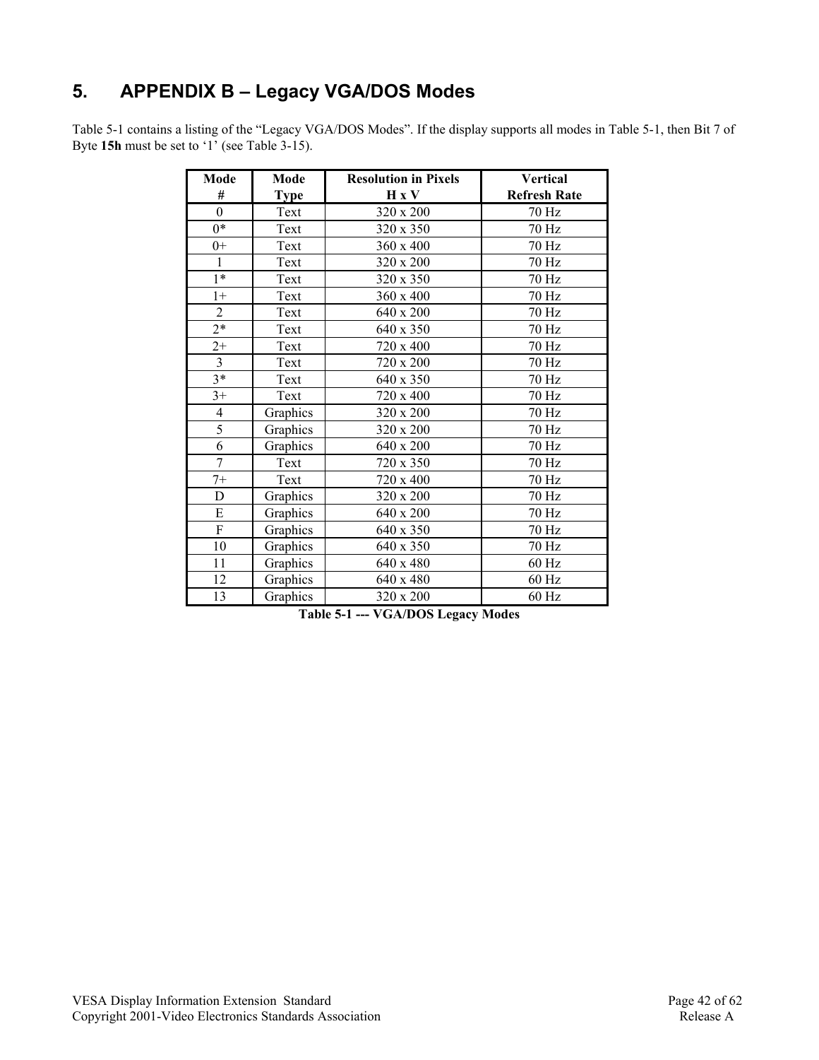# 5. APPENDIX B – Legacy VGA/DOS Modes

Table 5-1 contains a listing of the "Legacy VGA/DOS Modes". If the display supports all modes in Table 5-1, then Bit 7 of Byte **15h** must be set to '1' (see Table 3-15).

| Mode # | Mode Type | Resolution in Pixels H x V | Vertical Refresh Rate |
|---|---|---|---|
| 0 | Text | 320 x 200 | 70 Hz |
| 0* | Text | 320 x 350 | 70 Hz |
| 0+ | Text | 360 x 400 | 70 Hz |
| 1 | Text | 320 x 200 | 70 Hz |
| 1* | Text | 320 x 350 | 70 Hz |
| 1+ | Text | 360 x 400 | 70 Hz |
| 2 | Text | 640 x 200 | 70 Hz |
| 2* | Text | 640 x 350 | 70 Hz |
| 2+ | Text | 720 x 400 | 70 Hz |
| 3 | Text | 720 x 200 | 70 Hz |
| 3* | Text | 640 x 350 | 70 Hz |
| 3+ | Text | 720 x 400 | 70 Hz |
| 4 | Graphics | 320 x 200 | 70 Hz |
| 5 | Graphics | 320 x 200 | 70 Hz |
| 6 | Graphics | 640 x 200 | 70 Hz |
| 7 | Text | 720 x 350 | 70 Hz |
| 7+ | Text | 720 x 400 | 70 Hz |
| D | Graphics | 320 x 200 | 70 Hz |
| E | Graphics | 640 x 200 | 70 Hz |
| F | Graphics | 640 x 350 | 70 Hz |
| 10 | Graphics | 640 x 350 | 70 Hz |
| 11 | Graphics | 640 x 480 | 60 Hz |
| 12 | Graphics | 640 x 480 | 60 Hz |
| 13 | Graphics | 320 x 200 | 60 Hz |

**Table 5-1 --- VGA/DOS Legacy Modes**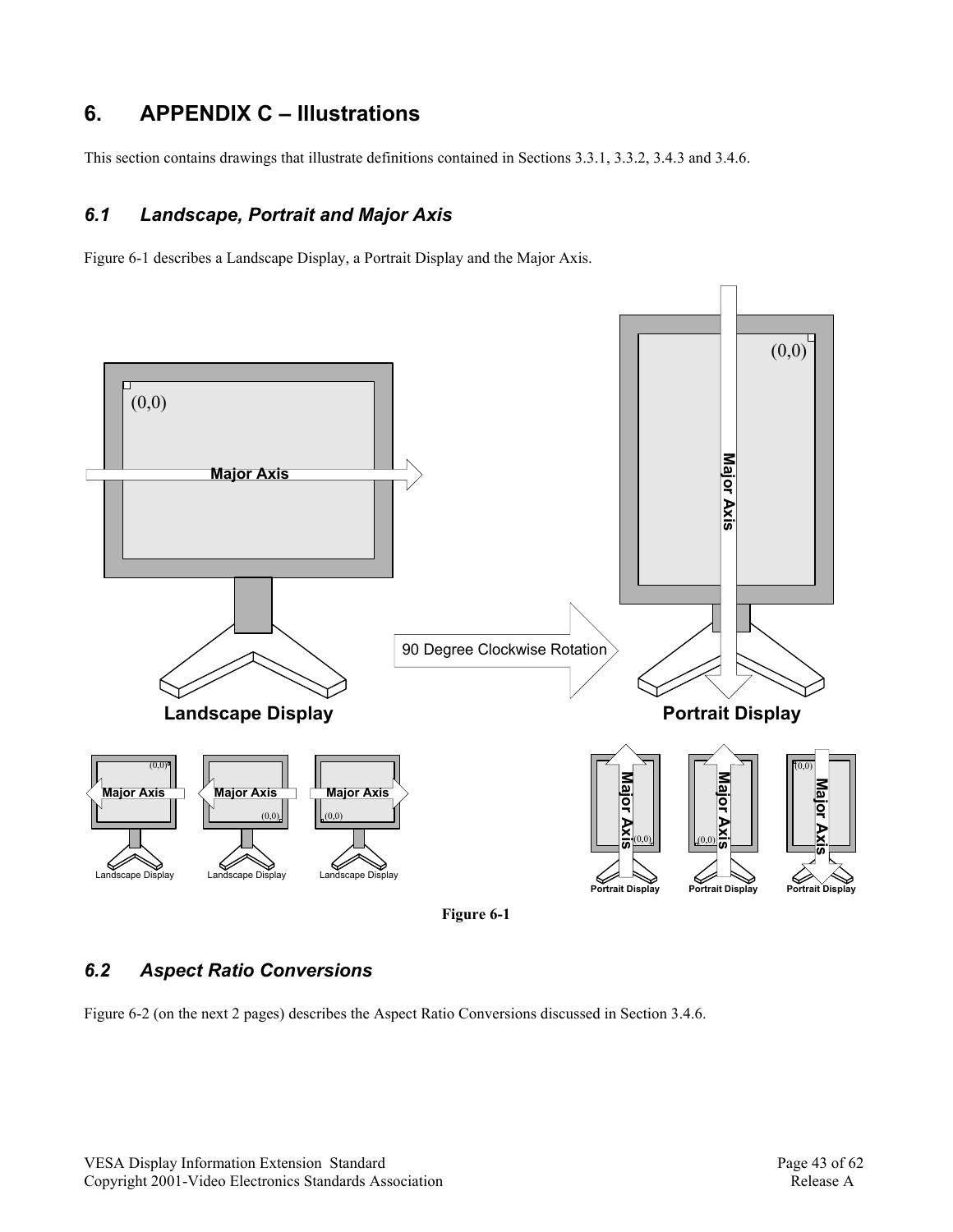# 6. APPENDIX C – Illustrations

This section contains drawings that illustrate definitions contained in Sections 3.3.1, 3.3.2, 3.4.3 and 3.4.6.

## 6.1 Landscape, Portrait and Major Axis

Figure 6-1 describes a Landscape Display, a Portrait Display and the Major Axis.

**Figure 6-1**

## 6.2 Aspect Ratio Conversions

Figure 6-2 (on the next 2 pages) describes the Aspect Ratio Conversions discussed in Section 3.4.6.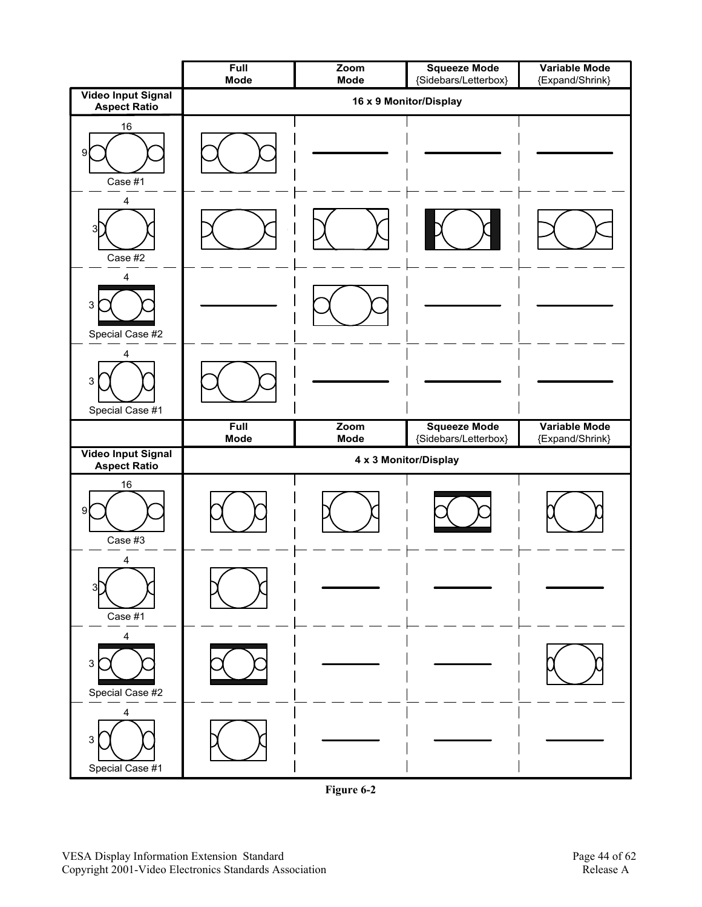| | Full Mode | Zoom Mode | Squeeze Mode {Sidebars/Letterbox} | Variable Mode {Expand/Shrink} |
|---|---|---|---|---|
| **Video Input Signal Aspect Ratio** | **16 x 9 Monitor/Display** | | | |
| 16 x 9 Case #1 | | ——— | ——— | ——— |
| 4 x 3 Case #2 | | | | |
| 4 x 3 Special Case #2 | ——— | | ——— | ——— |
| 4 x 3 Special Case #1 | | ——— | ——— | ——— |

| | Full Mode | Zoom Mode | Squeeze Mode {Sidebars/Letterbox} | Variable Mode {Expand/Shrink} |
|---|---|---|---|---|
| **Video Input Signal Aspect Ratio** | **4 x 3 Monitor/Display** | | | |
| 16 x 9 Case #3 | | | | |
| 4 x 3 Case #1 | | ——— | ——— | ——— |
| 4 x 3 Special Case #2 | | ——— | ——— | |
| 4 x 3 Special Case #1 | | ——— | ——— | ——— |

**Figure 6-2**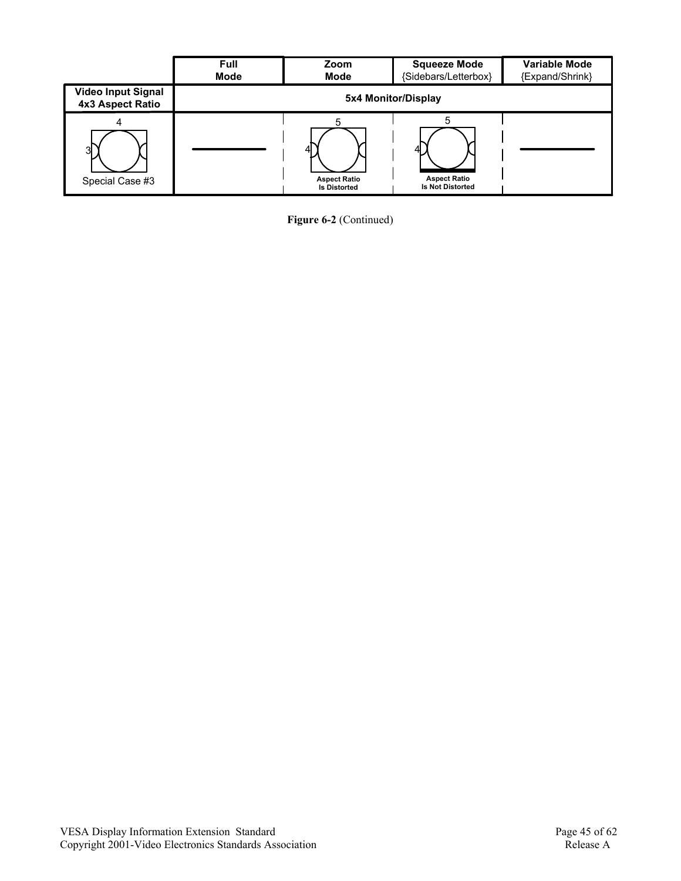| Video Input Signal 4x3 Aspect Ratio | Full Mode | Zoom Mode | Squeeze Mode {Sidebars/Letterbox} | Variable Mode {Expand/Shrink} |
|---|---|---|---|---|
| | 5x4 Monitor/Display | | | |
| 4 / 3 — Special Case #3 | ——— | 5 / 4 — Aspect Ratio Is Distorted | 5 / 4 — Aspect Ratio Is Not Distorted | ——— |

**Figure 6-2** (Continued)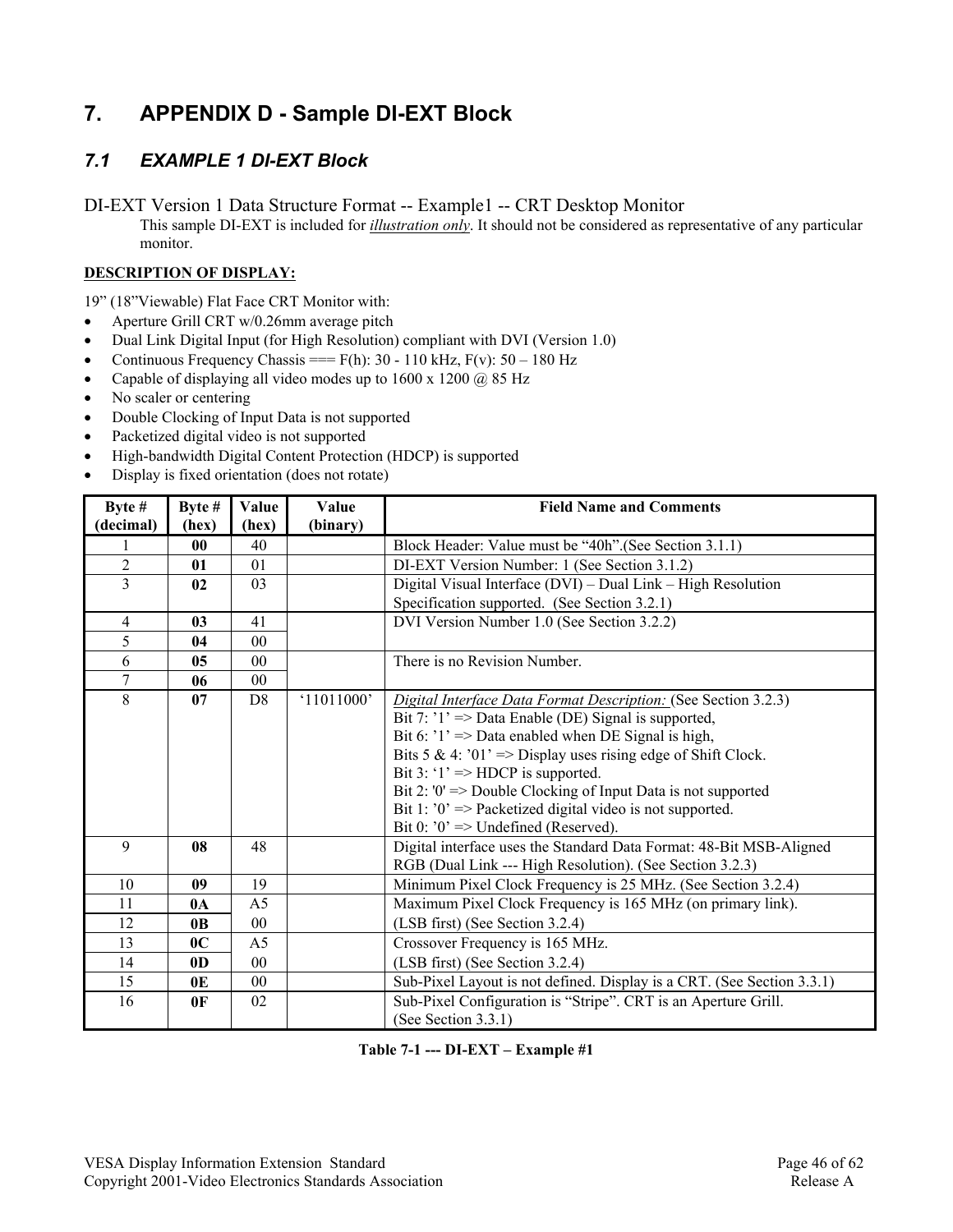# 7. APPENDIX D - Sample DI-EXT Block

## 7.1 EXAMPLE 1 DI-EXT Block

DI-EXT Version 1 Data Structure Format -- Example1 -- CRT Desktop Monitor

This sample DI-EXT is included for *illustration only*. It should not be considered as representative of any particular monitor.

**DESCRIPTION OF DISPLAY:**

19" (18"Viewable) Flat Face CRT Monitor with:

- Aperture Grill CRT w/0.26mm average pitch
- Dual Link Digital Input (for High Resolution) compliant with DVI (Version 1.0)
- Continuous Frequency Chassis === F(h): 30 - 110 kHz, F(v): 50 – 180 Hz
- Capable of displaying all video modes up to 1600 x 1200 @ 85 Hz
- No scaler or centering
- Double Clocking of Input Data is not supported
- Packetized digital video is not supported
- High-bandwidth Digital Content Protection (HDCP) is supported
- Display is fixed orientation (does not rotate)

| Byte # (decimal) | Byte # (hex) | Value (hex) | Value (binary) | Field Name and Comments |
|---|---|---|---|---|
| 1 | **00** | 40 | | Block Header: Value must be "40h".(See Section 3.1.1) |
| 2 | **01** | 01 | | DI-EXT Version Number: 1 (See Section 3.1.2) |
| 3 | **02** | 03 | | Digital Visual Interface (DVI) – Dual Link – High Resolution Specification supported. (See Section 3.2.1) |
| 4 | **03** | 41 | | DVI Version Number 1.0 (See Section 3.2.2) |
| 5 | **04** | 00 | | |
| 6 | **05** | 00 | | There is no Revision Number. |
| 7 | **06** | 00 | | |
| 8 | **07** | D8 | '11011000' | *Digital Interface Data Format Description:* (See Section 3.2.3)<br>Bit 7: '1' => Data Enable (DE) Signal is supported,<br>Bit 6: '1' => Data enabled when DE Signal is high,<br>Bits 5 & 4: '01' => Display uses rising edge of Shift Clock.<br>Bit 3: '1' => HDCP is supported.<br>Bit 2: '0' => Double Clocking of Input Data is not supported<br>Bit 1: '0' => Packetized digital video is not supported.<br>Bit 0: '0' => Undefined (Reserved). |
| 9 | **08** | 48 | | Digital interface uses the Standard Data Format: 48-Bit MSB-Aligned RGB (Dual Link --- High Resolution). (See Section 3.2.3) |
| 10 | **09** | 19 | | Minimum Pixel Clock Frequency is 25 MHz. (See Section 3.2.4) |
| 11 | **0A** | A5 | | Maximum Pixel Clock Frequency is 165 MHz (on primary link). |
| 12 | **0B** | 00 | | (LSB first) (See Section 3.2.4) |
| 13 | **0C** | A5 | | Crossover Frequency is 165 MHz. |
| 14 | **0D** | 00 | | (LSB first) (See Section 3.2.4) |
| 15 | **0E** | 00 | | Sub-Pixel Layout is not defined. Display is a CRT. (See Section 3.3.1) |
| 16 | **0F** | 02 | | Sub-Pixel Configuration is "Stripe". CRT is an Aperture Grill. (See Section 3.3.1) |

**Table 7-1 --- DI-EXT – Example #1**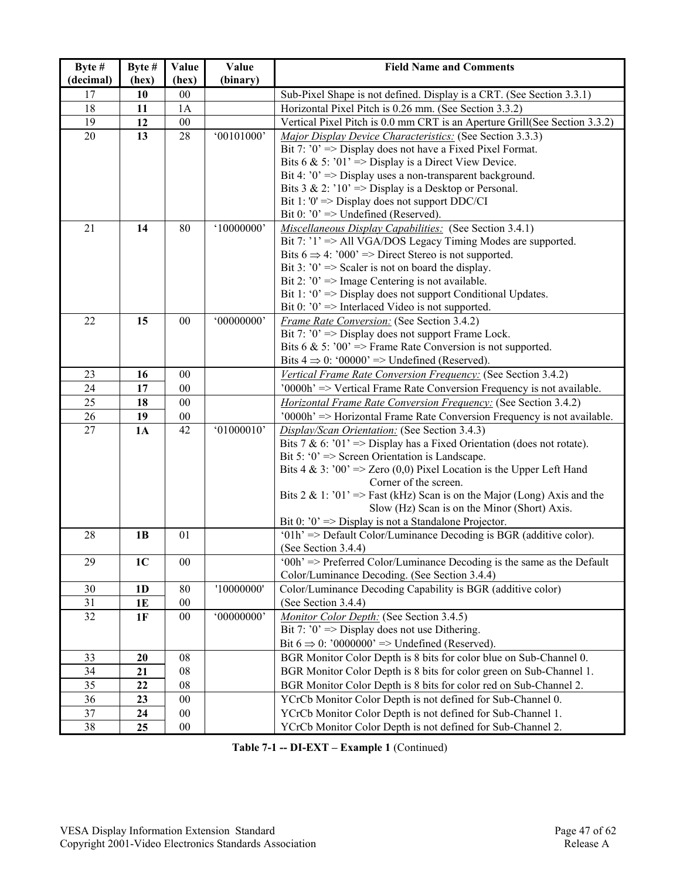| Byte # (decimal) | Byte # (hex) | Value (hex) | Value (binary) | Field Name and Comments |
|---|---|---|---|---|
| 17 | **10** | 00 | | Sub-Pixel Shape is not defined. Display is a CRT. (See Section 3.3.1) |
| 18 | **11** | 1A | | Horizontal Pixel Pitch is 0.26 mm. (See Section 3.3.2) |
| 19 | **12** | 00 | | Vertical Pixel Pitch is 0.0 mm CRT is an Aperture Grill(See Section 3.3.2) |
| 20 | **13** | 28 | '00101000' | *Major Display Device Characteristics:* (See Section 3.3.3)<br>Bit 7: '0' => Display does not have a Fixed Pixel Format.<br>Bits 6 & 5: '01' => Display is a Direct View Device.<br>Bit 4: '0' => Display uses a non-transparent background.<br>Bits 3 & 2: '10' => Display is a Desktop or Personal.<br>Bit 1: '0' => Display does not support DDC/CI<br>Bit 0: '0' => Undefined (Reserved). |
| 21 | **14** | 80 | '10000000' | *Miscellaneous Display Capabilities:* (See Section 3.4.1)<br>Bit 7: '1' => All VGA/DOS Legacy Timing Modes are supported.<br>Bits 6 ⇒ 4: '000' => Direct Stereo is not supported.<br>Bit 3: '0' => Scaler is not on board the display.<br>Bit 2: '0' => Image Centering is not available.<br>Bit 1: '0' => Display does not support Conditional Updates.<br>Bit 0: '0' => Interlaced Video is not supported. |
| 22 | **15** | 00 | '00000000' | *Frame Rate Conversion:* (See Section 3.4.2)<br>Bit 7: '0' => Display does not support Frame Lock.<br>Bits 6 & 5: '00' => Frame Rate Conversion is not supported.<br>Bits 4 ⇒ 0: '00000' => Undefined (Reserved). |
| 23 | **16** | 00 | | *Vertical Frame Rate Conversion Frequency:* (See Section 3.4.2) |
| 24 | **17** | 00 | | '0000h' => Vertical Frame Rate Conversion Frequency is not available. |
| 25 | **18** | 00 | | *Horizontal Frame Rate Conversion Frequency:* (See Section 3.4.2) |
| 26 | **19** | 00 | | '0000h' => Horizontal Frame Rate Conversion Frequency is not available. |
| 27 | **1A** | 42 | '01000010' | *Display/Scan Orientation:* (See Section 3.4.3)<br>Bits 7 & 6: '01' => Display has a Fixed Orientation (does not rotate).<br>Bit 5: '0' => Screen Orientation is Landscape.<br>Bits 4 & 3: '00' => Zero (0,0) Pixel Location is the Upper Left Hand Corner of the screen.<br>Bits 2 & 1: '01' => Fast (kHz) Scan is on the Major (Long) Axis and the Slow (Hz) Scan is on the Minor (Short) Axis.<br>Bit 0: '0' => Display is not a Standalone Projector. |
| 28 | **1B** | 01 | | '01h' => Default Color/Luminance Decoding is BGR (additive color). (See Section 3.4.4) |
| 29 | **1C** | 00 | | '00h' => Preferred Color/Luminance Decoding is the same as the Default Color/Luminance Decoding. (See Section 3.4.4) |
| 30 | **1D** | 80 | '10000000' | Color/Luminance Decoding Capability is BGR (additive color) |
| 31 | **1E** | 00 | | (See Section 3.4.4) |
| 32 | **1F** | 00 | '00000000' | *Monitor Color Depth:* (See Section 3.4.5)<br>Bit 7: '0' => Display does not use Dithering.<br>Bit 6 ⇒ 0: '0000000' => Undefined (Reserved). |
| 33 | **20** | 08 | | BGR Monitor Color Depth is 8 bits for color blue on Sub-Channel 0. |
| 34 | **21** | 08 | | BGR Monitor Color Depth is 8 bits for color green on Sub-Channel 1. |
| 35 | **22** | 08 | | BGR Monitor Color Depth is 8 bits for color red on Sub-Channel 2. |
| 36 | **23** | 00 | | YCrCb Monitor Color Depth is not defined for Sub-Channel 0. |
| 37 | **24** | 00 | | YCrCb Monitor Color Depth is not defined for Sub-Channel 1. |
| 38 | **25** | 00 | | YCrCb Monitor Color Depth is not defined for Sub-Channel 2. |

**Table 7-1 -- DI-EXT – Example 1** (Continued)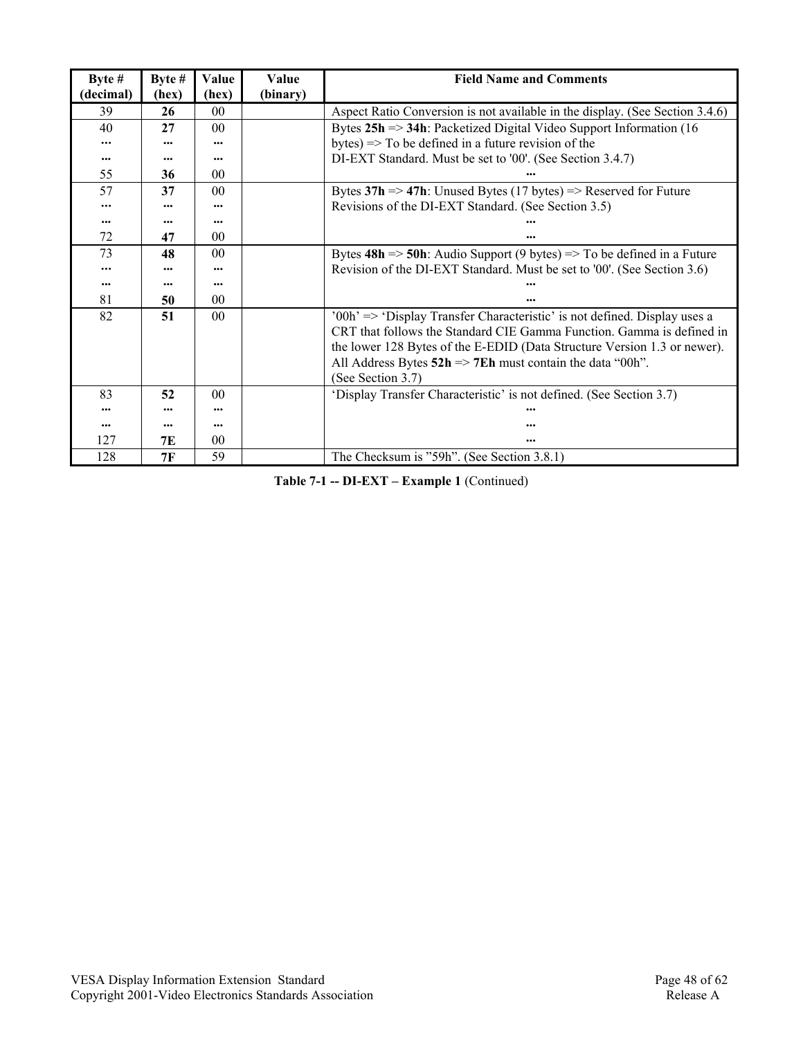| Byte # (decimal) | Byte # (hex) | Value (hex) | Value (binary) | Field Name and Comments |
|---|---|---|---|---|
| 39 | **26** | 00 | | Aspect Ratio Conversion is not available in the display. (See Section 3.4.6) |
| 40<br>...<br>...<br>55 | **27**<br>...<br>...<br>**36** | 00<br>...<br>...<br>00 | | Bytes **25h** => **34h**: Packetized Digital Video Support Information (16 bytes) => To be defined in a future revision of the DI-EXT Standard. Must be set to '00'. (See Section 3.4.7)<br>... |
| 57<br>...<br>...<br>72 | **37**<br>...<br>...<br>**47** | 00<br>...<br>...<br>00 | | Bytes **37h** => **47h**: Unused Bytes (17 bytes) => Reserved for Future Revisions of the DI-EXT Standard. (See Section 3.5)<br>...<br>... |
| 73<br>...<br>...<br>81 | **48**<br>...<br>...<br>**50** | 00<br>...<br>...<br>00 | | Bytes **48h** => **50h**: Audio Support (9 bytes) => To be defined in a Future Revision of the DI-EXT Standard. Must be set to '00'. (See Section 3.6)<br>...<br>... |
| 82 | **51** | 00 | | '00h' => 'Display Transfer Characteristic' is not defined. Display uses a CRT that follows the Standard CIE Gamma Function. Gamma is defined in the lower 128 Bytes of the E-EDID (Data Structure Version 1.3 or newer). All Address Bytes **52h** => **7Eh** must contain the data "00h".<br>(See Section 3.7) |
| 83<br>...<br>...<br>127 | **52**<br>...<br>...<br>**7E** | 00<br>...<br>...<br>00 | | 'Display Transfer Characteristic' is not defined. (See Section 3.7)<br>...<br>...<br>... |
| 128 | **7F** | 59 | | The Checksum is "59h". (See Section 3.8.1) |

**Table 7-1 -- DI-EXT – Example 1** (Continued)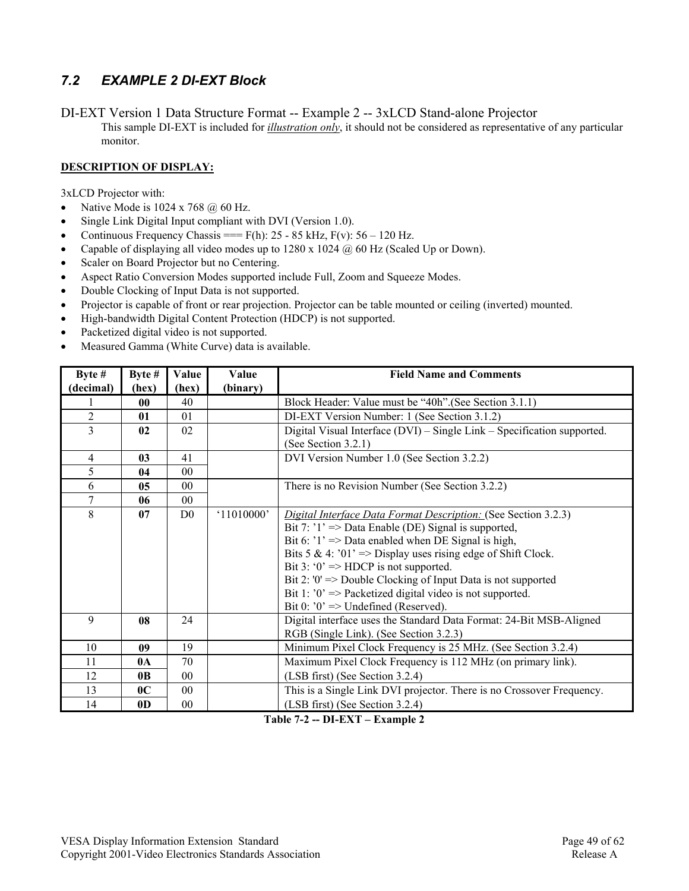## 7.2 EXAMPLE 2 DI-EXT Block

DI-EXT Version 1 Data Structure Format -- Example 2 -- 3xLCD Stand-alone Projector

This sample DI-EXT is included for *illustration only*, it should not be considered as representative of any particular monitor.

**DESCRIPTION OF DISPLAY:**

3xLCD Projector with:

- Native Mode is 1024 x 768 @ 60 Hz.
- Single Link Digital Input compliant with DVI (Version 1.0).
- Continuous Frequency Chassis === F(h): 25 - 85 kHz, F(v): 56 – 120 Hz.
- Capable of displaying all video modes up to 1280 x 1024 @ 60 Hz (Scaled Up or Down).
- Scaler on Board Projector but no Centering.
- Aspect Ratio Conversion Modes supported include Full, Zoom and Squeeze Modes.
- Double Clocking of Input Data is not supported.
- Projector is capable of front or rear projection. Projector can be table mounted or ceiling (inverted) mounted.
- High-bandwidth Digital Content Protection (HDCP) is not supported.
- Packetized digital video is not supported.
- Measured Gamma (White Curve) data is available.

| Byte # (decimal) | Byte # (hex) | Value (hex) | Value (binary) | Field Name and Comments |
|---|---|---|---|---|
| 1 | **00** | 40 | | Block Header: Value must be "40h".(See Section 3.1.1) |
| 2 | **01** | 01 | | DI-EXT Version Number: 1 (See Section 3.1.2) |
| 3 | **02** | 02 | | Digital Visual Interface (DVI) – Single Link – Specification supported. (See Section 3.2.1) |
| 4 | **03** | 41 | | DVI Version Number 1.0 (See Section 3.2.2) |
| 5 | **04** | 00 | | |
| 6 | **05** | 00 | | There is no Revision Number (See Section 3.2.2) |
| 7 | **06** | 00 | | |
| 8 | **07** | D0 | '11010000' | *Digital Interface Data Format Description:* (See Section 3.2.3)<br>Bit 7: '1' => Data Enable (DE) Signal is supported,<br>Bit 6: '1' => Data enabled when DE Signal is high,<br>Bits 5 & 4: '01' => Display uses rising edge of Shift Clock.<br>Bit 3: '0' => HDCP is not supported.<br>Bit 2: '0' => Double Clocking of Input Data is not supported<br>Bit 1: '0' => Packetized digital video is not supported.<br>Bit 0: '0' => Undefined (Reserved). |
| 9 | **08** | 24 | | Digital interface uses the Standard Data Format: 24-Bit MSB-Aligned RGB (Single Link). (See Section 3.2.3) |
| 10 | **09** | 19 | | Minimum Pixel Clock Frequency is 25 MHz. (See Section 3.2.4) |
| 11 | **0A** | 70 | | Maximum Pixel Clock Frequency is 112 MHz (on primary link). (LSB first) (See Section 3.2.4) |
| 12 | **0B** | 00 | | |
| 13 | **0C** | 00 | | This is a Single Link DVI projector. There is no Crossover Frequency. (LSB first) (See Section 3.2.4) |
| 14 | **0D** | 00 | | |

**Table 7-2 -- DI-EXT – Example 2**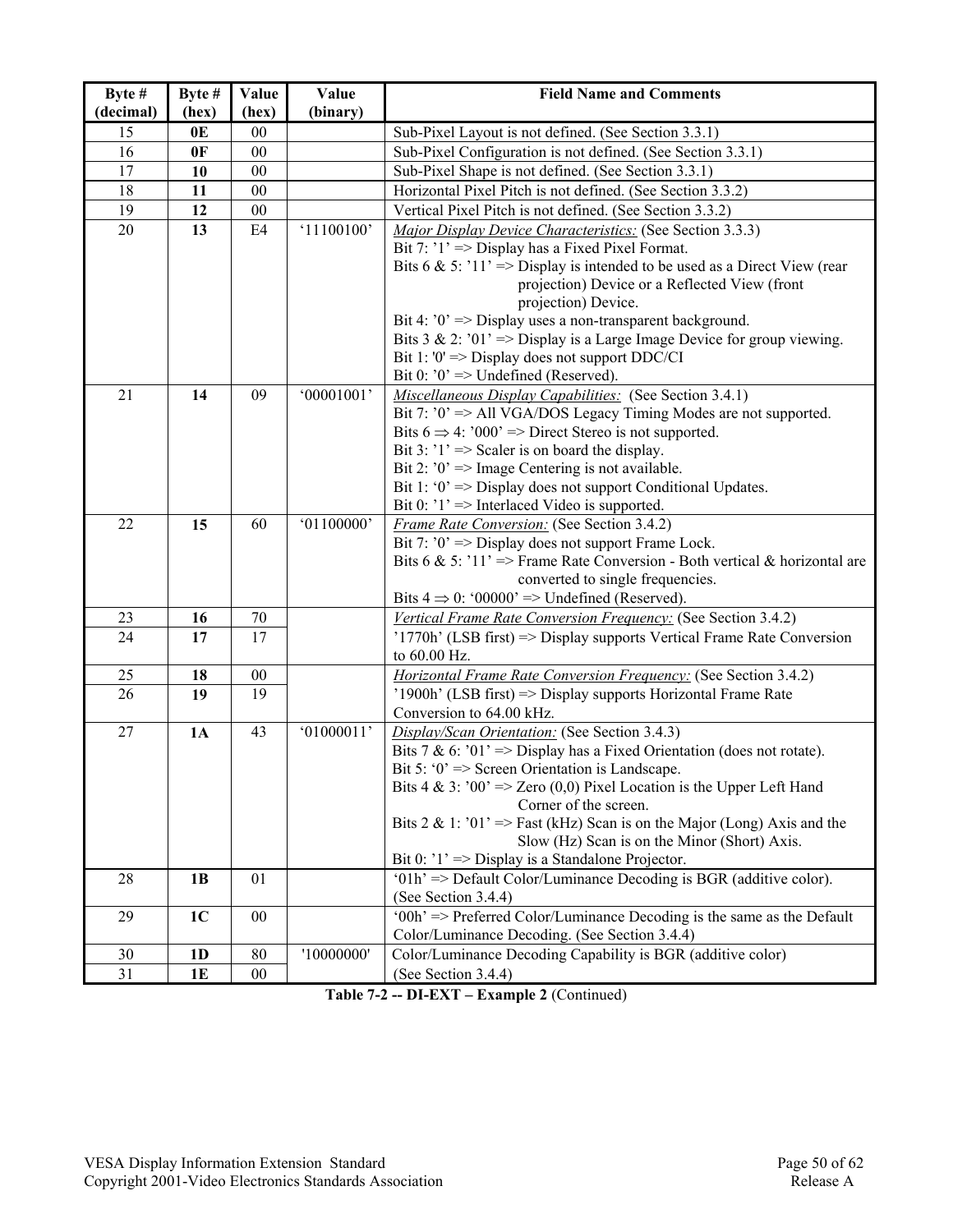| Byte # (decimal) | Byte # (hex) | Value (hex) | Value (binary) | Field Name and Comments |
|---|---|---|---|---|
| 15 | **0E** | 00 | | Sub-Pixel Layout is not defined. (See Section 3.3.1) |
| 16 | **0F** | 00 | | Sub-Pixel Configuration is not defined. (See Section 3.3.1) |
| 17 | **10** | 00 | | Sub-Pixel Shape is not defined. (See Section 3.3.1) |
| 18 | **11** | 00 | | Horizontal Pixel Pitch is not defined. (See Section 3.3.2) |
| 19 | **12** | 00 | | Vertical Pixel Pitch is not defined. (See Section 3.3.2) |
| 20 | **13** | E4 | '11100100' | *Major Display Device Characteristics:* (See Section 3.3.3)<br>Bit 7: '1' => Display has a Fixed Pixel Format.<br>Bits 6 & 5: '11' => Display is intended to be used as a Direct View (rear projection) Device or a Reflected View (front projection) Device.<br>Bit 4: '0' => Display uses a non-transparent background.<br>Bits 3 & 2: '01' => Display is a Large Image Device for group viewing.<br>Bit 1: '0' => Display does not support DDC/CI<br>Bit 0: '0' => Undefined (Reserved). |
| 21 | **14** | 09 | '00001001' | *Miscellaneous Display Capabilities:* (See Section 3.4.1)<br>Bit 7: '0' => All VGA/DOS Legacy Timing Modes are not supported.<br>Bits 6 ⇒ 4: '000' => Direct Stereo is not supported.<br>Bit 3: '1' => Scaler is on board the display.<br>Bit 2: '0' => Image Centering is not available.<br>Bit 1: '0' => Display does not support Conditional Updates.<br>Bit 0: '1' => Interlaced Video is supported. |
| 22 | **15** | 60 | '01100000' | *Frame Rate Conversion:* (See Section 3.4.2)<br>Bit 7: '0' => Display does not support Frame Lock.<br>Bits 6 & 5: '11' => Frame Rate Conversion - Both vertical & horizontal are converted to single frequencies.<br>Bits 4 ⇒ 0: '00000' => Undefined (Reserved). |
| 23 | **16** | 70 | | *Vertical Frame Rate Conversion Frequency:* (See Section 3.4.2) |
| 24 | **17** | 17 | | '1770h' (LSB first) => Display supports Vertical Frame Rate Conversion to 60.00 Hz. |
| 25 | **18** | 00 | | *Horizontal Frame Rate Conversion Frequency:* (See Section 3.4.2) |
| 26 | **19** | 19 | | '1900h' (LSB first) => Display supports Horizontal Frame Rate Conversion to 64.00 kHz. |
| 27 | **1A** | 43 | '01000011' | *Display/Scan Orientation:* (See Section 3.4.3)<br>Bits 7 & 6: '01' => Display has a Fixed Orientation (does not rotate).<br>Bit 5: '0' => Screen Orientation is Landscape.<br>Bits 4 & 3: '00' => Zero (0,0) Pixel Location is the Upper Left Hand Corner of the screen.<br>Bits 2 & 1: '01' => Fast (kHz) Scan is on the Major (Long) Axis and the Slow (Hz) Scan is on the Minor (Short) Axis.<br>Bit 0: '1' => Display is a Standalone Projector. |
| 28 | **1B** | 01 | | '01h' => Default Color/Luminance Decoding is BGR (additive color). (See Section 3.4.4) |
| 29 | **1C** | 00 | | '00h' => Preferred Color/Luminance Decoding is the same as the Default Color/Luminance Decoding. (See Section 3.4.4) |
| 30 | **1D** | 80 | '10000000' | Color/Luminance Decoding Capability is BGR (additive color) |
| 31 | **1E** | 00 | | (See Section 3.4.4) |

**Table 7-2 -- DI-EXT – Example 2** (Continued)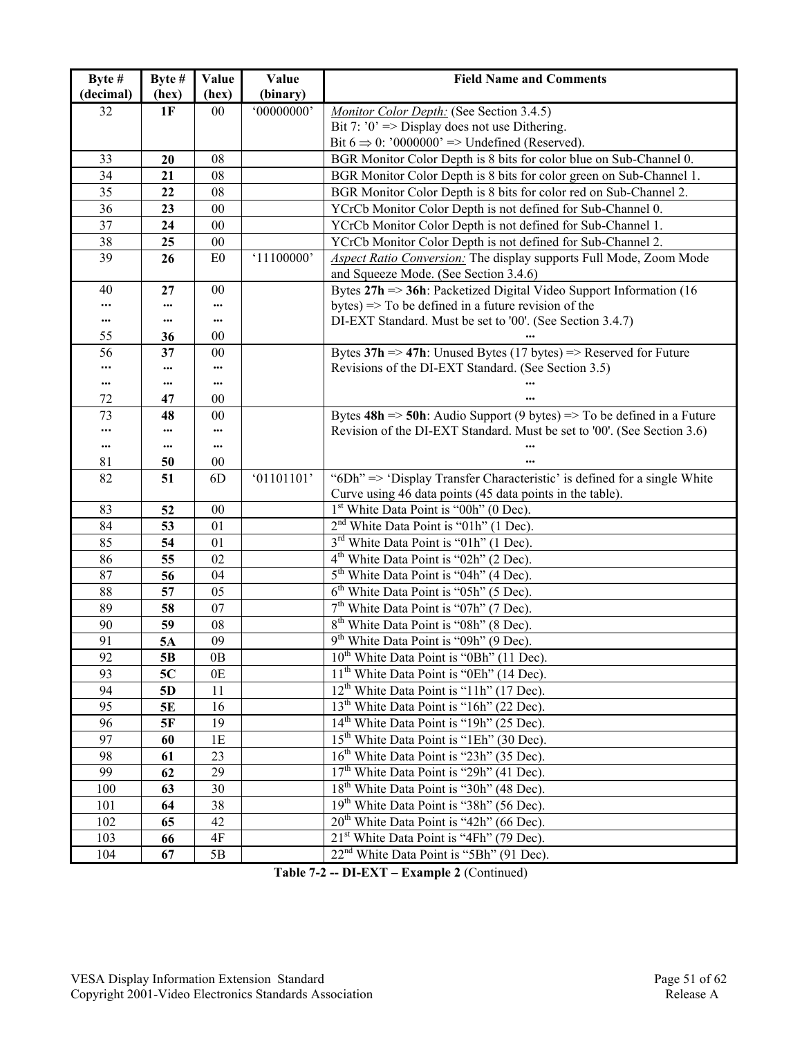| Byte # (decimal) | Byte # (hex) | Value (hex) | Value (binary) | Field Name and Comments |
|---|---|---|---|---|
| 32 | **1F** | 00 | '00000000' | *Monitor Color Depth:* (See Section 3.4.5)<br>Bit 7: '0' => Display does not use Dithering.<br>Bit 6 ⇒ 0: '0000000' => Undefined (Reserved). |
| 33 | **20** | 08 | | BGR Monitor Color Depth is 8 bits for color blue on Sub-Channel 0. |
| 34 | **21** | 08 | | BGR Monitor Color Depth is 8 bits for color green on Sub-Channel 1. |
| 35 | **22** | 08 | | BGR Monitor Color Depth is 8 bits for color red on Sub-Channel 2. |
| 36 | **23** | 00 | | YCrCb Monitor Color Depth is not defined for Sub-Channel 0. |
| 37 | **24** | 00 | | YCrCb Monitor Color Depth is not defined for Sub-Channel 1. |
| 38 | **25** | 00 | | YCrCb Monitor Color Depth is not defined for Sub-Channel 2. |
| 39 | **26** | E0 | '11100000' | *Aspect Ratio Conversion:* The display supports Full Mode, Zoom Mode and Squeeze Mode. (See Section 3.4.6) |
| 40<br>...<br>...<br>55 | **27**<br>...<br>...<br>**36** | 00<br>...<br>...<br>00 | | Bytes **27h** => **36h**: Packetized Digital Video Support Information (16 bytes) => To be defined in a future revision of the DI-EXT Standard. Must be set to '00'. (See Section 3.4.7)<br>... |
| 56<br>...<br>...<br>72 | **37**<br>...<br>...<br>**47** | 00<br>...<br>...<br>00 | | Bytes **37h** => **47h**: Unused Bytes (17 bytes) => Reserved for Future Revisions of the DI-EXT Standard. (See Section 3.5)<br>...<br>... |
| 73<br>...<br>...<br>81 | **48**<br>...<br>...<br>**50** | 00<br>...<br>...<br>00 | | Bytes **48h** => **50h**: Audio Support (9 bytes) => To be defined in a Future Revision of the DI-EXT Standard. Must be set to '00'. (See Section 3.6)<br>...<br>... |
| 82 | **51** | 6D | '01101101' | "6Dh" => 'Display Transfer Characteristic' is defined for a single White Curve using 46 data points (45 data points in the table). |
| 83 | **52** | 00 | | 1st White Data Point is "00h" (0 Dec). |
| 84 | **53** | 01 | | 2nd White Data Point is "01h" (1 Dec). |
| 85 | **54** | 01 | | 3rd White Data Point is "01h" (1 Dec). |
| 86 | **55** | 02 | | 4th White Data Point is "02h" (2 Dec). |
| 87 | **56** | 04 | | 5th White Data Point is "04h" (4 Dec). |
| 88 | **57** | 05 | | 6th White Data Point is "05h" (5 Dec). |
| 89 | **58** | 07 | | 7th White Data Point is "07h" (7 Dec). |
| 90 | **59** | 08 | | 8th White Data Point is "08h" (8 Dec). |
| 91 | **5A** | 09 | | 9th White Data Point is "09h" (9 Dec). |
| 92 | **5B** | 0B | | 10th White Data Point is "0Bh" (11 Dec). |
| 93 | **5C** | 0E | | 11th White Data Point is "0Eh" (14 Dec). |
| 94 | **5D** | 11 | | 12th White Data Point is "11h" (17 Dec). |
| 95 | **5E** | 16 | | 13th White Data Point is "16h" (22 Dec). |
| 96 | **5F** | 19 | | 14th White Data Point is "19h" (25 Dec). |
| 97 | **60** | 1E | | 15th White Data Point is "1Eh" (30 Dec). |
| 98 | **61** | 23 | | 16th White Data Point is "23h" (35 Dec). |
| 99 | **62** | 29 | | 17th White Data Point is "29h" (41 Dec). |
| 100 | **63** | 30 | | 18th White Data Point is "30h" (48 Dec). |
| 101 | **64** | 38 | | 19th White Data Point is "38h" (56 Dec). |
| 102 | **65** | 42 | | 20th White Data Point is "42h" (66 Dec). |
| 103 | **66** | 4F | | 21st White Data Point is "4Fh" (79 Dec). |
| 104 | **67** | 5B | | 22nd White Data Point is "5Bh" (91 Dec). |

**Table 7-2 -- DI-EXT – Example 2** (Continued)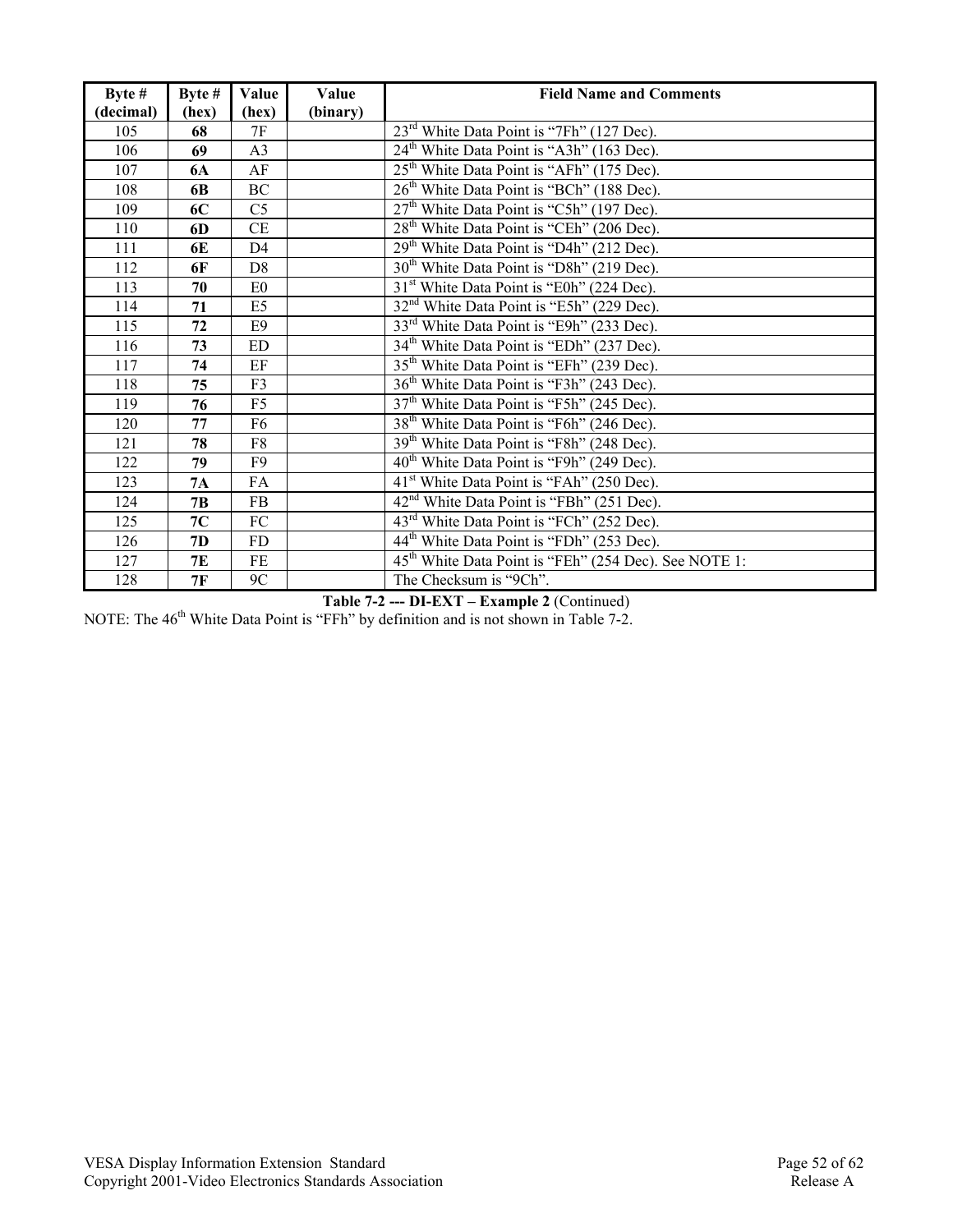| Byte # (decimal) | Byte # (hex) | Value (hex) | Value (binary) | Field Name and Comments |
|---|---|---|---|---|
| 105 | **68** | 7F | | 23rd White Data Point is “7Fh” (127 Dec). |
| 106 | **69** | A3 | | 24th White Data Point is “A3h” (163 Dec). |
| 107 | **6A** | AF | | 25th White Data Point is “AFh” (175 Dec). |
| 108 | **6B** | BC | | 26th White Data Point is “BCh” (188 Dec). |
| 109 | **6C** | C5 | | 27th White Data Point is “C5h” (197 Dec). |
| 110 | **6D** | CE | | 28th White Data Point is “CEh” (206 Dec). |
| 111 | **6E** | D4 | | 29th White Data Point is “D4h” (212 Dec). |
| 112 | **6F** | D8 | | 30th White Data Point is “D8h” (219 Dec). |
| 113 | **70** | E0 | | 31st White Data Point is “E0h” (224 Dec). |
| 114 | **71** | E5 | | 32nd White Data Point is “E5h” (229 Dec). |
| 115 | **72** | E9 | | 33rd White Data Point is “E9h” (233 Dec). |
| 116 | **73** | ED | | 34th White Data Point is “EDh” (237 Dec). |
| 117 | **74** | EF | | 35th White Data Point is “EFh” (239 Dec). |
| 118 | **75** | F3 | | 36th White Data Point is “F3h” (243 Dec). |
| 119 | **76** | F5 | | 37th White Data Point is “F5h” (245 Dec). |
| 120 | **77** | F6 | | 38th White Data Point is “F6h” (246 Dec). |
| 121 | **78** | F8 | | 39th White Data Point is “F8h” (248 Dec). |
| 122 | **79** | F9 | | 40th White Data Point is “F9h” (249 Dec). |
| 123 | **7A** | FA | | 41st White Data Point is “FAh” (250 Dec). |
| 124 | **7B** | FB | | 42nd White Data Point is “FBh” (251 Dec). |
| 125 | **7C** | FC | | 43rd White Data Point is “FCh” (252 Dec). |
| 126 | **7D** | FD | | 44th White Data Point is “FDh” (253 Dec). |
| 127 | **7E** | FE | | 45th White Data Point is “FEh” (254 Dec). See NOTE 1: |
| 128 | **7F** | 9C | | The Checksum is “9Ch”. |

**Table 7-2 --- DI-EXT – Example 2** (Continued)

NOTE: The 46th White Data Point is “FFh” by definition and is not shown in Table 7-2.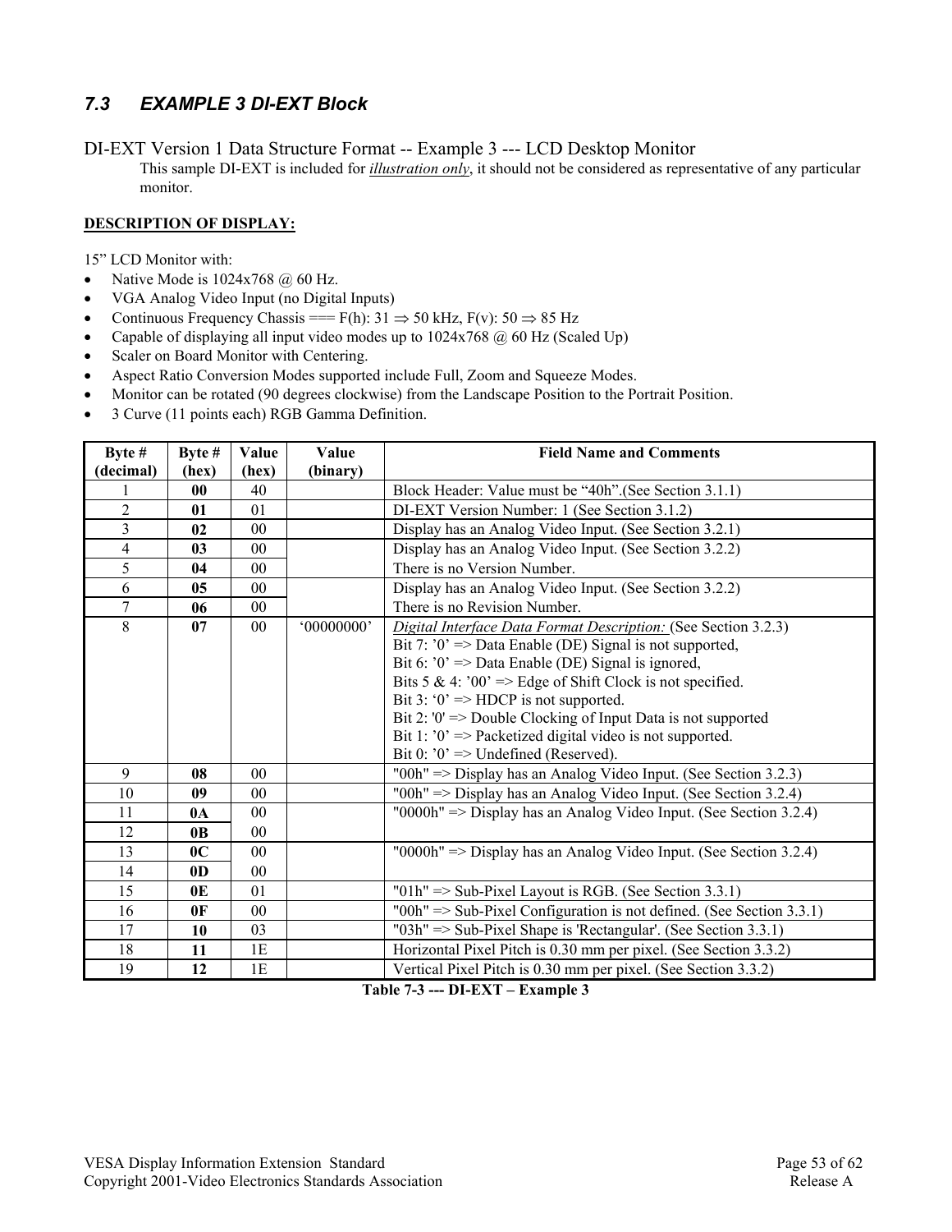## 7.3 EXAMPLE 3 DI-EXT Block

DI-EXT Version 1 Data Structure Format -- Example 3 --- LCD Desktop Monitor

This sample DI-EXT is included for *illustration only*, it should not be considered as representative of any particular monitor.

**DESCRIPTION OF DISPLAY:**

15" LCD Monitor with:

- Native Mode is 1024x768 @ 60 Hz.
- VGA Analog Video Input (no Digital Inputs)
- Continuous Frequency Chassis === F(h): 31 ⇒ 50 kHz, F(v): 50 ⇒ 85 Hz
- Capable of displaying all input video modes up to 1024x768 @ 60 Hz (Scaled Up)
- Scaler on Board Monitor with Centering.
- Aspect Ratio Conversion Modes supported include Full, Zoom and Squeeze Modes.
- Monitor can be rotated (90 degrees clockwise) from the Landscape Position to the Portrait Position.
- 3 Curve (11 points each) RGB Gamma Definition.

| Byte # (decimal) | Byte # (hex) | Value (hex) | Value (binary) | Field Name and Comments |
|---|---|---|---|---|
| 1 | **00** | 40 | | Block Header: Value must be "40h".(See Section 3.1.1) |
| 2 | **01** | 01 | | DI-EXT Version Number: 1 (See Section 3.1.2) |
| 3 | **02** | 00 | | Display has an Analog Video Input. (See Section 3.2.1) |
| 4 | **03** | 00 | | Display has an Analog Video Input. (See Section 3.2.2) |
| 5 | **04** | 00 | | There is no Version Number. |
| 6 | **05** | 00 | | Display has an Analog Video Input. (See Section 3.2.2) |
| 7 | **06** | 00 | | There is no Revision Number. |
| 8 | **07** | 00 | '00000000' | *Digital Interface Data Format Description:* (See Section 3.2.3)<br>Bit 7: '0' => Data Enable (DE) Signal is not supported,<br>Bit 6: '0' => Data Enable (DE) Signal is ignored,<br>Bits 5 & 4: '00' => Edge of Shift Clock is not specified.<br>Bit 3: '0' => HDCP is not supported.<br>Bit 2: '0' => Double Clocking of Input Data is not supported<br>Bit 1: '0' => Packetized digital video is not supported.<br>Bit 0: '0' => Undefined (Reserved). |
| 9 | **08** | 00 | | "00h" => Display has an Analog Video Input. (See Section 3.2.3) |
| 10 | **09** | 00 | | "00h" => Display has an Analog Video Input. (See Section 3.2.4) |
| 11 | **0A** | 00 | | "0000h" => Display has an Analog Video Input. (See Section 3.2.4) |
| 12 | **0B** | 00 | | |
| 13 | **0C** | 00 | | "0000h" => Display has an Analog Video Input. (See Section 3.2.4) |
| 14 | **0D** | 00 | | |
| 15 | **0E** | 01 | | "01h" => Sub-Pixel Layout is RGB. (See Section 3.3.1) |
| 16 | **0F** | 00 | | "00h" => Sub-Pixel Configuration is not defined. (See Section 3.3.1) |
| 17 | **10** | 03 | | "03h" => Sub-Pixel Shape is 'Rectangular'. (See Section 3.3.1) |
| 18 | **11** | 1E | | Horizontal Pixel Pitch is 0.30 mm per pixel. (See Section 3.3.2) |
| 19 | **12** | 1E | | Vertical Pixel Pitch is 0.30 mm per pixel. (See Section 3.3.2) |

**Table 7-3 --- DI-EXT – Example 3**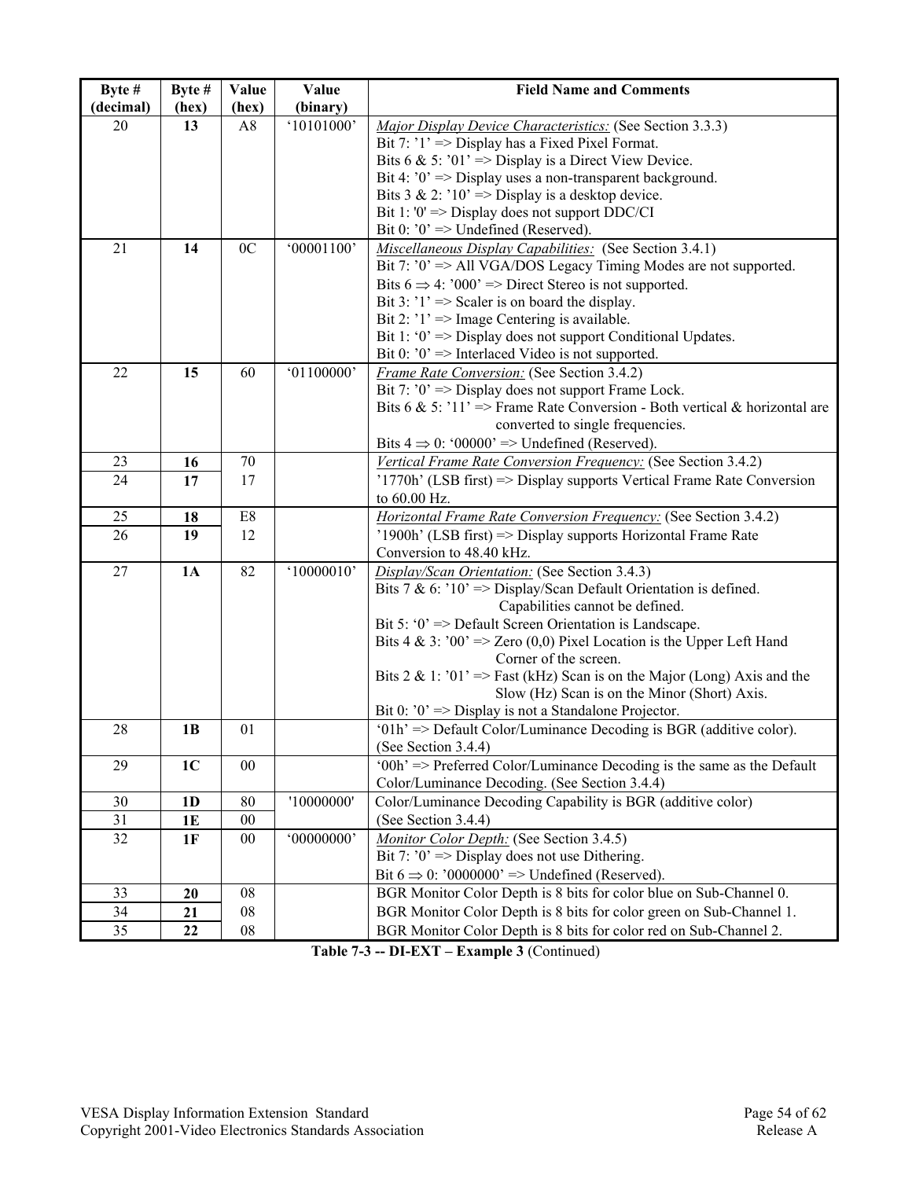| Byte # (decimal) | Byte # (hex) | Value (hex) | Value (binary) | Field Name and Comments |
|---|---|---|---|---|
| 20 | **13** | A8 | '10101000' | *Major Display Device Characteristics:* (See Section 3.3.3)<br>Bit 7: '1' => Display has a Fixed Pixel Format.<br>Bits 6 & 5: '01' => Display is a Direct View Device.<br>Bit 4: '0' => Display uses a non-transparent background.<br>Bits 3 & 2: '10' => Display is a desktop device.<br>Bit 1: '0' => Display does not support DDC/CI<br>Bit 0: '0' => Undefined (Reserved). |
| 21 | **14** | 0C | '00001100' | *Miscellaneous Display Capabilities:* (See Section 3.4.1)<br>Bit 7: '0' => All VGA/DOS Legacy Timing Modes are not supported.<br>Bits 6 ⇒ 4: '000' => Direct Stereo is not supported.<br>Bit 3: '1' => Scaler is on board the display.<br>Bit 2: '1' => Image Centering is available.<br>Bit 1: '0' => Display does not support Conditional Updates.<br>Bit 0: '0' => Interlaced Video is not supported. |
| 22 | **15** | 60 | '01100000' | *Frame Rate Conversion:* (See Section 3.4.2)<br>Bit 7: '0' => Display does not support Frame Lock.<br>Bits 6 & 5: '11' => Frame Rate Conversion - Both vertical & horizontal are converted to single frequencies.<br>Bits 4 ⇒ 0: '00000' => Undefined (Reserved). |
| 23 | **16** | 70 | | *Vertical Frame Rate Conversion Frequency:* (See Section 3.4.2) |
| 24 | **17** | 17 | | '1770h' (LSB first) => Display supports Vertical Frame Rate Conversion to 60.00 Hz. |
| 25 | **18** | E8 | | *Horizontal Frame Rate Conversion Frequency:* (See Section 3.4.2) |
| 26 | **19** | 12 | | '1900h' (LSB first) => Display supports Horizontal Frame Rate Conversion to 48.40 kHz. |
| 27 | **1A** | 82 | '10000010' | *Display/Scan Orientation:* (See Section 3.4.3)<br>Bits 7 & 6: '10' => Display/Scan Default Orientation is defined. Capabilities cannot be defined.<br>Bit 5: '0' => Default Screen Orientation is Landscape.<br>Bits 4 & 3: '00' => Zero (0,0) Pixel Location is the Upper Left Hand Corner of the screen.<br>Bits 2 & 1: '01' => Fast (kHz) Scan is on the Major (Long) Axis and the Slow (Hz) Scan is on the Minor (Short) Axis.<br>Bit 0: '0' => Display is not a Standalone Projector. |
| 28 | **1B** | 01 | | '01h' => Default Color/Luminance Decoding is BGR (additive color). (See Section 3.4.4) |
| 29 | **1C** | 00 | | '00h' => Preferred Color/Luminance Decoding is the same as the Default Color/Luminance Decoding. (See Section 3.4.4) |
| 30 | **1D** | 80 | '10000000' | Color/Luminance Decoding Capability is BGR (additive color) |
| 31 | **1E** | 00 | | (See Section 3.4.4) |
| 32 | **1F** | 00 | '00000000' | *Monitor Color Depth:* (See Section 3.4.5)<br>Bit 7: '0' => Display does not use Dithering.<br>Bit 6 ⇒ 0: '0000000' => Undefined (Reserved). |
| 33 | **20** | 08 | | BGR Monitor Color Depth is 8 bits for color blue on Sub-Channel 0. |
| 34 | **21** | 08 | | BGR Monitor Color Depth is 8 bits for color green on Sub-Channel 1. |
| 35 | **22** | 08 | | BGR Monitor Color Depth is 8 bits for color red on Sub-Channel 2. |

**Table 7-3 -- DI-EXT – Example 3** (Continued)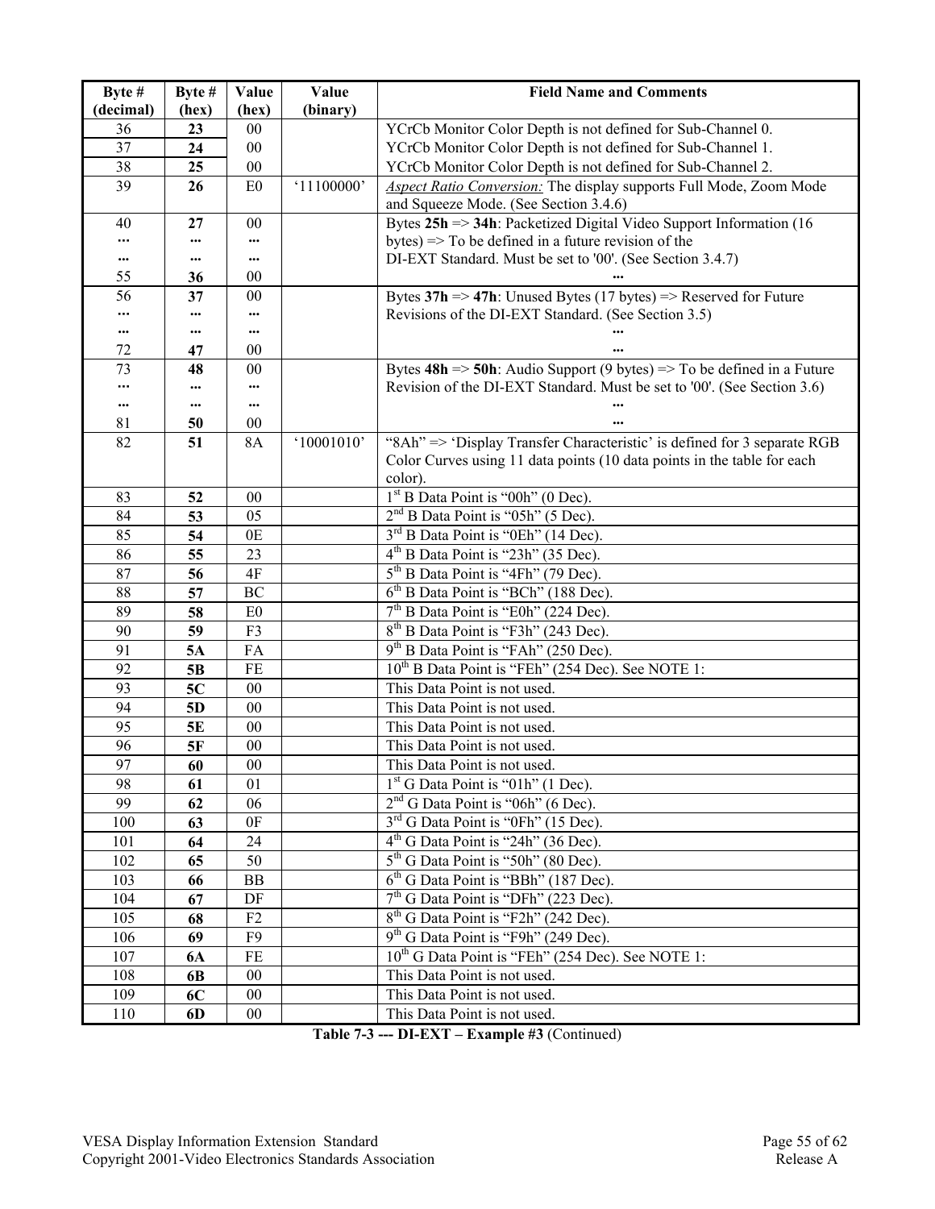| Byte # (decimal) | Byte # (hex) | Value (hex) | Value (binary) | Field Name and Comments |
|---|---|---|---|---|
| 36 | **23** | 00 | | YCrCb Monitor Color Depth is not defined for Sub-Channel 0. |
| 37 | **24** | 00 | | YCrCb Monitor Color Depth is not defined for Sub-Channel 1. |
| 38 | **25** | 00 | | YCrCb Monitor Color Depth is not defined for Sub-Channel 2. |
| 39 | **26** | E0 | '11100000' | *Aspect Ratio Conversion:* The display supports Full Mode, Zoom Mode and Squeeze Mode. (See Section 3.4.6) |
| 40<br>...<br>...<br>55 | **27**<br>...<br>...<br>**36** | 00<br>...<br>...<br>00 | | Bytes **25h** => **34h**: Packetized Digital Video Support Information (16 bytes) => To be defined in a future revision of the DI-EXT Standard. Must be set to '00'. (See Section 3.4.7)<br>... |
| 56<br>...<br>...<br>72 | **37**<br>...<br>...<br>**47** | 00<br>...<br>...<br>00 | | Bytes **37h** => **47h**: Unused Bytes (17 bytes) => Reserved for Future Revisions of the DI-EXT Standard. (See Section 3.5)<br>...<br>... |
| 73<br>...<br>...<br>81 | **48**<br>...<br>...<br>**50** | 00<br>...<br>...<br>00 | | Bytes **48h** => **50h**: Audio Support (9 bytes) => To be defined in a Future Revision of the DI-EXT Standard. Must be set to '00'. (See Section 3.6)<br>...<br>... |
| 82 | **51** | 8A | '10001010' | "8Ah" => 'Display Transfer Characteristic' is defined for 3 separate RGB Color Curves using 11 data points (10 data points in the table for each color). |
| 83 | **52** | 00 | | 1st B Data Point is "00h" (0 Dec). |
| 84 | **53** | 05 | | 2nd B Data Point is "05h" (5 Dec). |
| 85 | **54** | 0E | | 3rd B Data Point is "0Eh" (14 Dec). |
| 86 | **55** | 23 | | 4th B Data Point is "23h" (35 Dec). |
| 87 | **56** | 4F | | 5th B Data Point is "4Fh" (79 Dec). |
| 88 | **57** | BC | | 6th B Data Point is "BCh" (188 Dec). |
| 89 | **58** | E0 | | 7th B Data Point is "E0h" (224 Dec). |
| 90 | **59** | F3 | | 8th B Data Point is "F3h" (243 Dec). |
| 91 | **5A** | FA | | 9th B Data Point is "FAh" (250 Dec). |
| 92 | **5B** | FE | | 10th B Data Point is "FEh" (254 Dec). See NOTE 1: |
| 93 | **5C** | 00 | | This Data Point is not used. |
| 94 | **5D** | 00 | | This Data Point is not used. |
| 95 | **5E** | 00 | | This Data Point is not used. |
| 96 | **5F** | 00 | | This Data Point is not used. |
| 97 | **60** | 00 | | This Data Point is not used. |
| 98 | **61** | 01 | | 1st G Data Point is "01h" (1 Dec). |
| 99 | **62** | 06 | | 2nd G Data Point is "06h" (6 Dec). |
| 100 | **63** | 0F | | 3rd G Data Point is "0Fh" (15 Dec). |
| 101 | **64** | 24 | | 4th G Data Point is "24h" (36 Dec). |
| 102 | **65** | 50 | | 5th G Data Point is "50h" (80 Dec). |
| 103 | **66** | BB | | 6th G Data Point is "BBh" (187 Dec). |
| 104 | **67** | DF | | 7th G Data Point is "DFh" (223 Dec). |
| 105 | **68** | F2 | | 8th G Data Point is "F2h" (242 Dec). |
| 106 | **69** | F9 | | 9th G Data Point is "F9h" (249 Dec). |
| 107 | **6A** | FE | | 10th G Data Point is "FEh" (254 Dec). See NOTE 1: |
| 108 | **6B** | 00 | | This Data Point is not used. |
| 109 | **6C** | 00 | | This Data Point is not used. |
| 110 | **6D** | 00 | | This Data Point is not used. |

**Table 7-3 --- DI-EXT – Example #3** (Continued)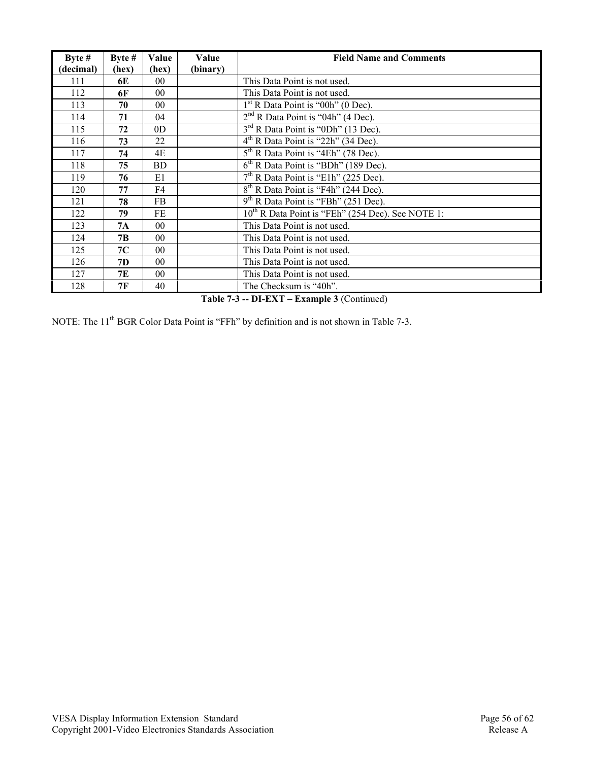| Byte # (decimal) | Byte # (hex) | Value (hex) | Value (binary) | Field Name and Comments |
|---|---|---|---|---|
| 111 | **6E** | 00 | | This Data Point is not used. |
| 112 | **6F** | 00 | | This Data Point is not used. |
| 113 | **70** | 00 | | 1st R Data Point is “00h” (0 Dec). |
| 114 | **71** | 04 | | 2nd R Data Point is “04h” (4 Dec). |
| 115 | **72** | 0D | | 3rd R Data Point is “0Dh” (13 Dec). |
| 116 | **73** | 22 | | 4th R Data Point is “22h” (34 Dec). |
| 117 | **74** | 4E | | 5th R Data Point is “4Eh” (78 Dec). |
| 118 | **75** | BD | | 6th R Data Point is “BDh” (189 Dec). |
| 119 | **76** | E1 | | 7th R Data Point is “E1h” (225 Dec). |
| 120 | **77** | F4 | | 8th R Data Point is “F4h” (244 Dec). |
| 121 | **78** | FB | | 9th R Data Point is “FBh” (251 Dec). |
| 122 | **79** | FE | | 10th R Data Point is “FEh” (254 Dec). See NOTE 1: |
| 123 | **7A** | 00 | | This Data Point is not used. |
| 124 | **7B** | 00 | | This Data Point is not used. |
| 125 | **7C** | 00 | | This Data Point is not used. |
| 126 | **7D** | 00 | | This Data Point is not used. |
| 127 | **7E** | 00 | | This Data Point is not used. |
| 128 | **7F** | 40 | | The Checksum is “40h”. |

**Table 7-3 -- DI-EXT – Example 3** (Continued)

NOTE: The 11th BGR Color Data Point is “FFh” by definition and is not shown in Table 7-3.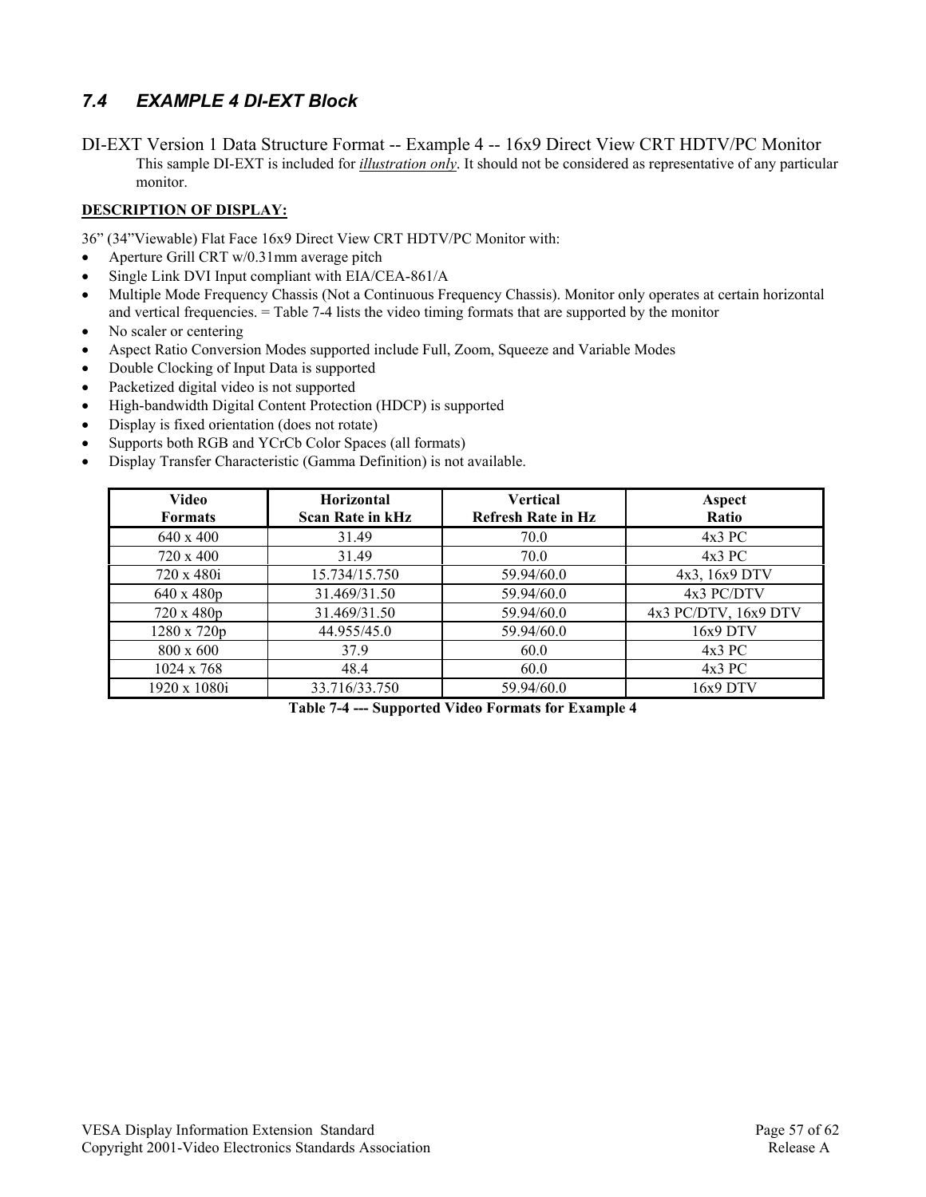## *7.4 EXAMPLE 4 DI-EXT Block*

DI-EXT Version 1 Data Structure Format -- Example 4 -- 16x9 Direct View CRT HDTV/PC Monitor

This sample DI-EXT is included for *illustration only*. It should not be considered as representative of any particular monitor.

**DESCRIPTION OF DISPLAY:**

36" (34"Viewable) Flat Face 16x9 Direct View CRT HDTV/PC Monitor with:

- Aperture Grill CRT w/0.31mm average pitch
- Single Link DVI Input compliant with EIA/CEA-861/A
- Multiple Mode Frequency Chassis (Not a Continuous Frequency Chassis). Monitor only operates at certain horizontal and vertical frequencies. = Table 7-4 lists the video timing formats that are supported by the monitor
- No scaler or centering
- Aspect Ratio Conversion Modes supported include Full, Zoom, Squeeze and Variable Modes
- Double Clocking of Input Data is supported
- Packetized digital video is not supported
- High-bandwidth Digital Content Protection (HDCP) is supported
- Display is fixed orientation (does not rotate)
- Supports both RGB and YCrCb Color Spaces (all formats)
- Display Transfer Characteristic (Gamma Definition) is not available.

| Video Formats | Horizontal Scan Rate in kHz | Vertical Refresh Rate in Hz | Aspect Ratio |
|---|---|---|---|
| 640 x 400 | 31.49 | 70.0 | 4x3 PC |
| 720 x 400 | 31.49 | 70.0 | 4x3 PC |
| 720 x 480i | 15.734/15.750 | 59.94/60.0 | 4x3, 16x9 DTV |
| 640 x 480p | 31.469/31.50 | 59.94/60.0 | 4x3 PC/DTV |
| 720 x 480p | 31.469/31.50 | 59.94/60.0 | 4x3 PC/DTV, 16x9 DTV |
| 1280 x 720p | 44.955/45.0 | 59.94/60.0 | 16x9 DTV |
| 800 x 600 | 37.9 | 60.0 | 4x3 PC |
| 1024 x 768 | 48.4 | 60.0 | 4x3 PC |
| 1920 x 1080i | 33.716/33.750 | 59.94/60.0 | 16x9 DTV |

**Table 7-4 --- Supported Video Formats for Example 4**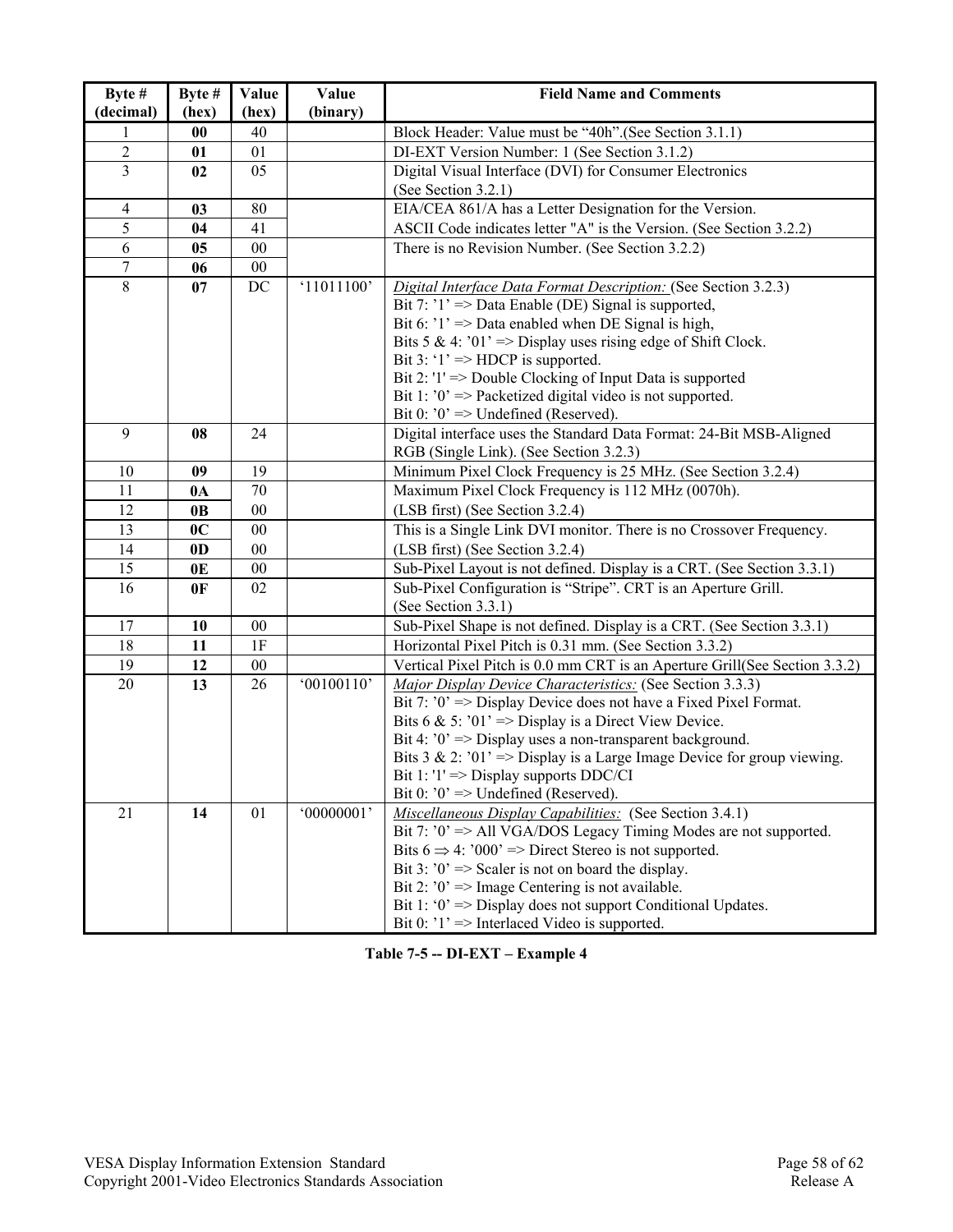| Byte # (decimal) | Byte # (hex) | Value (hex) | Value (binary) | Field Name and Comments |
|---|---|---|---|---|
| 1 | **00** | 40 | | Block Header: Value must be "40h".(See Section 3.1.1) |
| 2 | **01** | 01 | | DI-EXT Version Number: 1 (See Section 3.1.2) |
| 3 | **02** | 05 | | Digital Visual Interface (DVI) for Consumer Electronics (See Section 3.2.1) |
| 4 | **03** | 80 | | EIA/CEA 861/A has a Letter Designation for the Version. |
| 5 | **04** | 41 | | ASCII Code indicates letter "A" is the Version. (See Section 3.2.2) |
| 6 | **05** | 00 | | There is no Revision Number. (See Section 3.2.2) |
| 7 | **06** | 00 | | |
| 8 | **07** | DC | '11011100' | *Digital Interface Data Format Description:* (See Section 3.2.3)<br>Bit 7: '1' => Data Enable (DE) Signal is supported,<br>Bit 6: '1' => Data enabled when DE Signal is high,<br>Bits 5 & 4: '01' => Display uses rising edge of Shift Clock.<br>Bit 3: '1' => HDCP is supported.<br>Bit 2: '1' => Double Clocking of Input Data is supported<br>Bit 1: '0' => Packetized digital video is not supported.<br>Bit 0: '0' => Undefined (Reserved). |
| 9 | **08** | 24 | | Digital interface uses the Standard Data Format: 24-Bit MSB-Aligned RGB (Single Link). (See Section 3.2.3) |
| 10 | **09** | 19 | | Minimum Pixel Clock Frequency is 25 MHz. (See Section 3.2.4) |
| 11 | **0A** | 70 | | Maximum Pixel Clock Frequency is 112 MHz (0070h). |
| 12 | **0B** | 00 | | (LSB first) (See Section 3.2.4) |
| 13 | **0C** | 00 | | This is a Single Link DVI monitor. There is no Crossover Frequency. |
| 14 | **0D** | 00 | | (LSB first) (See Section 3.2.4) |
| 15 | **0E** | 00 | | Sub-Pixel Layout is not defined. Display is a CRT. (See Section 3.3.1) |
| 16 | **0F** | 02 | | Sub-Pixel Configuration is "Stripe". CRT is an Aperture Grill. (See Section 3.3.1) |
| 17 | **10** | 00 | | Sub-Pixel Shape is not defined. Display is a CRT. (See Section 3.3.1) |
| 18 | **11** | 1F | | Horizontal Pixel Pitch is 0.31 mm. (See Section 3.3.2) |
| 19 | **12** | 00 | | Vertical Pixel Pitch is 0.0 mm CRT is an Aperture Grill(See Section 3.3.2) |
| 20 | **13** | 26 | '00100110' | *Major Display Device Characteristics:* (See Section 3.3.3)<br>Bit 7: '0' => Display Device does not have a Fixed Pixel Format.<br>Bits 6 & 5: '01' => Display is a Direct View Device.<br>Bit 4: '0' => Display uses a non-transparent background.<br>Bits 3 & 2: '01' => Display is a Large Image Device for group viewing.<br>Bit 1: '1' => Display supports DDC/CI<br>Bit 0: '0' => Undefined (Reserved). |
| 21 | **14** | 01 | '00000001' | *Miscellaneous Display Capabilities:* (See Section 3.4.1)<br>Bit 7: '0' => All VGA/DOS Legacy Timing Modes are not supported.<br>Bits 6 ⇒ 4: '000' => Direct Stereo is not supported.<br>Bit 3: '0' => Scaler is not on board the display.<br>Bit 2: '0' => Image Centering is not available.<br>Bit 1: '0' => Display does not support Conditional Updates.<br>Bit 0: '1' => Interlaced Video is supported. |

**Table 7-5 -- DI-EXT – Example 4**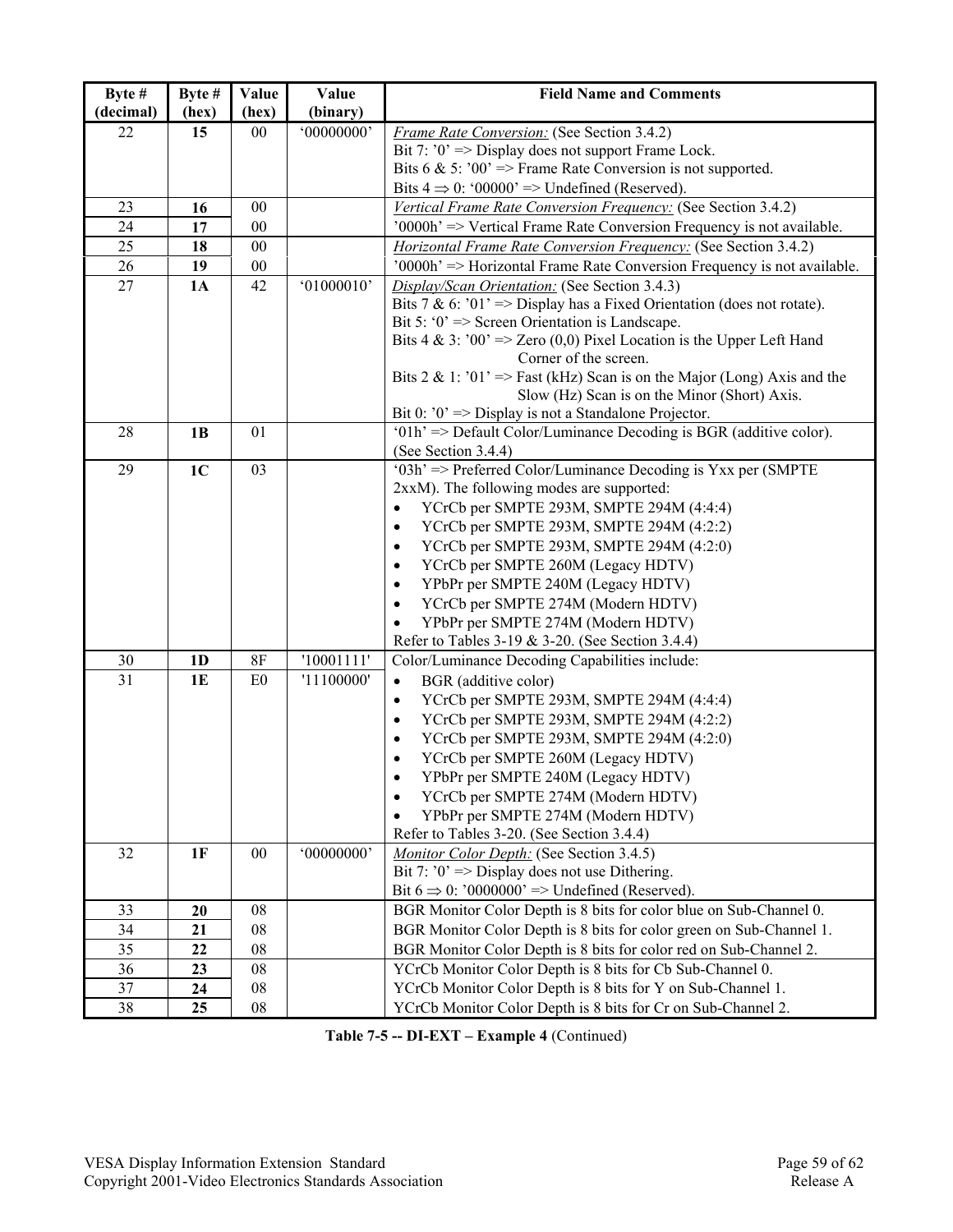| Byte # (decimal) | Byte # (hex) | Value (hex) | Value (binary) | Field Name and Comments |
|---|---|---|---|---|
| 22 | **15** | 00 | '00000000' | *Frame Rate Conversion:* (See Section 3.4.2)<br>Bit 7: '0' => Display does not support Frame Lock.<br>Bits 6 & 5: '00' => Frame Rate Conversion is not supported.<br>Bits 4 ⇒ 0: '00000' => Undefined (Reserved). |
| 23 | **16** | 00 | | *Vertical Frame Rate Conversion Frequency:* (See Section 3.4.2) |
| 24 | **17** | 00 | | '0000h' => Vertical Frame Rate Conversion Frequency is not available. |
| 25 | **18** | 00 | | *Horizontal Frame Rate Conversion Frequency:* (See Section 3.4.2) |
| 26 | **19** | 00 | | '0000h' => Horizontal Frame Rate Conversion Frequency is not available. |
| 27 | **1A** | 42 | '01000010' | *Display/Scan Orientation:* (See Section 3.4.3)<br>Bits 7 & 6: '01' => Display has a Fixed Orientation (does not rotate).<br>Bit 5: '0' => Screen Orientation is Landscape.<br>Bits 4 & 3: '00' => Zero (0,0) Pixel Location is the Upper Left Hand Corner of the screen.<br>Bits 2 & 1: '01' => Fast (kHz) Scan is on the Major (Long) Axis and the Slow (Hz) Scan is on the Minor (Short) Axis.<br>Bit 0: '0' => Display is not a Standalone Projector. |
| 28 | **1B** | 01 | | '01h' => Default Color/Luminance Decoding is BGR (additive color). (See Section 3.4.4) |
| 29 | **1C** | 03 | | '03h' => Preferred Color/Luminance Decoding is Yxx per (SMPTE 2xxM). The following modes are supported:<br>• YCrCb per SMPTE 293M, SMPTE 294M (4:4:4)<br>• YCrCb per SMPTE 293M, SMPTE 294M (4:2:2)<br>• YCrCb per SMPTE 293M, SMPTE 294M (4:2:0)<br>• YCrCb per SMPTE 260M (Legacy HDTV)<br>• YPbPr per SMPTE 240M (Legacy HDTV)<br>• YCrCb per SMPTE 274M (Modern HDTV)<br>• YPbPr per SMPTE 274M (Modern HDTV)<br>Refer to Tables 3-19 & 3-20. (See Section 3.4.4) |
| 30 | **1D** | 8F | '10001111' | Color/Luminance Decoding Capabilities include: |
| 31 | **1E** | E0 | '11100000' | • BGR (additive color)<br>• YCrCb per SMPTE 293M, SMPTE 294M (4:4:4)<br>• YCrCb per SMPTE 293M, SMPTE 294M (4:2:2)<br>• YCrCb per SMPTE 293M, SMPTE 294M (4:2:0)<br>• YCrCb per SMPTE 260M (Legacy HDTV)<br>• YPbPr per SMPTE 240M (Legacy HDTV)<br>• YCrCb per SMPTE 274M (Modern HDTV)<br>• YPbPr per SMPTE 274M (Modern HDTV)<br>Refer to Tables 3-20. (See Section 3.4.4) |
| 32 | **1F** | 00 | '00000000' | *Monitor Color Depth:* (See Section 3.4.5)<br>Bit 7: '0' => Display does not use Dithering.<br>Bit 6 ⇒ 0: '0000000' => Undefined (Reserved). |
| 33 | **20** | 08 | | BGR Monitor Color Depth is 8 bits for color blue on Sub-Channel 0. |
| 34 | **21** | 08 | | BGR Monitor Color Depth is 8 bits for color green on Sub-Channel 1. |
| 35 | **22** | 08 | | BGR Monitor Color Depth is 8 bits for color red on Sub-Channel 2. |
| 36 | **23** | 08 | | YCrCb Monitor Color Depth is 8 bits for Cb Sub-Channel 0. |
| 37 | **24** | 08 | | YCrCb Monitor Color Depth is 8 bits for Y on Sub-Channel 1. |
| 38 | **25** | 08 | | YCrCb Monitor Color Depth is 8 bits for Cr on Sub-Channel 2. |

**Table 7-5 -- DI-EXT – Example 4** (Continued)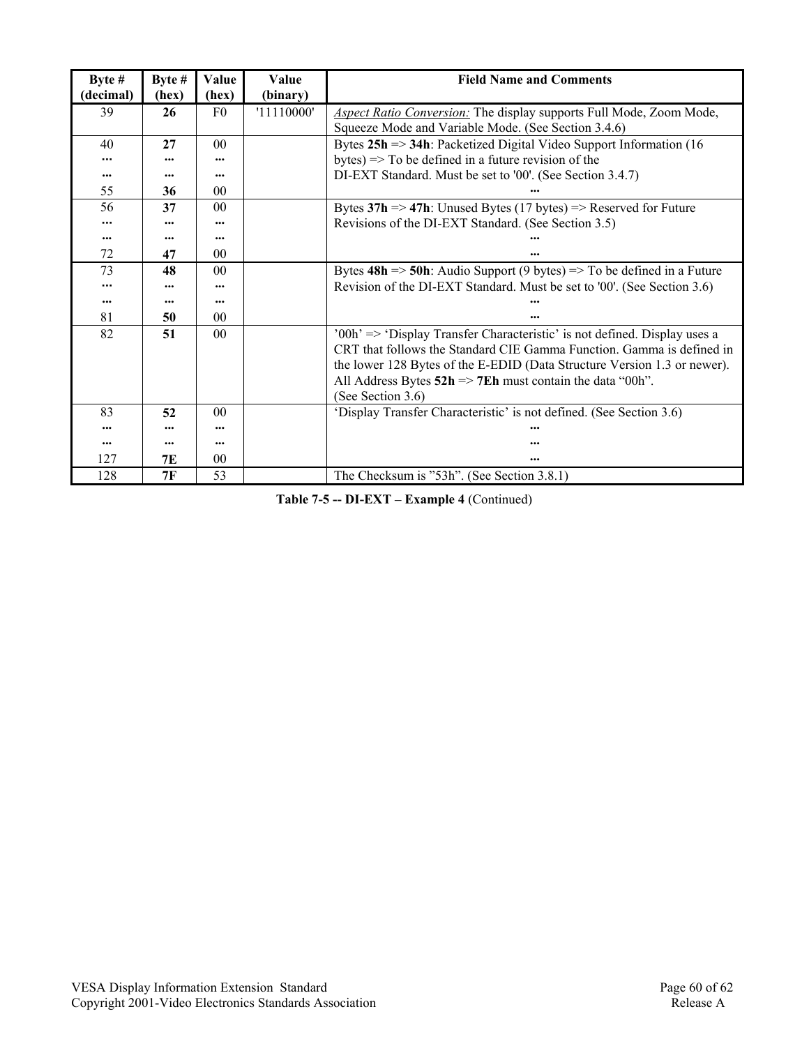| Byte # (decimal) | Byte # (hex) | Value (hex) | Value (binary) | Field Name and Comments |
|---|---|---|---|---|
| 39 | **26** | F0 | '11110000' | *Aspect Ratio Conversion:* The display supports Full Mode, Zoom Mode, Squeeze Mode and Variable Mode. (See Section 3.4.6) |
| 40<br>...<br>...<br>55 | **27**<br>...<br>...<br>**36** | 00<br>...<br>...<br>00 | | Bytes **25h** => **34h**: Packetized Digital Video Support Information (16 bytes) => To be defined in a future revision of the DI-EXT Standard. Must be set to '00'. (See Section 3.4.7)<br>... |
| 56<br>...<br>...<br>72 | **37**<br>...<br>...<br>**47** | 00<br>...<br>...<br>00 | | Bytes **37h** => **47h**: Unused Bytes (17 bytes) => Reserved for Future Revisions of the DI-EXT Standard. (See Section 3.5)<br>...<br>... |
| 73<br>...<br>...<br>81 | **48**<br>...<br>...<br>**50** | 00<br>...<br>...<br>00 | | Bytes **48h** => **50h**: Audio Support (9 bytes) => To be defined in a Future Revision of the DI-EXT Standard. Must be set to '00'. (See Section 3.6)<br>...<br>... |
| 82 | **51** | 00 | | '00h' => 'Display Transfer Characteristic' is not defined. Display uses a CRT that follows the Standard CIE Gamma Function. Gamma is defined in the lower 128 Bytes of the E-EDID (Data Structure Version 1.3 or newer). All Address Bytes **52h** => **7Eh** must contain the data "00h".<br>(See Section 3.6) |
| 83<br>...<br>...<br>127 | **52**<br>...<br>...<br>**7E** | 00<br>...<br>...<br>00 | | 'Display Transfer Characteristic' is not defined. (See Section 3.6)<br>...<br>...<br>... |
| 128 | **7F** | 53 | | The Checksum is "53h". (See Section 3.8.1) |

**Table 7-5 -- DI-EXT – Example 4** (Continued)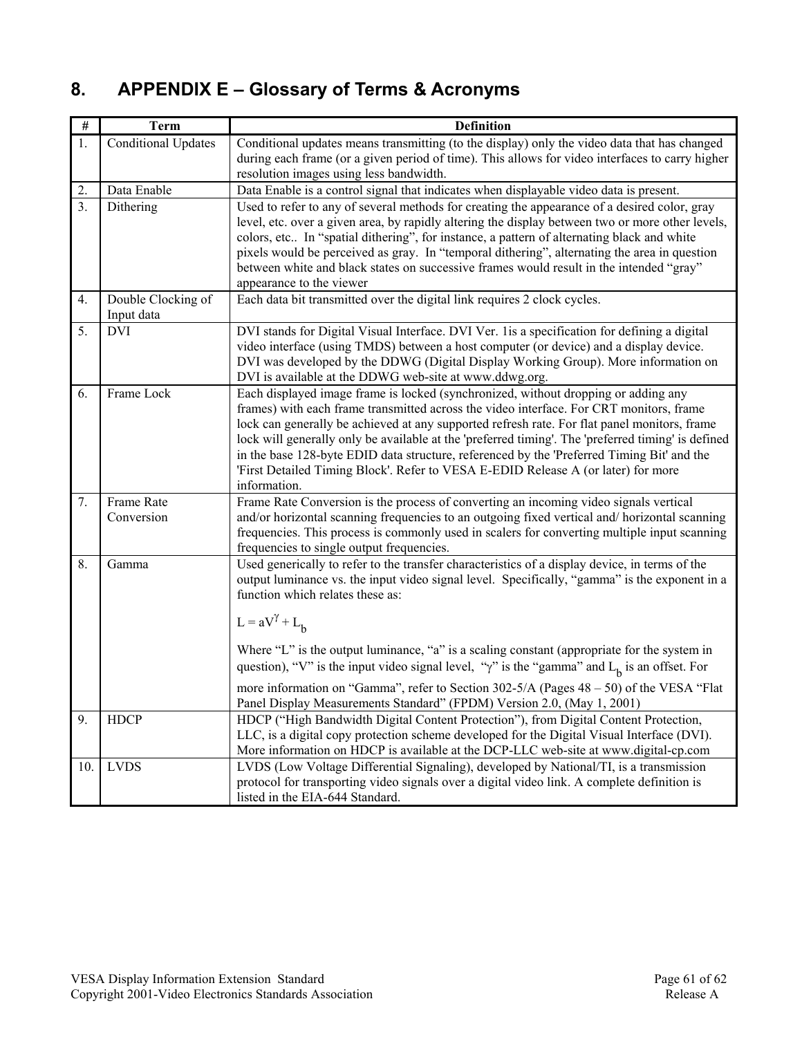# 8. APPENDIX E – Glossary of Terms & Acronyms

| # | Term | Definition |
|---|---|---|
| 1. | Conditional Updates | Conditional updates means transmitting (to the display) only the video data that has changed during each frame (or a given period of time). This allows for video interfaces to carry higher resolution images using less bandwidth. |
| 2. | Data Enable | Data Enable is a control signal that indicates when displayable video data is present. |
| 3. | Dithering | Used to refer to any of several methods for creating the appearance of a desired color, gray level, etc. over a given area, by rapidly altering the display between two or more other levels, colors, etc.. In "spatial dithering", for instance, a pattern of alternating black and white pixels would be perceived as gray. In "temporal dithering", alternating the area in question between white and black states on successive frames would result in the intended "gray" appearance to the viewer |
| 4. | Double Clocking of Input data | Each data bit transmitted over the digital link requires 2 clock cycles. |
| 5. | DVI | DVI stands for Digital Visual Interface. DVI Ver. 1is a specification for defining a digital video interface (using TMDS) between a host computer (or device) and a display device. DVI was developed by the DDWG (Digital Display Working Group). More information on DVI is available at the DDWG web-site at www.ddwg.org. |
| 6. | Frame Lock | Each displayed image frame is locked (synchronized, without dropping or adding any frames) with each frame transmitted across the video interface. For CRT monitors, frame lock can generally be achieved at any supported refresh rate. For flat panel monitors, frame lock will generally only be available at the 'preferred timing'. The 'preferred timing' is defined in the base 128-byte EDID data structure, referenced by the 'Preferred Timing Bit' and the 'First Detailed Timing Block'. Refer to VESA E-EDID Release A (or later) for more information. |
| 7. | Frame Rate Conversion | Frame Rate Conversion is the process of converting an incoming video signals vertical and/or horizontal scanning frequencies to an outgoing fixed vertical and/ horizontal scanning frequencies. This process is commonly used in scalers for converting multiple input scanning frequencies to single output frequencies. |
| 8. | Gamma | Used generically to refer to the transfer characteristics of a display device, in terms of the output luminance vs. the input video signal level. Specifically, "gamma" is the exponent in a function which relates these as: $L = aV^{\gamma} + L_b$ Where "L" is the output luminance, "a" is a scaling constant (appropriate for the system in question), "V" is the input video signal level, "$\gamma$" is the "gamma" and $L_b$ is an offset. For more information on "Gamma", refer to Section 302-5/A (Pages 48 – 50) of the VESA "Flat Panel Display Measurements Standard" (FPDM) Version 2.0, (May 1, 2001) |
| 9. | HDCP | HDCP ("High Bandwidth Digital Content Protection"), from Digital Content Protection, LLC, is a digital copy protection scheme developed for the Digital Visual Interface (DVI). More information on HDCP is available at the DCP-LLC web-site at www.digital-cp.com |
| 10. | LVDS | LVDS (Low Voltage Differential Signaling), developed by National/TI, is a transmission protocol for transporting video signals over a digital video link. A complete definition is listed in the EIA-644 Standard. |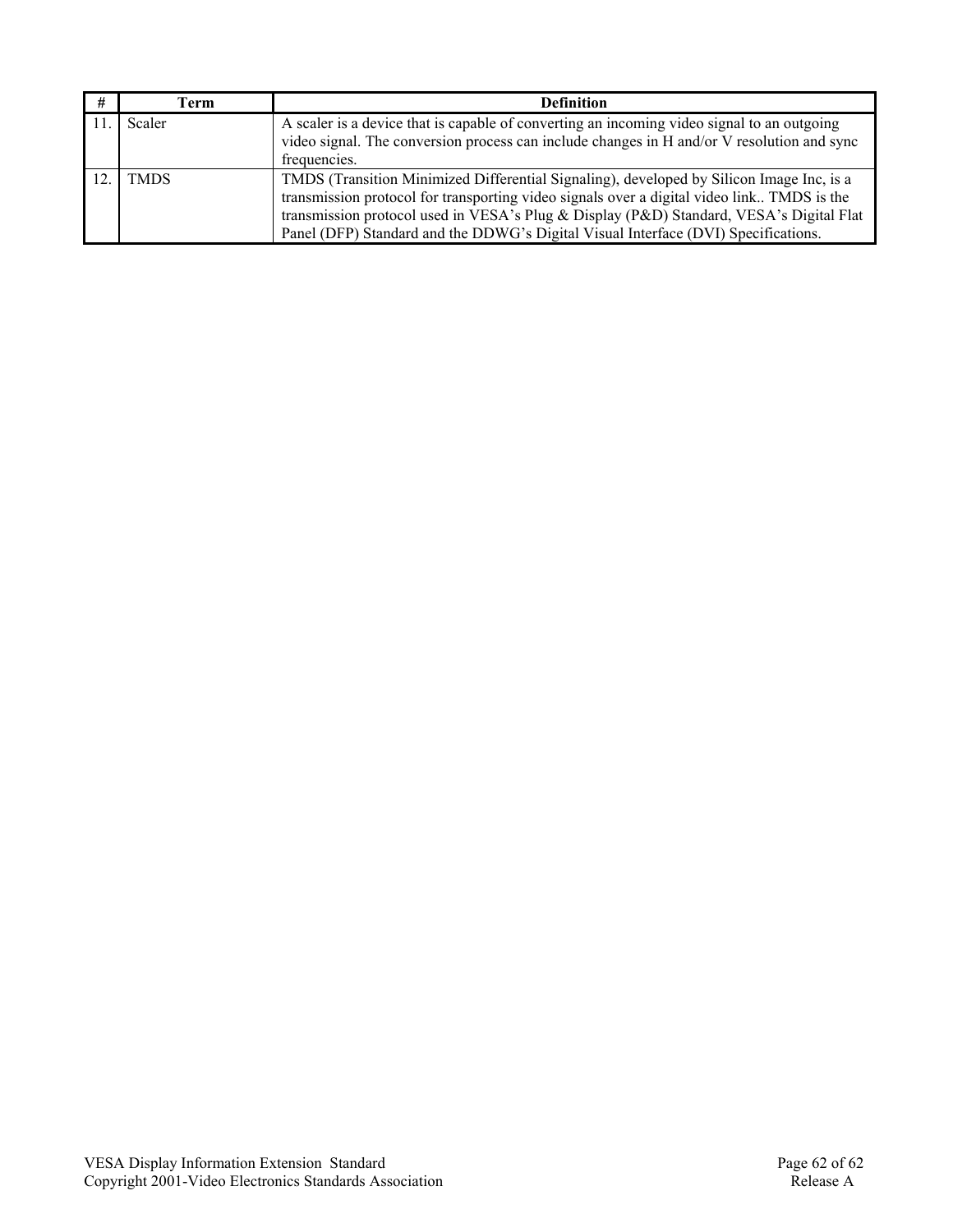| # | Term | Definition |
|---|---|---|
| 11. | Scaler | A scaler is a device that is capable of converting an incoming video signal to an outgoing video signal. The conversion process can include changes in H and/or V resolution and sync frequencies. |
| 12. | TMDS | TMDS (Transition Minimized Differential Signaling), developed by Silicon Image Inc, is a transmission protocol for transporting video signals over a digital video link.. TMDS is the transmission protocol used in VESA's Plug & Display (P&D) Standard, VESA's Digital Flat Panel (DFP) Standard and the DDWG's Digital Visual Interface (DVI) Specifications. |